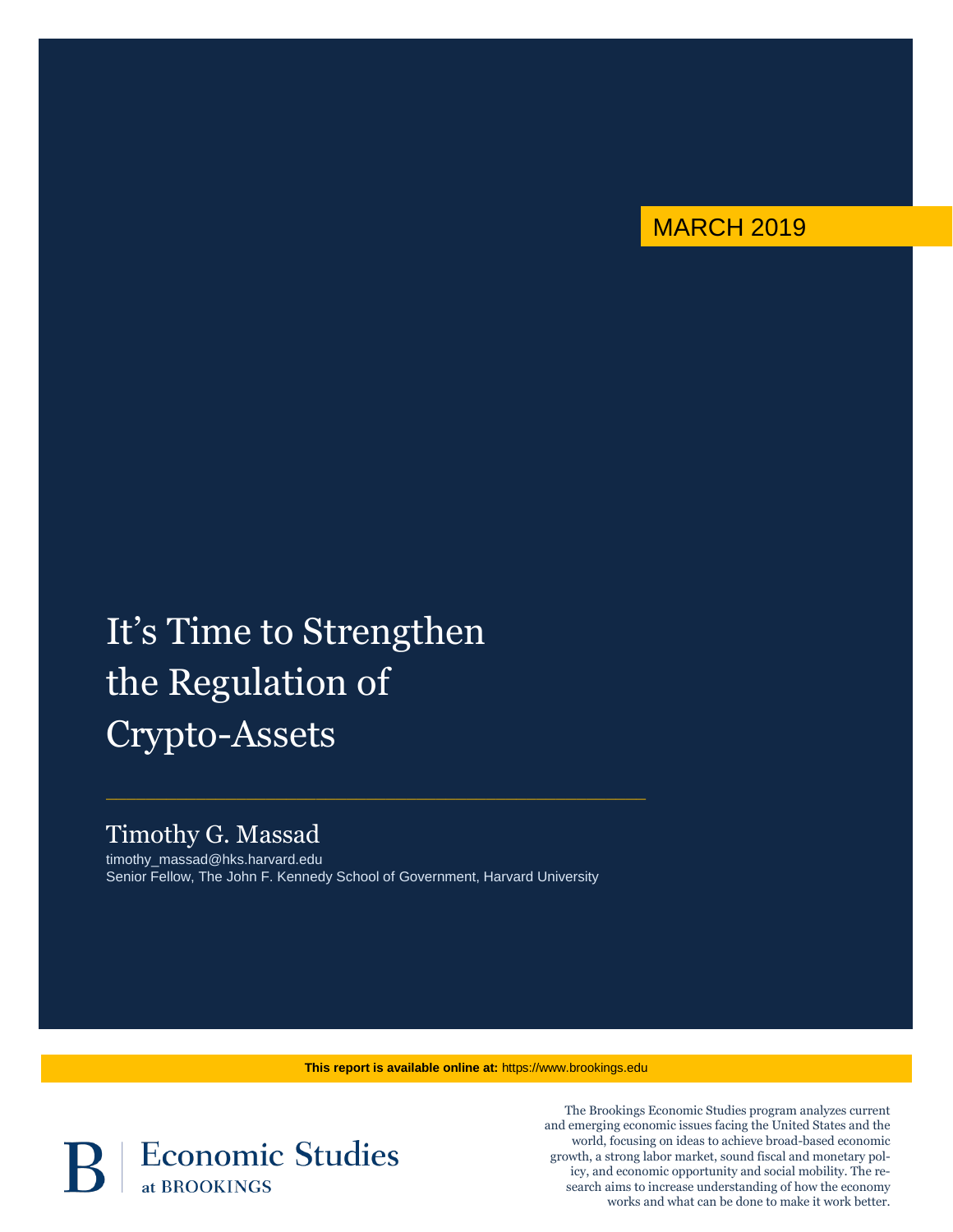MARCH 2019

# It's Time to Strengthen the Regulation of Crypto-Assets

## Timothy G. Massad

timothy_massad@hks.harvard.edu
Senior Fellow, The John F. Kennedy School of Government, Harvard University

**This report is available online at:** https://www.brookings.edu

Economic Studies at BROOKINGS

The Brookings Economic Studies program analyzes current and emerging economic issues facing the United States and the world, focusing on ideas to achieve broad-based economic growth, a strong labor market, sound fiscal and monetary policy, and economic opportunity and social mobility. The research aims to increase understanding of how the economy works and what can be done to make it work better.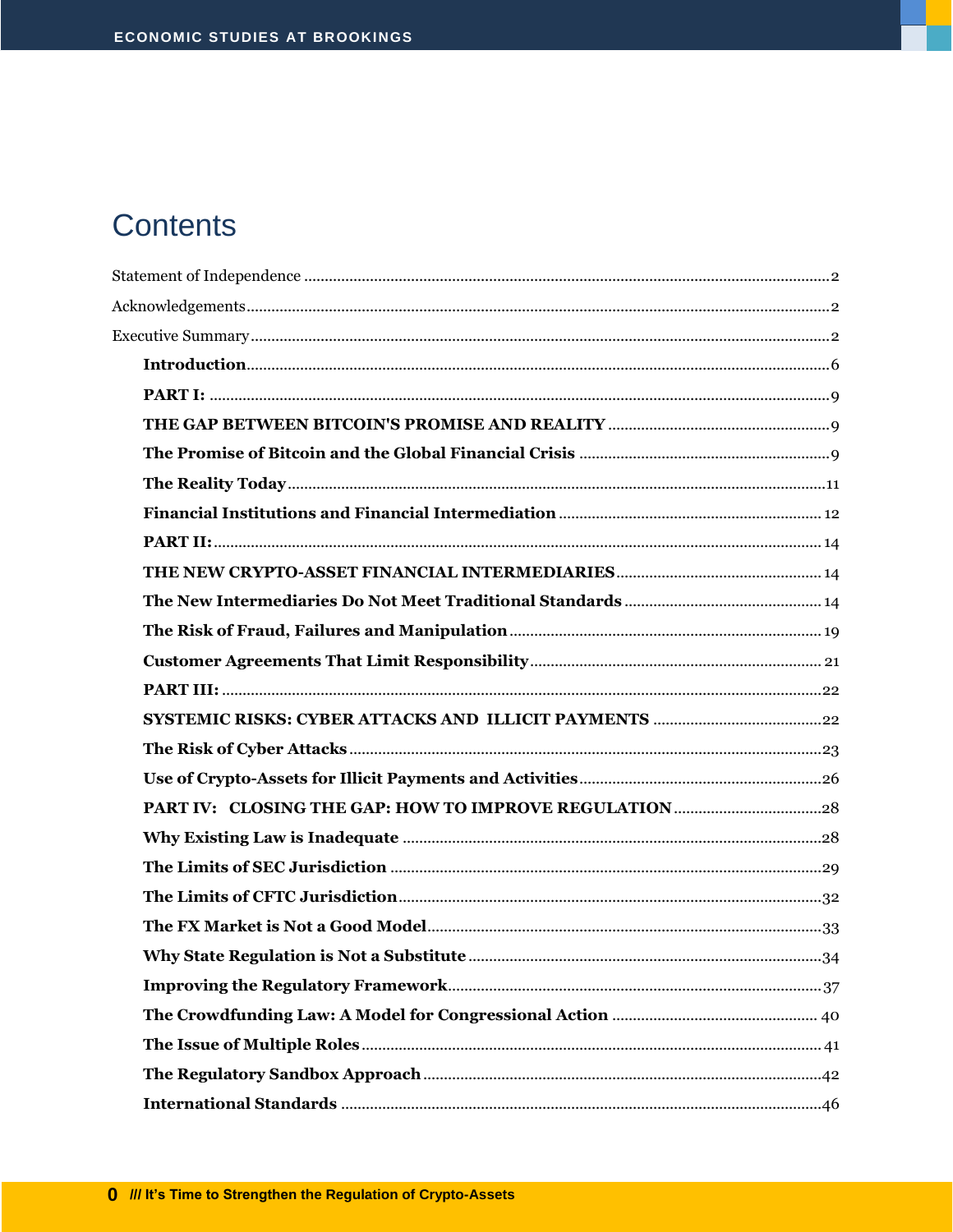# Contents

Statement of Independence ..... 2

Acknowledgements ..... 2

Executive Summary ..... 2

**Introduction** ..... 6

**PART I:** ..... 9

**THE GAP BETWEEN BITCOIN'S PROMISE AND REALITY** ..... 9

**The Promise of Bitcoin and the Global Financial Crisis** ..... 9

**The Reality Today** ..... 11

**Financial Institutions and Financial Intermediation** ..... 12

**PART II:** ..... 14

**THE NEW CRYPTO-ASSET FINANCIAL INTERMEDIARIES** ..... 14

**The New Intermediaries Do Not Meet Traditional Standards** ..... 14

**The Risk of Fraud, Failures and Manipulation** ..... 19

**Customer Agreements That Limit Responsibility** ..... 21

**PART III:** ..... 22

**SYSTEMIC RISKS: CYBER ATTACKS AND ILLICIT PAYMENTS** ..... 22

**The Risk of Cyber Attacks** ..... 23

**Use of Crypto-Assets for Illicit Payments and Activities** ..... 26

**PART IV: CLOSING THE GAP: HOW TO IMPROVE REGULATION** ..... 28

**Why Existing Law is Inadequate** ..... 28

**The Limits of SEC Jurisdiction** ..... 29

**The Limits of CFTC Jurisdiction** ..... 32

**The FX Market is Not a Good Model** ..... 33

**Why State Regulation is Not a Substitute** ..... 34

**Improving the Regulatory Framework** ..... 37

**The Crowdfunding Law: A Model for Congressional Action** ..... 40

**The Issue of Multiple Roles** ..... 41

**The Regulatory Sandbox Approach** ..... 42

**International Standards** ..... 46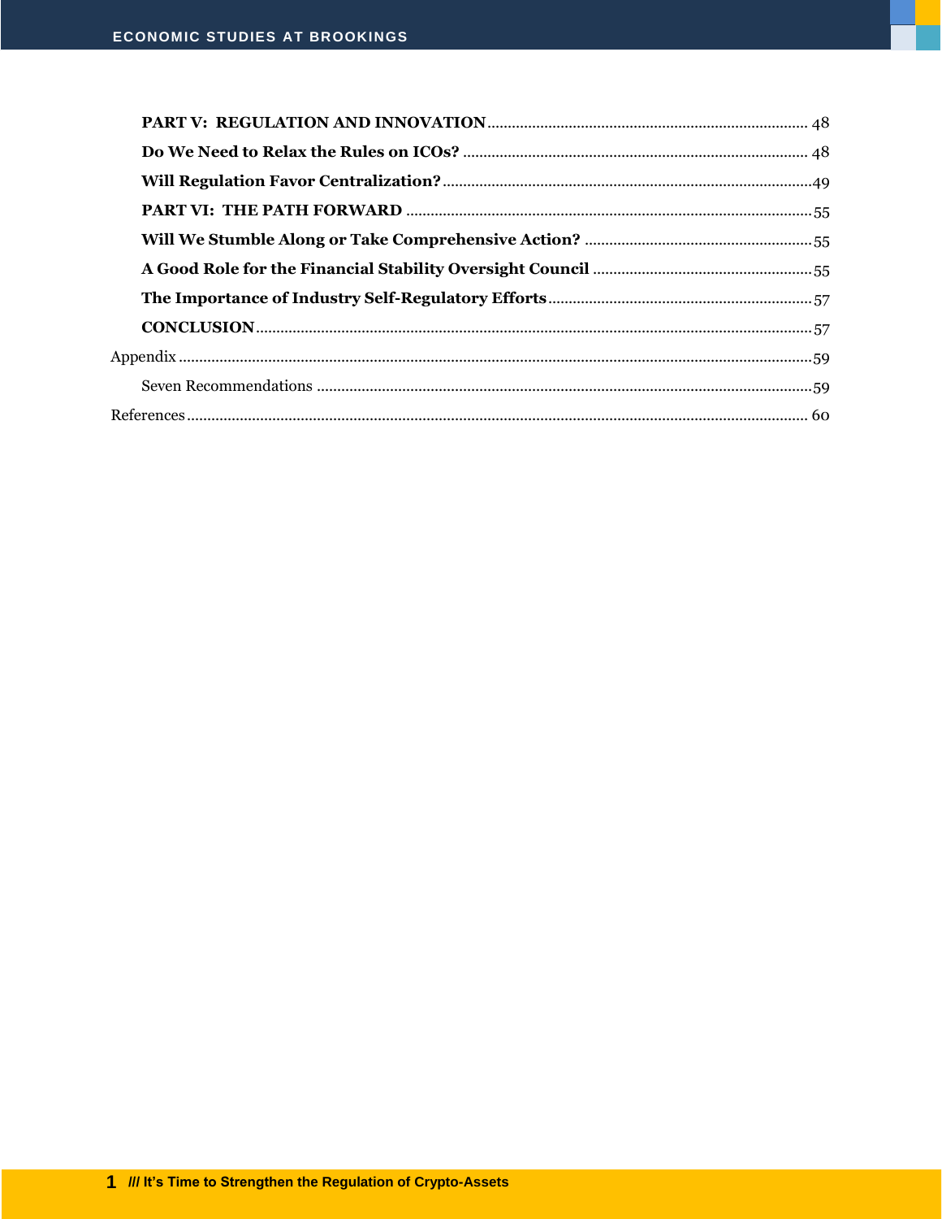**PART V: REGULATION AND INNOVATION** ........ 48

**Do We Need to Relax the Rules on ICOs?** ........ 48

**Will Regulation Favor Centralization?** ........ 49

**PART VI: THE PATH FORWARD** ........ 55

**Will We Stumble Along or Take Comprehensive Action?** ........ 55

**A Good Role for the Financial Stability Oversight Council** ........ 55

**The Importance of Industry Self-Regulatory Efforts** ........ 57

**CONCLUSION** ........ 57

Appendix ........ 59

Seven Recommendations ........ 59

References ........ 60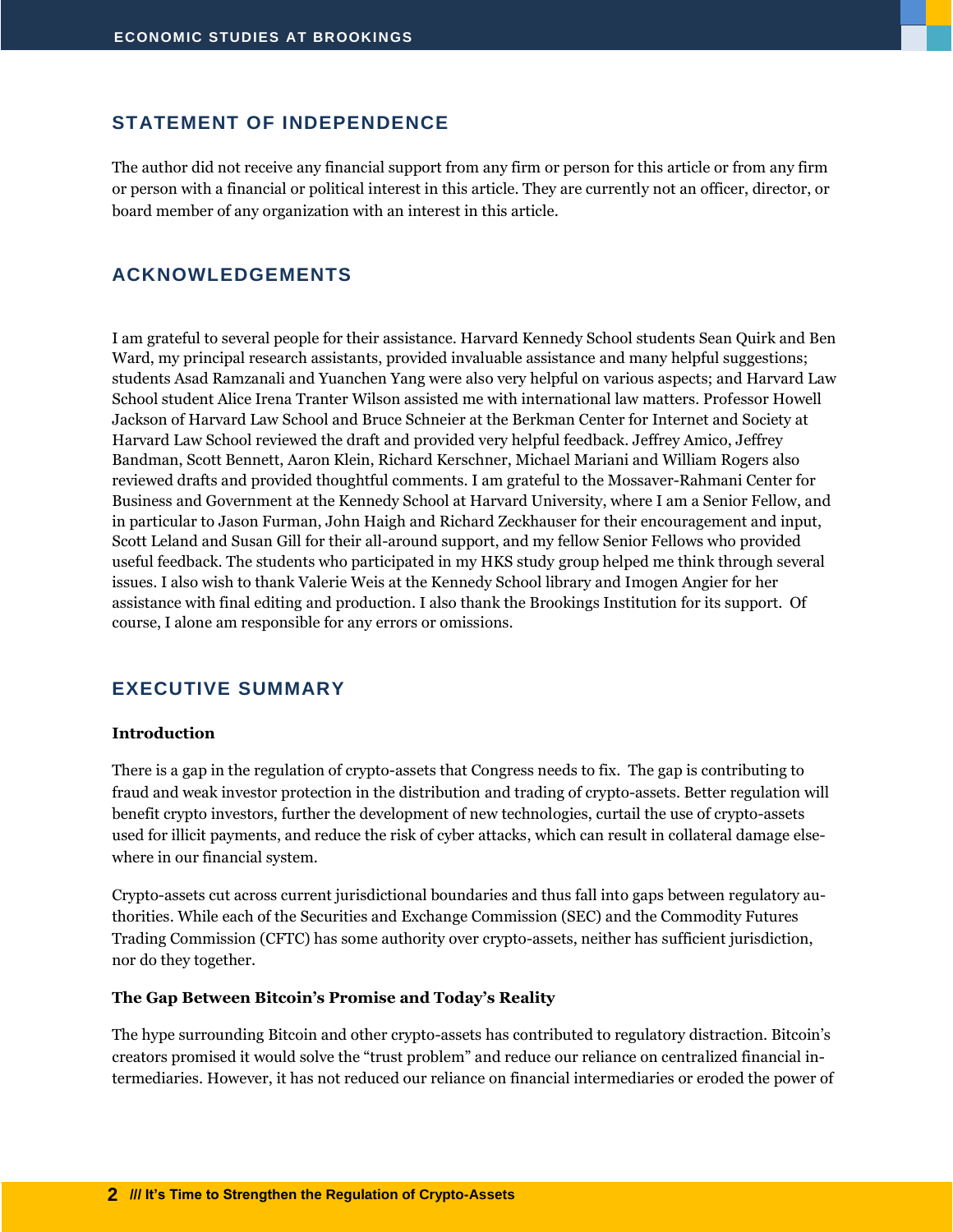## STATEMENT OF INDEPENDENCE

The author did not receive any financial support from any firm or person for this article or from any firm or person with a financial or political interest in this article. They are currently not an officer, director, or board member of any organization with an interest in this article.

## ACKNOWLEDGEMENTS

I am grateful to several people for their assistance. Harvard Kennedy School students Sean Quirk and Ben Ward, my principal research assistants, provided invaluable assistance and many helpful suggestions; students Asad Ramzanali and Yuanchen Yang were also very helpful on various aspects; and Harvard Law School student Alice Irena Tranter Wilson assisted me with international law matters. Professor Howell Jackson of Harvard Law School and Bruce Schneier at the Berkman Center for Internet and Society at Harvard Law School reviewed the draft and provided very helpful feedback. Jeffrey Amico, Jeffrey Bandman, Scott Bennett, Aaron Klein, Richard Kerschner, Michael Mariani and William Rogers also reviewed drafts and provided thoughtful comments. I am grateful to the Mossaver-Rahmani Center for Business and Government at the Kennedy School at Harvard University, where I am a Senior Fellow, and in particular to Jason Furman, John Haigh and Richard Zeckhauser for their encouragement and input, Scott Leland and Susan Gill for their all-around support, and my fellow Senior Fellows who provided useful feedback. The students who participated in my HKS study group helped me think through several issues. I also wish to thank Valerie Weis at the Kennedy School library and Imogen Angier for her assistance with final editing and production. I also thank the Brookings Institution for its support. Of course, I alone am responsible for any errors or omissions.

## EXECUTIVE SUMMARY

**Introduction**

There is a gap in the regulation of crypto-assets that Congress needs to fix. The gap is contributing to fraud and weak investor protection in the distribution and trading of crypto-assets. Better regulation will benefit crypto investors, further the development of new technologies, curtail the use of crypto-assets used for illicit payments, and reduce the risk of cyber attacks, which can result in collateral damage elsewhere in our financial system.

Crypto-assets cut across current jurisdictional boundaries and thus fall into gaps between regulatory authorities. While each of the Securities and Exchange Commission (SEC) and the Commodity Futures Trading Commission (CFTC) has some authority over crypto-assets, neither has sufficient jurisdiction, nor do they together.

**The Gap Between Bitcoin's Promise and Today's Reality**

The hype surrounding Bitcoin and other crypto-assets has contributed to regulatory distraction. Bitcoin's creators promised it would solve the "trust problem" and reduce our reliance on centralized financial intermediaries. However, it has not reduced our reliance on financial intermediaries or eroded the power of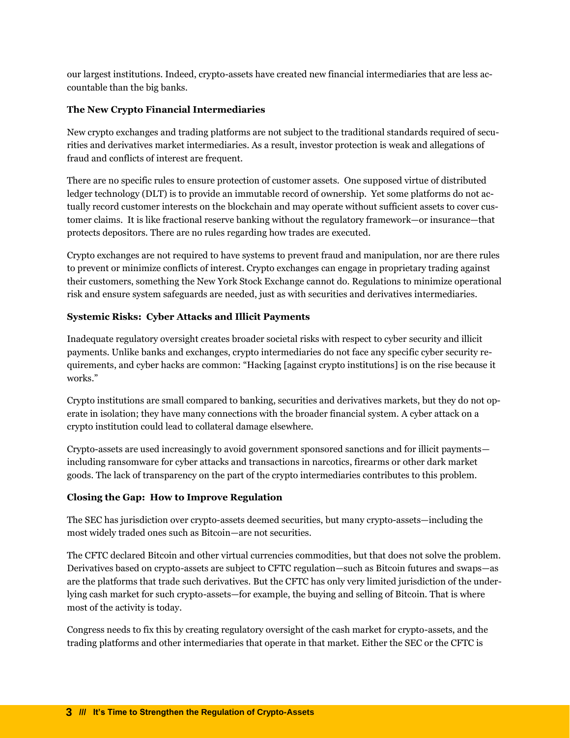our largest institutions. Indeed, crypto-assets have created new financial intermediaries that are less accountable than the big banks.

**The New Crypto Financial Intermediaries**

New crypto exchanges and trading platforms are not subject to the traditional standards required of securities and derivatives market intermediaries. As a result, investor protection is weak and allegations of fraud and conflicts of interest are frequent.

There are no specific rules to ensure protection of customer assets. One supposed virtue of distributed ledger technology (DLT) is to provide an immutable record of ownership. Yet some platforms do not actually record customer interests on the blockchain and may operate without sufficient assets to cover customer claims. It is like fractional reserve banking without the regulatory framework—or insurance—that protects depositors. There are no rules regarding how trades are executed.

Crypto exchanges are not required to have systems to prevent fraud and manipulation, nor are there rules to prevent or minimize conflicts of interest. Crypto exchanges can engage in proprietary trading against their customers, something the New York Stock Exchange cannot do. Regulations to minimize operational risk and ensure system safeguards are needed, just as with securities and derivatives intermediaries.

**Systemic Risks: Cyber Attacks and Illicit Payments**

Inadequate regulatory oversight creates broader societal risks with respect to cyber security and illicit payments. Unlike banks and exchanges, crypto intermediaries do not face any specific cyber security requirements, and cyber hacks are common: "Hacking [against crypto institutions] is on the rise because it works."

Crypto institutions are small compared to banking, securities and derivatives markets, but they do not operate in isolation; they have many connections with the broader financial system. A cyber attack on a crypto institution could lead to collateral damage elsewhere.

Crypto-assets are used increasingly to avoid government sponsored sanctions and for illicit payments—including ransomware for cyber attacks and transactions in narcotics, firearms or other dark market goods. The lack of transparency on the part of the crypto intermediaries contributes to this problem.

**Closing the Gap: How to Improve Regulation**

The SEC has jurisdiction over crypto-assets deemed securities, but many crypto-assets—including the most widely traded ones such as Bitcoin—are not securities.

The CFTC declared Bitcoin and other virtual currencies commodities, but that does not solve the problem. Derivatives based on crypto-assets are subject to CFTC regulation—such as Bitcoin futures and swaps—as are the platforms that trade such derivatives. But the CFTC has only very limited jurisdiction of the underlying cash market for such crypto-assets—for example, the buying and selling of Bitcoin. That is where most of the activity is today.

Congress needs to fix this by creating regulatory oversight of the cash market for crypto-assets, and the trading platforms and other intermediaries that operate in that market. Either the SEC or the CFTC is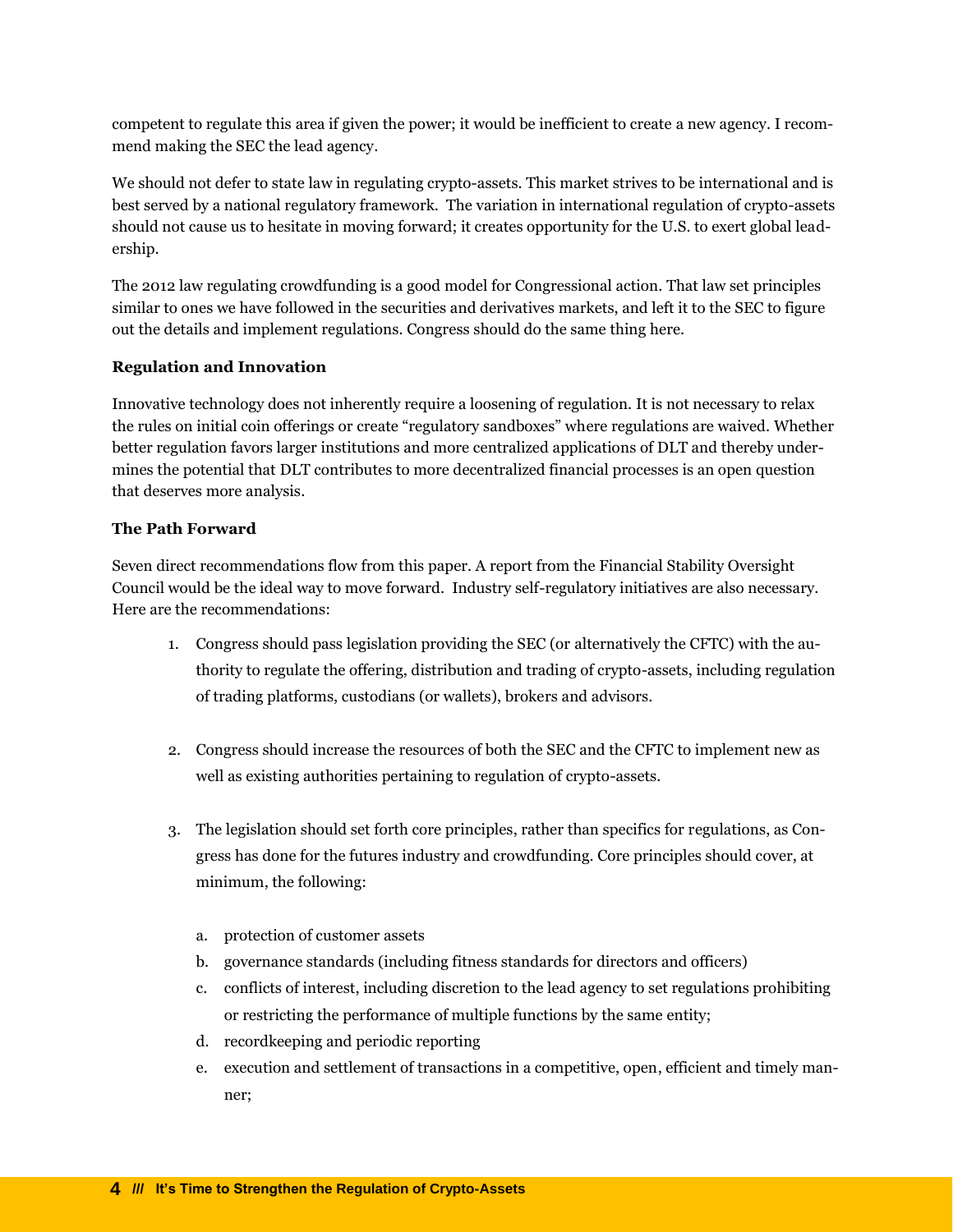competent to regulate this area if given the power; it would be inefficient to create a new agency. I recommend making the SEC the lead agency.

We should not defer to state law in regulating crypto-assets. This market strives to be international and is best served by a national regulatory framework. The variation in international regulation of crypto-assets should not cause us to hesitate in moving forward; it creates opportunity for the U.S. to exert global leadership.

The 2012 law regulating crowdfunding is a good model for Congressional action. That law set principles similar to ones we have followed in the securities and derivatives markets, and left it to the SEC to figure out the details and implement regulations. Congress should do the same thing here.

**Regulation and Innovation**

Innovative technology does not inherently require a loosening of regulation. It is not necessary to relax the rules on initial coin offerings or create "regulatory sandboxes" where regulations are waived. Whether better regulation favors larger institutions and more centralized applications of DLT and thereby undermines the potential that DLT contributes to more decentralized financial processes is an open question that deserves more analysis.

**The Path Forward**

Seven direct recommendations flow from this paper. A report from the Financial Stability Oversight Council would be the ideal way to move forward. Industry self-regulatory initiatives are also necessary. Here are the recommendations:

1. Congress should pass legislation providing the SEC (or alternatively the CFTC) with the authority to regulate the offering, distribution and trading of crypto-assets, including regulation of trading platforms, custodians (or wallets), brokers and advisors.

2. Congress should increase the resources of both the SEC and the CFTC to implement new as well as existing authorities pertaining to regulation of crypto-assets.

3. The legislation should set forth core principles, rather than specifics for regulations, as Congress has done for the futures industry and crowdfunding. Core principles should cover, at minimum, the following:

   a. protection of customer assets
   b. governance standards (including fitness standards for directors and officers)
   c. conflicts of interest, including discretion to the lead agency to set regulations prohibiting or restricting the performance of multiple functions by the same entity;
   d. recordkeeping and periodic reporting
   e. execution and settlement of transactions in a competitive, open, efficient and timely manner;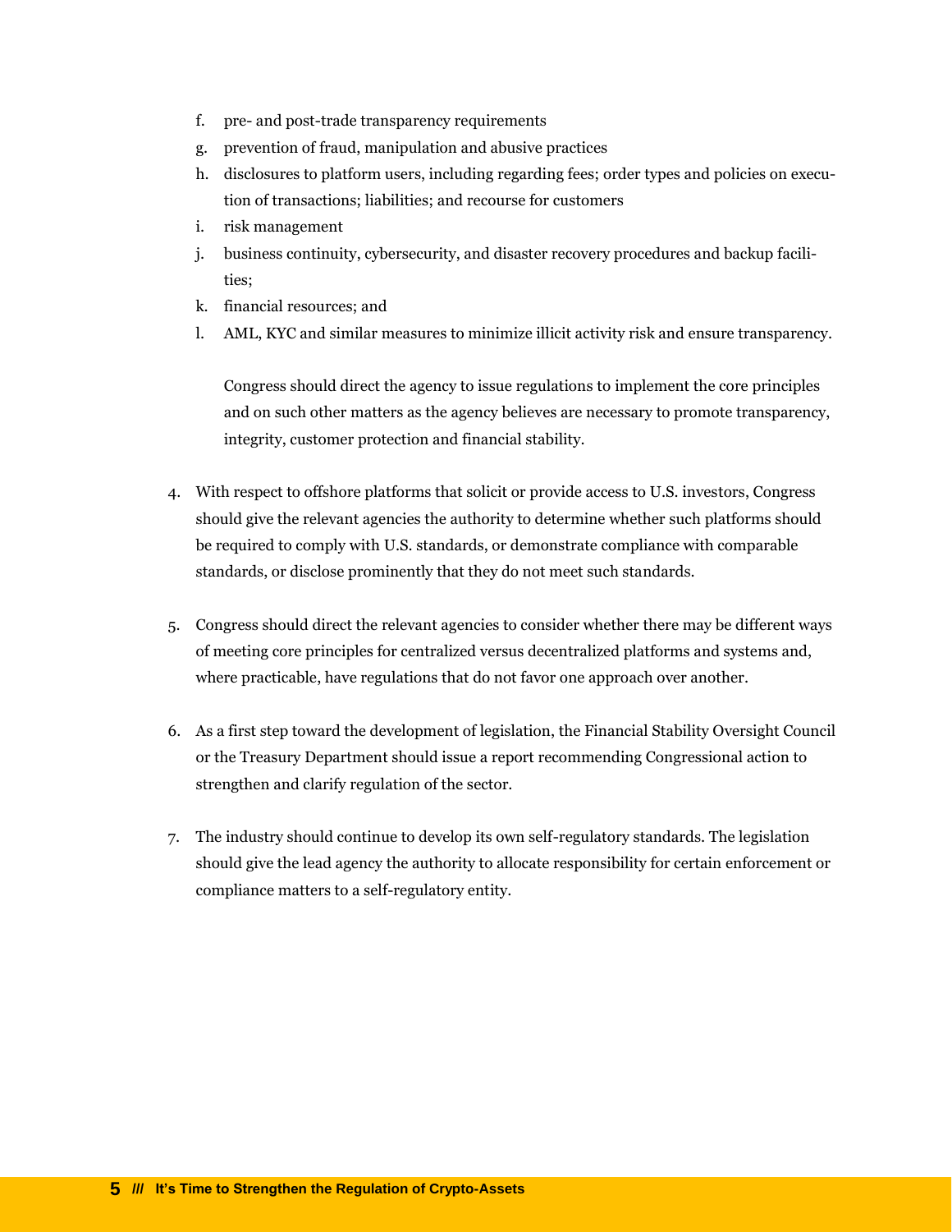f. pre- and post-trade transparency requirements
g. prevention of fraud, manipulation and abusive practices
h. disclosures to platform users, including regarding fees; order types and policies on execution of transactions; liabilities; and recourse for customers
i. risk management
j. business continuity, cybersecurity, and disaster recovery procedures and backup facilities;
k. financial resources; and
l. AML, KYC and similar measures to minimize illicit activity risk and ensure transparency.

Congress should direct the agency to issue regulations to implement the core principles and on such other matters as the agency believes are necessary to promote transparency, integrity, customer protection and financial stability.

4. With respect to offshore platforms that solicit or provide access to U.S. investors, Congress should give the relevant agencies the authority to determine whether such platforms should be required to comply with U.S. standards, or demonstrate compliance with comparable standards, or disclose prominently that they do not meet such standards.

5. Congress should direct the relevant agencies to consider whether there may be different ways of meeting core principles for centralized versus decentralized platforms and systems and, where practicable, have regulations that do not favor one approach over another.

6. As a first step toward the development of legislation, the Financial Stability Oversight Council or the Treasury Department should issue a report recommending Congressional action to strengthen and clarify regulation of the sector.

7. The industry should continue to develop its own self-regulatory standards. The legislation should give the lead agency the authority to allocate responsibility for certain enforcement or compliance matters to a self-regulatory entity.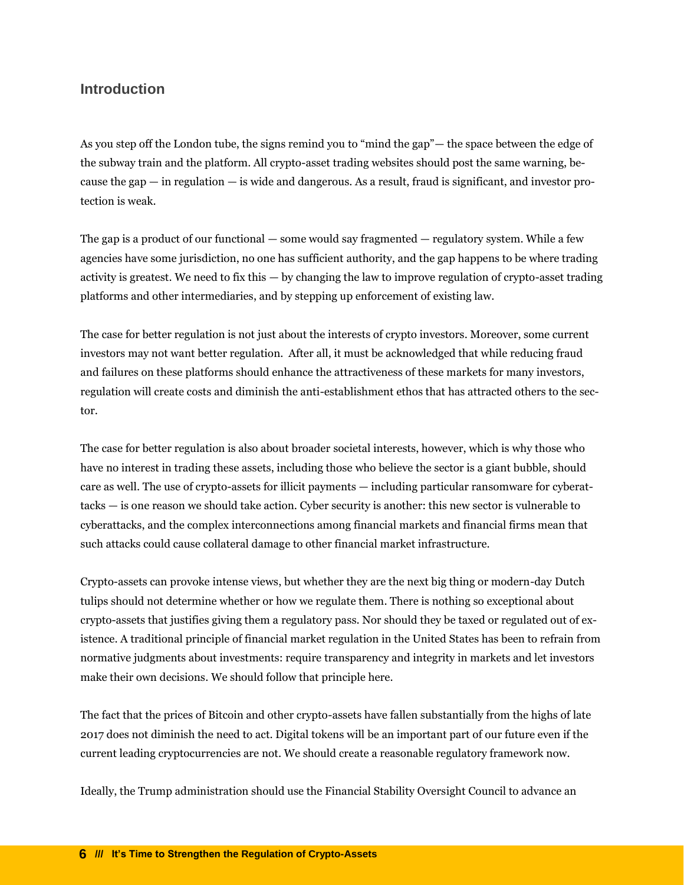## Introduction

As you step off the London tube, the signs remind you to "mind the gap"— the space between the edge of the subway train and the platform. All crypto-asset trading websites should post the same warning, because the gap — in regulation — is wide and dangerous. As a result, fraud is significant, and investor protection is weak.

The gap is a product of our functional — some would say fragmented — regulatory system. While a few agencies have some jurisdiction, no one has sufficient authority, and the gap happens to be where trading activity is greatest. We need to fix this — by changing the law to improve regulation of crypto-asset trading platforms and other intermediaries, and by stepping up enforcement of existing law.

The case for better regulation is not just about the interests of crypto investors. Moreover, some current investors may not want better regulation. After all, it must be acknowledged that while reducing fraud and failures on these platforms should enhance the attractiveness of these markets for many investors, regulation will create costs and diminish the anti-establishment ethos that has attracted others to the sector.

The case for better regulation is also about broader societal interests, however, which is why those who have no interest in trading these assets, including those who believe the sector is a giant bubble, should care as well. The use of crypto-assets for illicit payments — including particular ransomware for cyberattacks — is one reason we should take action. Cyber security is another: this new sector is vulnerable to cyberattacks, and the complex interconnections among financial markets and financial firms mean that such attacks could cause collateral damage to other financial market infrastructure.

Crypto-assets can provoke intense views, but whether they are the next big thing or modern-day Dutch tulips should not determine whether or how we regulate them. There is nothing so exceptional about crypto-assets that justifies giving them a regulatory pass. Nor should they be taxed or regulated out of existence. A traditional principle of financial market regulation in the United States has been to refrain from normative judgments about investments: require transparency and integrity in markets and let investors make their own decisions. We should follow that principle here.

The fact that the prices of Bitcoin and other crypto-assets have fallen substantially from the highs of late 2017 does not diminish the need to act. Digital tokens will be an important part of our future even if the current leading cryptocurrencies are not. We should create a reasonable regulatory framework now.

Ideally, the Trump administration should use the Financial Stability Oversight Council to advance an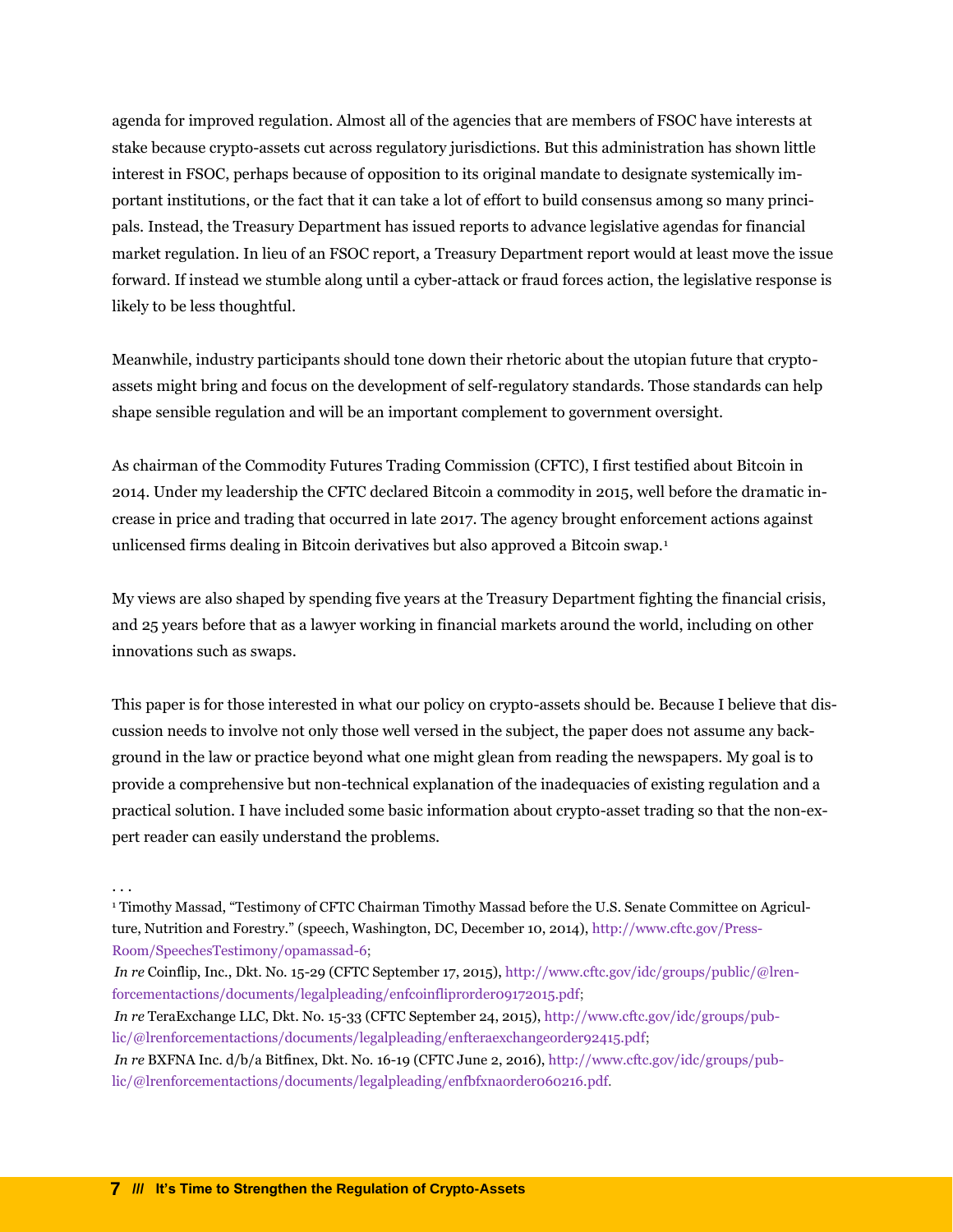agenda for improved regulation. Almost all of the agencies that are members of FSOC have interests at stake because crypto-assets cut across regulatory jurisdictions. But this administration has shown little interest in FSOC, perhaps because of opposition to its original mandate to designate systemically important institutions, or the fact that it can take a lot of effort to build consensus among so many principals. Instead, the Treasury Department has issued reports to advance legislative agendas for financial market regulation. In lieu of an FSOC report, a Treasury Department report would at least move the issue forward. If instead we stumble along until a cyber-attack or fraud forces action, the legislative response is likely to be less thoughtful.

Meanwhile, industry participants should tone down their rhetoric about the utopian future that crypto-assets might bring and focus on the development of self-regulatory standards. Those standards can help shape sensible regulation and will be an important complement to government oversight.

As chairman of the Commodity Futures Trading Commission (CFTC), I first testified about Bitcoin in 2014. Under my leadership the CFTC declared Bitcoin a commodity in 2015, well before the dramatic increase in price and trading that occurred in late 2017. The agency brought enforcement actions against unlicensed firms dealing in Bitcoin derivatives but also approved a Bitcoin swap.[1]

My views are also shaped by spending five years at the Treasury Department fighting the financial crisis, and 25 years before that as a lawyer working in financial markets around the world, including on other innovations such as swaps.

This paper is for those interested in what our policy on crypto-assets should be. Because I believe that discussion needs to involve not only those well versed in the subject, the paper does not assume any background in the law or practice beyond what one might glean from reading the newspapers. My goal is to provide a comprehensive but non-technical explanation of the inadequacies of existing regulation and a practical solution. I have included some basic information about crypto-asset trading so that the non-expert reader can easily understand the problems.

. . .

[1] Timothy Massad, "Testimony of CFTC Chairman Timothy Massad before the U.S. Senate Committee on Agriculture, Nutrition and Forestry." (speech, Washington, DC, December 10, 2014), http://www.cftc.gov/PressRoom/SpeechesTestimony/opamassad-6;

*In re* Coinflip, Inc., Dkt. No. 15-29 (CFTC September 17, 2015), http://www.cftc.gov/idc/groups/public/@lrenforcementactions/documents/legalpleading/enfcoinfliprorder09172015.pdf;

*In re* TeraExchange LLC, Dkt. No. 15-33 (CFTC September 24, 2015), http://www.cftc.gov/idc/groups/public/@lrenforcementactions/documents/legalpleading/enfteraexchangeorder92415.pdf;

*In re* BXFNA Inc. d/b/a Bitfinex, Dkt. No. 16-19 (CFTC June 2, 2016), http://www.cftc.gov/idc/groups/public/@lrenforcementactions/documents/legalpleading/enfbfxnaorder060216.pdf.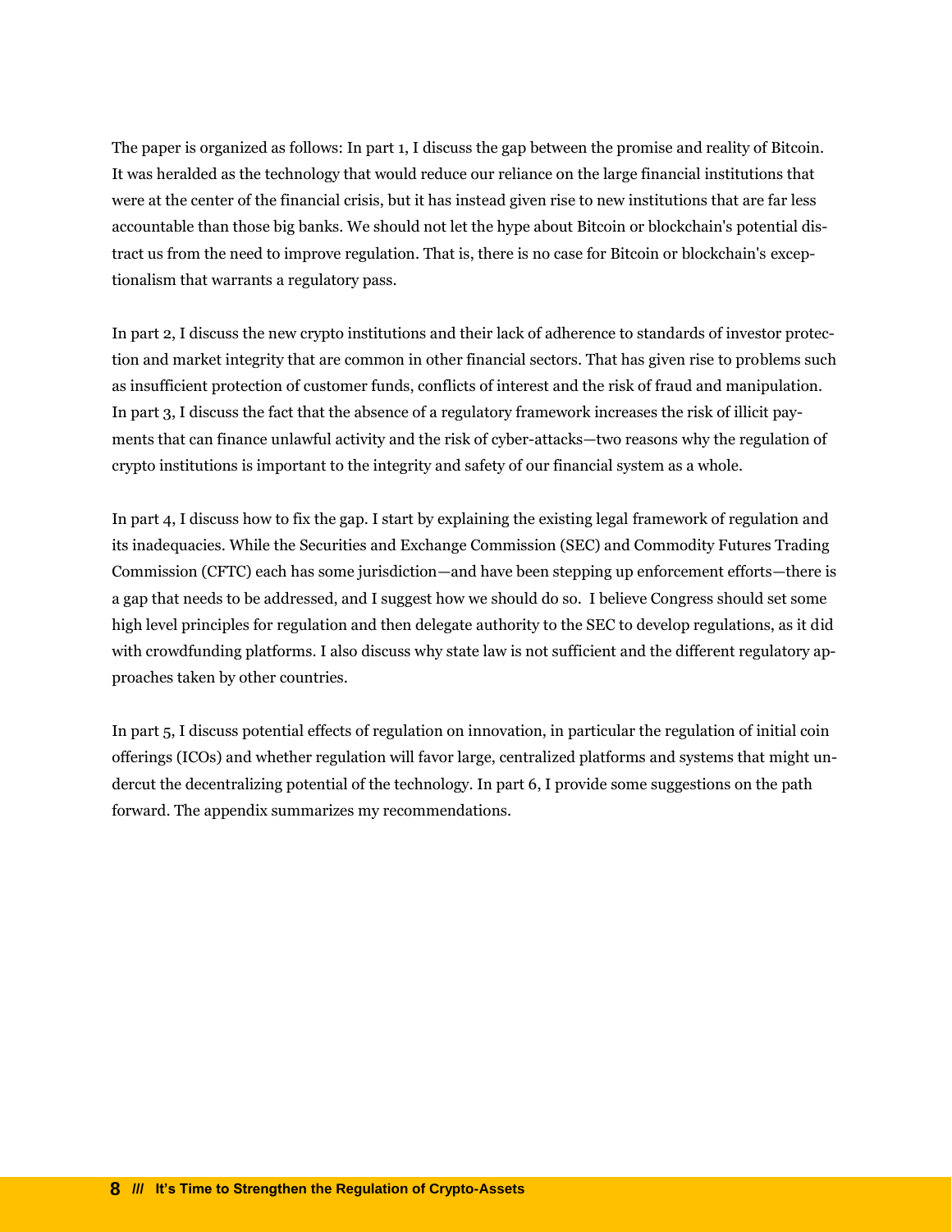The paper is organized as follows: In part 1, I discuss the gap between the promise and reality of Bitcoin. It was heralded as the technology that would reduce our reliance on the large financial institutions that were at the center of the financial crisis, but it has instead given rise to new institutions that are far less accountable than those big banks. We should not let the hype about Bitcoin or blockchain's potential distract us from the need to improve regulation. That is, there is no case for Bitcoin or blockchain's exceptionalism that warrants a regulatory pass.

In part 2, I discuss the new crypto institutions and their lack of adherence to standards of investor protection and market integrity that are common in other financial sectors. That has given rise to problems such as insufficient protection of customer funds, conflicts of interest and the risk of fraud and manipulation. In part 3, I discuss the fact that the absence of a regulatory framework increases the risk of illicit payments that can finance unlawful activity and the risk of cyber-attacks—two reasons why the regulation of crypto institutions is important to the integrity and safety of our financial system as a whole.

In part 4, I discuss how to fix the gap. I start by explaining the existing legal framework of regulation and its inadequacies. While the Securities and Exchange Commission (SEC) and Commodity Futures Trading Commission (CFTC) each has some jurisdiction—and have been stepping up enforcement efforts—there is a gap that needs to be addressed, and I suggest how we should do so. I believe Congress should set some high level principles for regulation and then delegate authority to the SEC to develop regulations, as it did with crowdfunding platforms. I also discuss why state law is not sufficient and the different regulatory approaches taken by other countries.

In part 5, I discuss potential effects of regulation on innovation, in particular the regulation of initial coin offerings (ICOs) and whether regulation will favor large, centralized platforms and systems that might undercut the decentralizing potential of the technology. In part 6, I provide some suggestions on the path forward. The appendix summarizes my recommendations.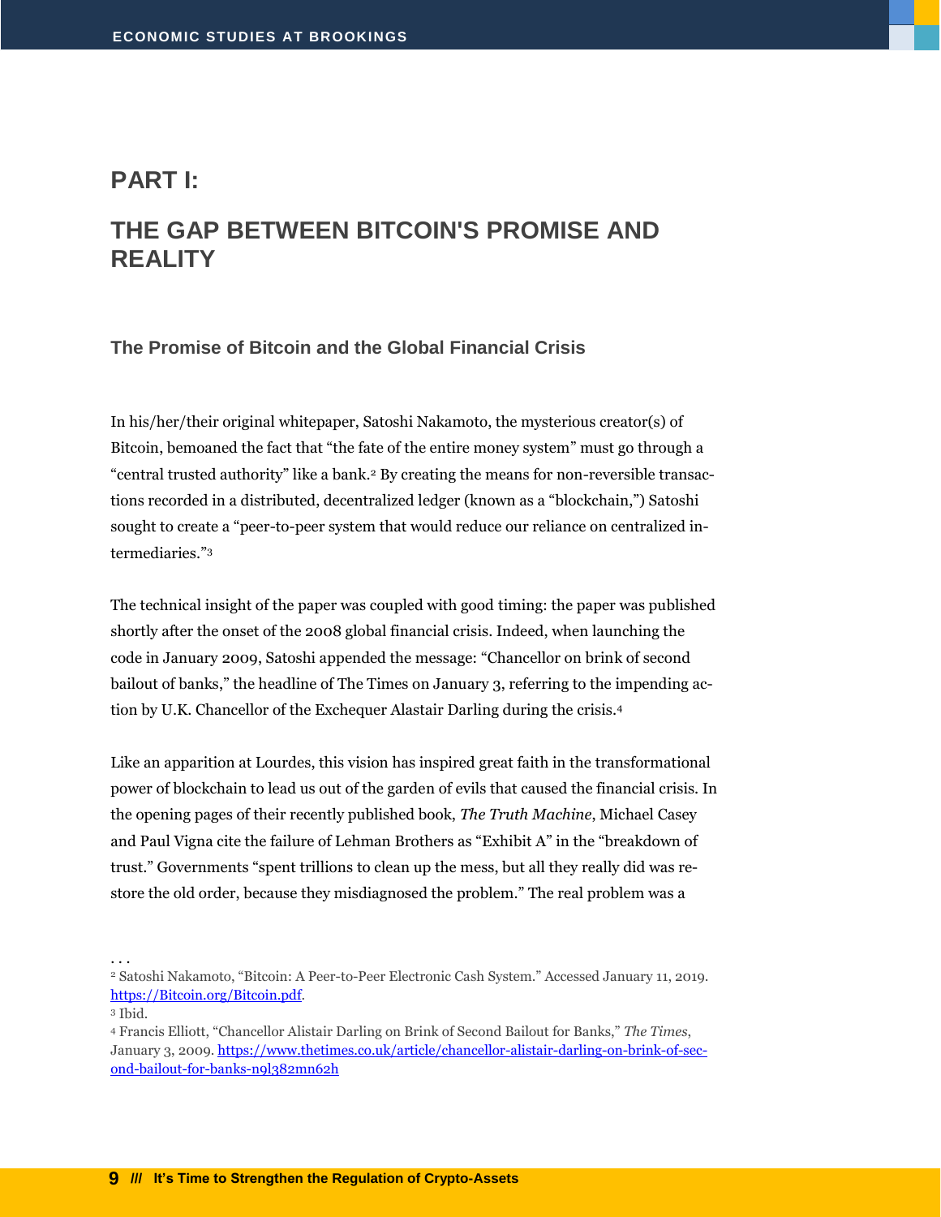# PART I:

# THE GAP BETWEEN BITCOIN'S PROMISE AND REALITY

## The Promise of Bitcoin and the Global Financial Crisis

In his/her/their original whitepaper, Satoshi Nakamoto, the mysterious creator(s) of Bitcoin, bemoaned the fact that "the fate of the entire money system" must go through a "central trusted authority" like a bank.[2] By creating the means for non-reversible transactions recorded in a distributed, decentralized ledger (known as a "blockchain,") Satoshi sought to create a "peer-to-peer system that would reduce our reliance on centralized intermediaries."[3]

The technical insight of the paper was coupled with good timing: the paper was published shortly after the onset of the 2008 global financial crisis. Indeed, when launching the code in January 2009, Satoshi appended the message: "Chancellor on brink of second bailout of banks," the headline of The Times on January 3, referring to the impending action by U.K. Chancellor of the Exchequer Alastair Darling during the crisis.[4]

Like an apparition at Lourdes, this vision has inspired great faith in the transformational power of blockchain to lead us out of the garden of evils that caused the financial crisis. In the opening pages of their recently published book, *The Truth Machine*, Michael Casey and Paul Vigna cite the failure of Lehman Brothers as "Exhibit A" in the "breakdown of trust." Governments "spent trillions to clean up the mess, but all they really did was restore the old order, because they misdiagnosed the problem." The real problem was a

. . .

[2] Satoshi Nakamoto, "Bitcoin: A Peer-to-Peer Electronic Cash System." Accessed January 11, 2019. https://Bitcoin.org/Bitcoin.pdf.

[3] Ibid.

[4] Francis Elliott, "Chancellor Alistair Darling on Brink of Second Bailout for Banks," *The Times*, January 3, 2009. https://www.thetimes.co.uk/article/chancellor-alistair-darling-on-brink-of-second-bailout-for-banks-n9l382mn62h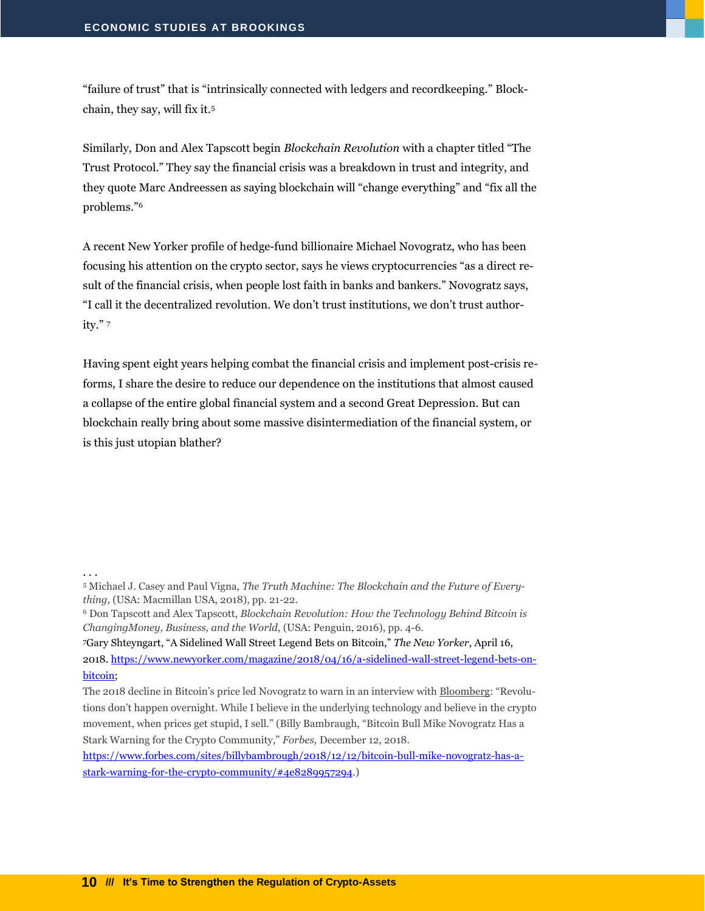"failure of trust" that is "intrinsically connected with ledgers and recordkeeping." Blockchain, they say, will fix it.[5]

Similarly, Don and Alex Tapscott begin *Blockchain Revolution* with a chapter titled "The Trust Protocol." They say the financial crisis was a breakdown in trust and integrity, and they quote Marc Andreessen as saying blockchain will "change everything" and "fix all the problems."[6]

A recent New Yorker profile of hedge-fund billionaire Michael Novogratz, who has been focusing his attention on the crypto sector, says he views cryptocurrencies "as a direct result of the financial crisis, when people lost faith in banks and bankers." Novogratz says, "I call it the decentralized revolution. We don't trust institutions, we don't trust authority."[7]

Having spent eight years helping combat the financial crisis and implement post-crisis reforms, I share the desire to reduce our dependence on the institutions that almost caused a collapse of the entire global financial system and a second Great Depression. But can blockchain really bring about some massive disintermediation of the financial system, or is this just utopian blather?

. . .

[5] Michael J. Casey and Paul Vigna, *The Truth Machine: The Blockchain and the Future of Everything,* (USA: Macmillan USA, 2018), pp. 21-22.

[6] Don Tapscott and Alex Tapscott, *Blockchain Revolution: How the Technology Behind Bitcoin is ChangingMoney, Business, and the World*, (USA: Penguin, 2016), pp. 4-6.

[7] Gary Shteyngart, "A Sidelined Wall Street Legend Bets on Bitcoin," *The New Yorker*, April 16, 2018. https://www.newyorker.com/magazine/2018/04/16/a-sidelined-wall-street-legend-bets-on-bitcoin;

The 2018 decline in Bitcoin's price led Novogratz to warn in an interview with Bloomberg: "Revolutions don't happen overnight. While I believe in the underlying technology and believe in the crypto movement, when prices get stupid, I sell." (Billy Bambraugh, "Bitcoin Bull Mike Novogratz Has a Stark Warning for the Crypto Community," *Forbes,* December 12, 2018. https://www.forbes.com/sites/billybambrough/2018/12/12/bitcoin-bull-mike-novogratz-has-a-stark-warning-for-the-crypto-community/#4e8289957294.)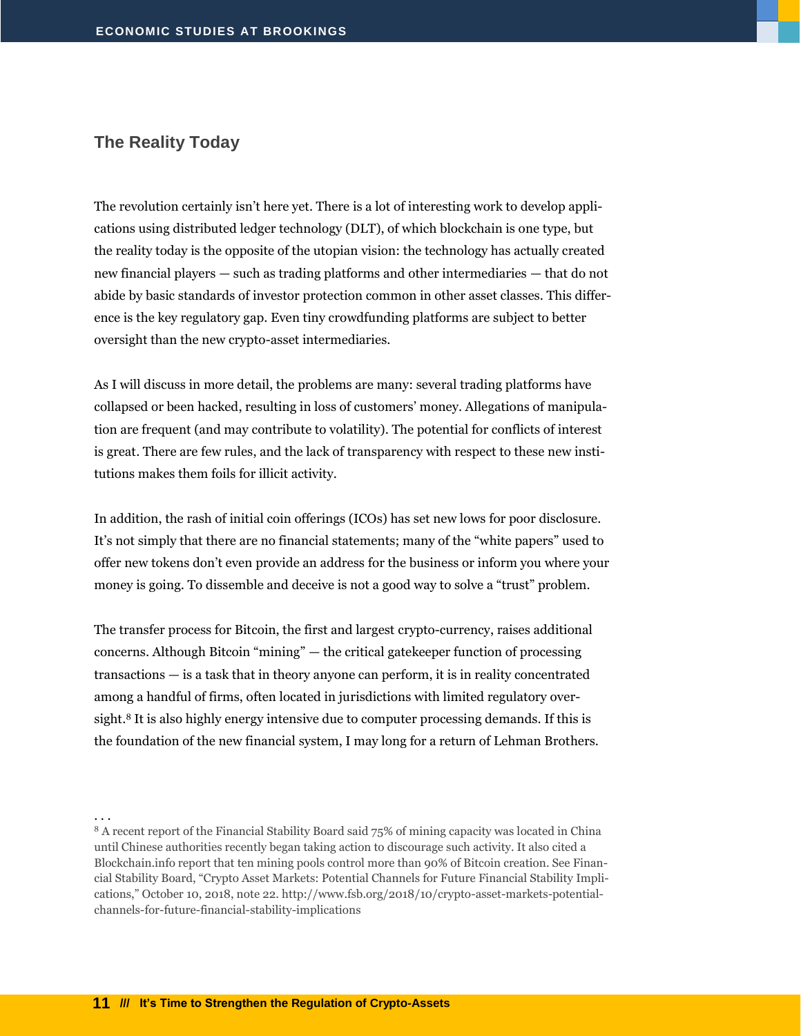## The Reality Today

The revolution certainly isn't here yet. There is a lot of interesting work to develop applications using distributed ledger technology (DLT), of which blockchain is one type, but the reality today is the opposite of the utopian vision: the technology has actually created new financial players — such as trading platforms and other intermediaries — that do not abide by basic standards of investor protection common in other asset classes. This difference is the key regulatory gap. Even tiny crowdfunding platforms are subject to better oversight than the new crypto-asset intermediaries.

As I will discuss in more detail, the problems are many: several trading platforms have collapsed or been hacked, resulting in loss of customers' money. Allegations of manipulation are frequent (and may contribute to volatility). The potential for conflicts of interest is great. There are few rules, and the lack of transparency with respect to these new institutions makes them foils for illicit activity.

In addition, the rash of initial coin offerings (ICOs) has set new lows for poor disclosure. It's not simply that there are no financial statements; many of the "white papers" used to offer new tokens don't even provide an address for the business or inform you where your money is going. To dissemble and deceive is not a good way to solve a "trust" problem.

The transfer process for Bitcoin, the first and largest crypto-currency, raises additional concerns. Although Bitcoin "mining" — the critical gatekeeper function of processing transactions — is a task that in theory anyone can perform, it is in reality concentrated among a handful of firms, often located in jurisdictions with limited regulatory oversight.[8] It is also highly energy intensive due to computer processing demands. If this is the foundation of the new financial system, I may long for a return of Lehman Brothers.

. . .

[8] A recent report of the Financial Stability Board said 75% of mining capacity was located in China until Chinese authorities recently began taking action to discourage such activity. It also cited a Blockchain.info report that ten mining pools control more than 90% of Bitcoin creation. See Financial Stability Board, "Crypto Asset Markets: Potential Channels for Future Financial Stability Implications," October 10, 2018, note 22. http://www.fsb.org/2018/10/crypto-asset-markets-potential-channels-for-future-financial-stability-implications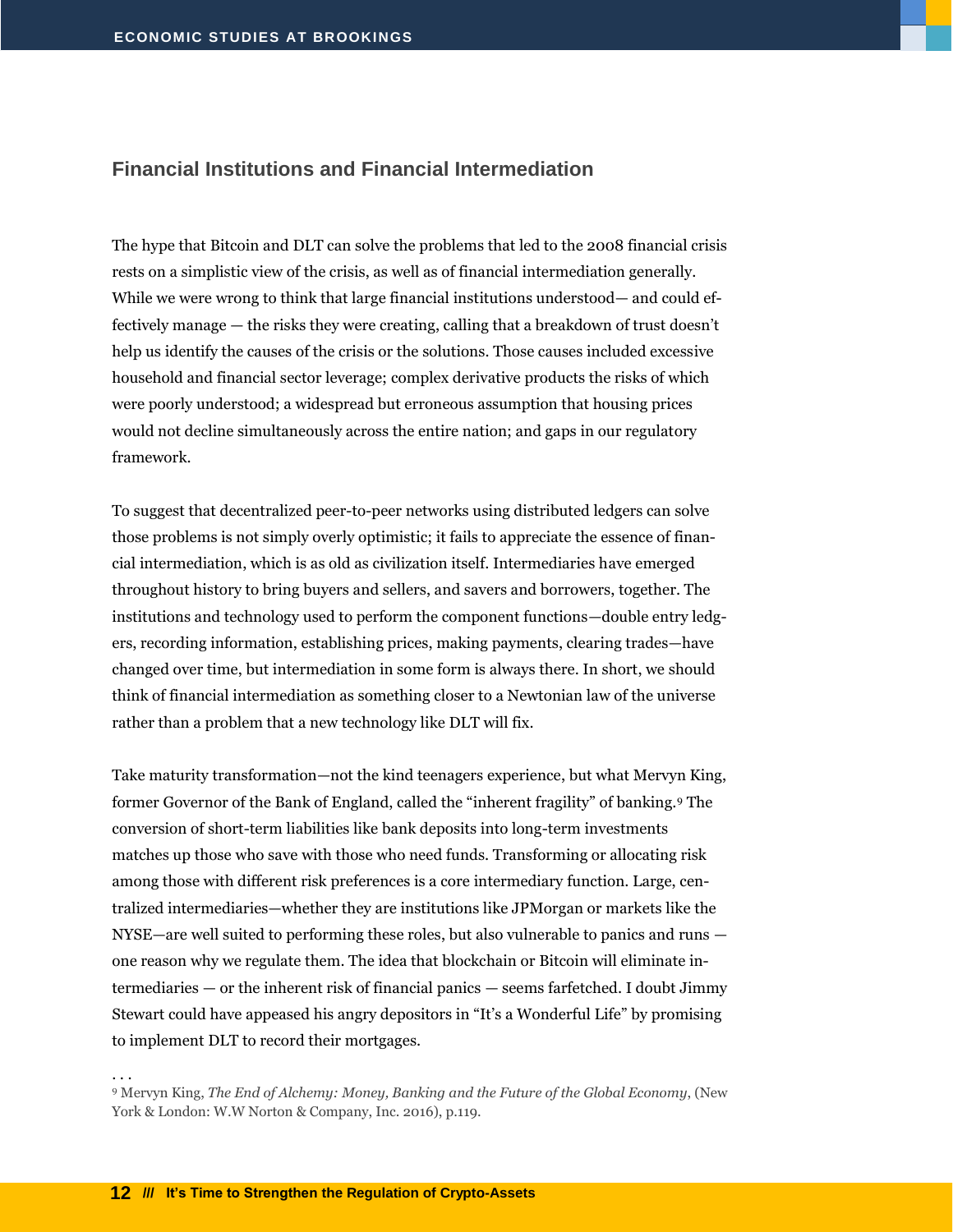## Financial Institutions and Financial Intermediation

The hype that Bitcoin and DLT can solve the problems that led to the 2008 financial crisis rests on a simplistic view of the crisis, as well as of financial intermediation generally. While we were wrong to think that large financial institutions understood— and could effectively manage — the risks they were creating, calling that a breakdown of trust doesn't help us identify the causes of the crisis or the solutions. Those causes included excessive household and financial sector leverage; complex derivative products the risks of which were poorly understood; a widespread but erroneous assumption that housing prices would not decline simultaneously across the entire nation; and gaps in our regulatory framework.

To suggest that decentralized peer-to-peer networks using distributed ledgers can solve those problems is not simply overly optimistic; it fails to appreciate the essence of financial intermediation, which is as old as civilization itself. Intermediaries have emerged throughout history to bring buyers and sellers, and savers and borrowers, together. The institutions and technology used to perform the component functions—double entry ledgers, recording information, establishing prices, making payments, clearing trades—have changed over time, but intermediation in some form is always there. In short, we should think of financial intermediation as something closer to a Newtonian law of the universe rather than a problem that a new technology like DLT will fix.

Take maturity transformation—not the kind teenagers experience, but what Mervyn King, former Governor of the Bank of England, called the "inherent fragility" of banking.[9] The conversion of short-term liabilities like bank deposits into long-term investments matches up those who save with those who need funds. Transforming or allocating risk among those with different risk preferences is a core intermediary function. Large, centralized intermediaries—whether they are institutions like JPMorgan or markets like the NYSE—are well suited to performing these roles, but also vulnerable to panics and runs — one reason why we regulate them. The idea that blockchain or Bitcoin will eliminate intermediaries — or the inherent risk of financial panics — seems farfetched. I doubt Jimmy Stewart could have appeased his angry depositors in "It's a Wonderful Life" by promising to implement DLT to record their mortgages.

. . .

[9] Mervyn King, *The End of Alchemy: Money, Banking and the Future of the Global Economy*, (New York & London: W.W Norton & Company, Inc. 2016), p.119.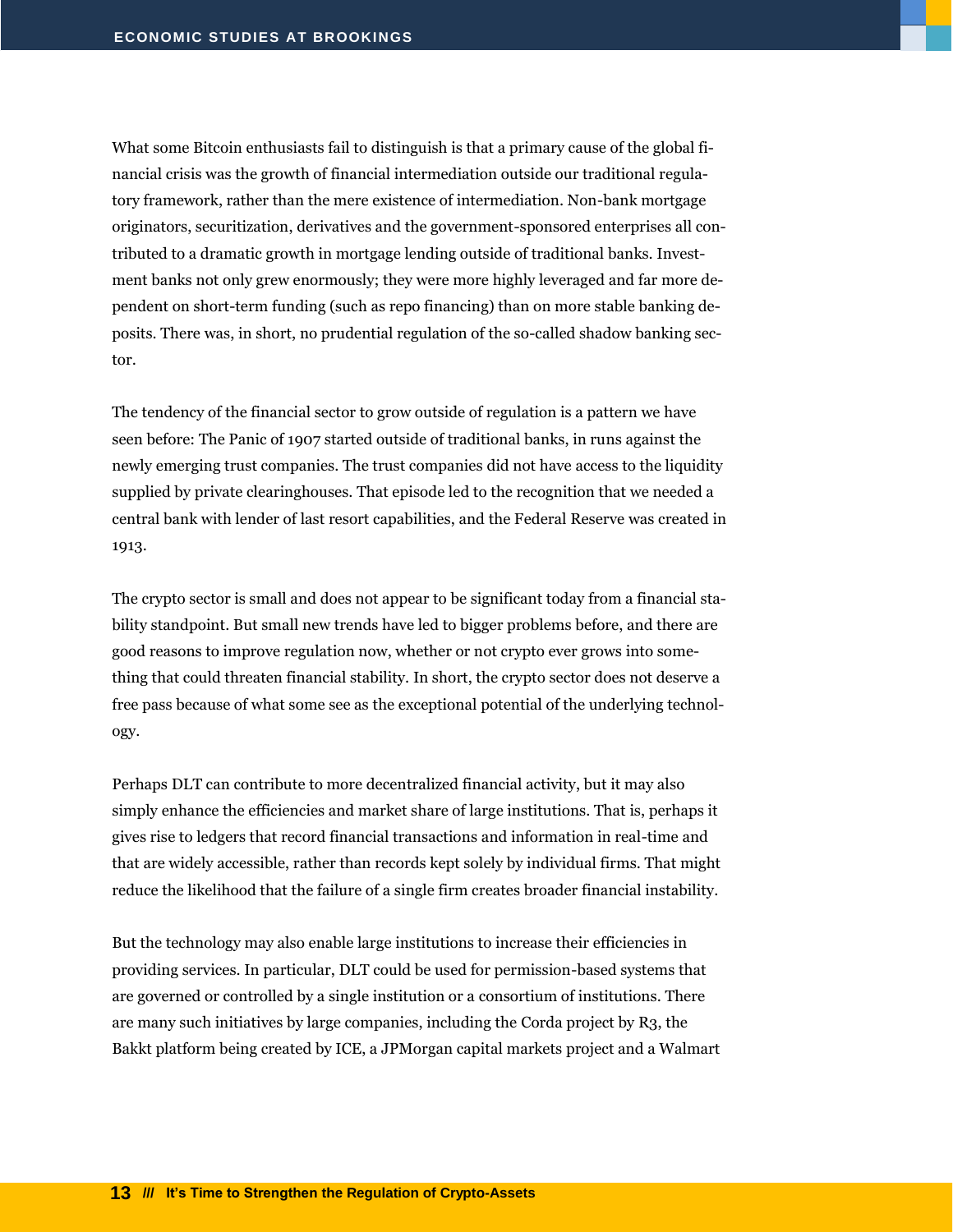What some Bitcoin enthusiasts fail to distinguish is that a primary cause of the global financial crisis was the growth of financial intermediation outside our traditional regulatory framework, rather than the mere existence of intermediation. Non-bank mortgage originators, securitization, derivatives and the government-sponsored enterprises all contributed to a dramatic growth in mortgage lending outside of traditional banks. Investment banks not only grew enormously; they were more highly leveraged and far more dependent on short-term funding (such as repo financing) than on more stable banking deposits. There was, in short, no prudential regulation of the so-called shadow banking sector.

The tendency of the financial sector to grow outside of regulation is a pattern we have seen before: The Panic of 1907 started outside of traditional banks, in runs against the newly emerging trust companies. The trust companies did not have access to the liquidity supplied by private clearinghouses. That episode led to the recognition that we needed a central bank with lender of last resort capabilities, and the Federal Reserve was created in 1913.

The crypto sector is small and does not appear to be significant today from a financial stability standpoint. But small new trends have led to bigger problems before, and there are good reasons to improve regulation now, whether or not crypto ever grows into something that could threaten financial stability. In short, the crypto sector does not deserve a free pass because of what some see as the exceptional potential of the underlying technology.

Perhaps DLT can contribute to more decentralized financial activity, but it may also simply enhance the efficiencies and market share of large institutions. That is, perhaps it gives rise to ledgers that record financial transactions and information in real-time and that are widely accessible, rather than records kept solely by individual firms. That might reduce the likelihood that the failure of a single firm creates broader financial instability.

But the technology may also enable large institutions to increase their efficiencies in providing services. In particular, DLT could be used for permission-based systems that are governed or controlled by a single institution or a consortium of institutions. There are many such initiatives by large companies, including the Corda project by R3, the Bakkt platform being created by ICE, a JPMorgan capital markets project and a Walmart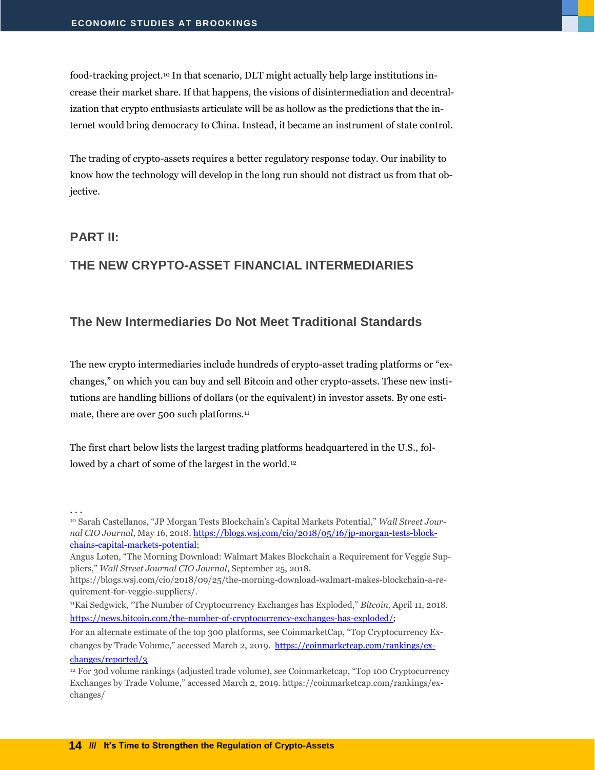food-tracking project.[10] In that scenario, DLT might actually help large institutions increase their market share. If that happens, the visions of disintermediation and decentralization that crypto enthusiasts articulate will be as hollow as the predictions that the internet would bring democracy to China. Instead, it became an instrument of state control.

The trading of crypto-assets requires a better regulatory response today. Our inability to know how the technology will develop in the long run should not distract us from that objective.

## PART II:

## THE NEW CRYPTO-ASSET FINANCIAL INTERMEDIARIES

### The New Intermediaries Do Not Meet Traditional Standards

The new crypto intermediaries include hundreds of crypto-asset trading platforms or "exchanges," on which you can buy and sell Bitcoin and other crypto-assets. These new institutions are handling billions of dollars (or the equivalent) in investor assets. By one estimate, there are over 500 such platforms.[11]

The first chart below lists the largest trading platforms headquartered in the U.S., followed by a chart of some of the largest in the world.[12]

. . .

[10] Sarah Castellanos, "JP Morgan Tests Blockchain's Capital Markets Potential," *Wall Street Journal CIO Journal*, May 16, 2018. https://blogs.wsj.com/cio/2018/05/16/jp-morgan-tests-blockchains-capital-markets-potential;

Angus Loten, "The Morning Download: Walmart Makes Blockchain a Requirement for Veggie Suppliers," *Wall Street Journal CIO Journal*, September 25, 2018.
https://blogs.wsj.com/cio/2018/09/25/the-morning-download-walmart-makes-blockchain-a-requirement-for-veggie-suppliers/.

[11] Kai Sedgwick, "The Number of Cryptocurrency Exchanges has Exploded," *Bitcoin,* April 11, 2018. https://news.bitcoin.com/the-number-of-cryptocurrency-exchanges-has-exploded/;

For an alternate estimate of the top 300 platforms, see CoinmarketCap, "Top Cryptocurrency Exchanges by Trade Volume," accessed March 2, 2019. https://coinmarketcap.com/rankings/exchanges/reported/3

[12] For 30d volume rankings (adjusted trade volume), see Coinmarketcap, "Top 100 Cryptocurrency Exchanges by Trade Volume," accessed March 2, 2019. https://coinmarketcap.com/rankings/exchanges/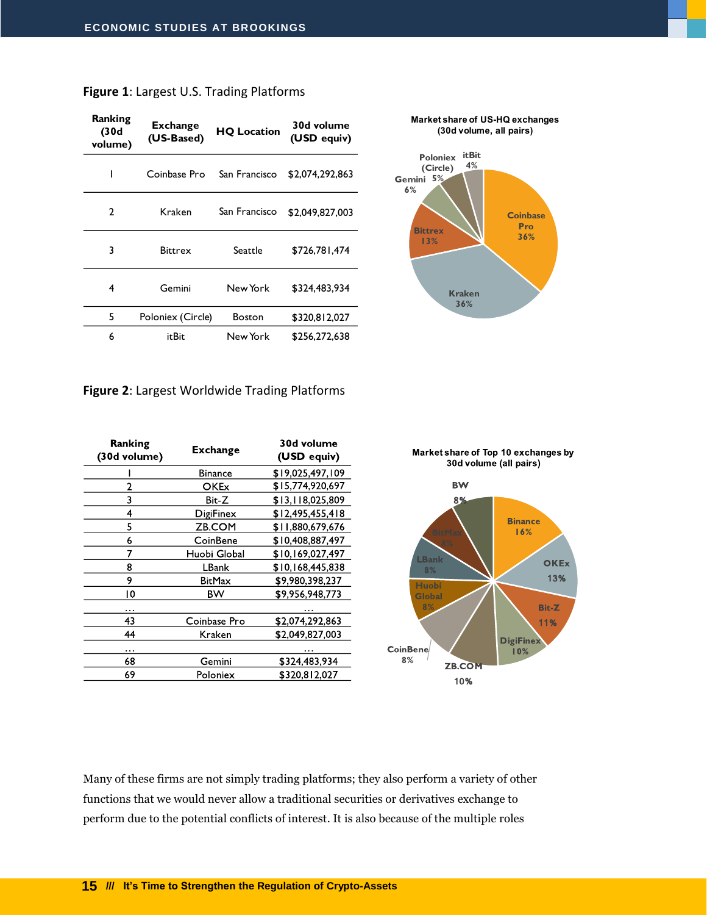**Figure 1**: Largest U.S. Trading Platforms

| Ranking (30d volume) | Exchange (US-Based) | HQ Location | 30d volume (USD equiv) |
|---|---|---|---|
| 1 | Coinbase Pro | San Francisco | $2,074,292,863 |
| 2 | Kraken | San Francisco | $2,049,827,003 |
| 3 | Bittrex | Seattle | $726,781,474 |
| 4 | Gemini | New York | $324,483,934 |
| 5 | Poloniex (Circle) | Boston | $320,812,027 |
| 6 | itBit | New York | $256,272,638 |

Market share of US-HQ exchanges (30d volume, all pairs)

| Exchange | Share |
|---|---|
| Coinbase Pro | 36% |
| Kraken | 36% |
| Bittrex | 13% |
| Gemini | 6% |
| Poloniex (Circle) | 5% |
| itBit | 4% |

**Figure 2**: Largest Worldwide Trading Platforms

| Ranking (30d volume) | Exchange | 30d volume (USD equiv) |
|---|---|---|
| 1 | Binance | $19,025,497,109 |
| 2 | OKEx | $15,774,920,697 |
| 3 | Bit-Z | $13,118,025,809 |
| 4 | DigiFinex | $12,495,455,418 |
| 5 | ZB.COM | $11,880,679,676 |
| 6 | CoinBene | $10,408,887,497 |
| 7 | Huobi Global | $10,169,027,497 |
| 8 | LBank | $10,168,445,838 |
| 9 | BitMax | $9,980,398,237 |
| 10 | BW | $9,956,948,773 |
| … | | … |
| 43 | Coinbase Pro | $2,074,292,863 |
| 44 | Kraken | $2,049,827,003 |
| … | | … |
| 68 | Gemini | $324,483,934 |
| 69 | Poloniex | $320,812,027 |

Market share of Top 10 exchanges by 30d volume (all pairs)

| Exchange | Share |
|---|---|
| Binance | 16% |
| OKEx | 13% |
| Bit-Z | 11% |
| DigiFinex | 10% |
| ZB.COM | 10% |
| CoinBene | 8% |
| Huobi Global | 8% |
| LBank | 8% |
| BitMax | 8% |
| BW | 8% |

Many of these firms are not simply trading platforms; they also perform a variety of other functions that we would never allow a traditional securities or derivatives exchange to perform due to the potential conflicts of interest. It is also because of the multiple roles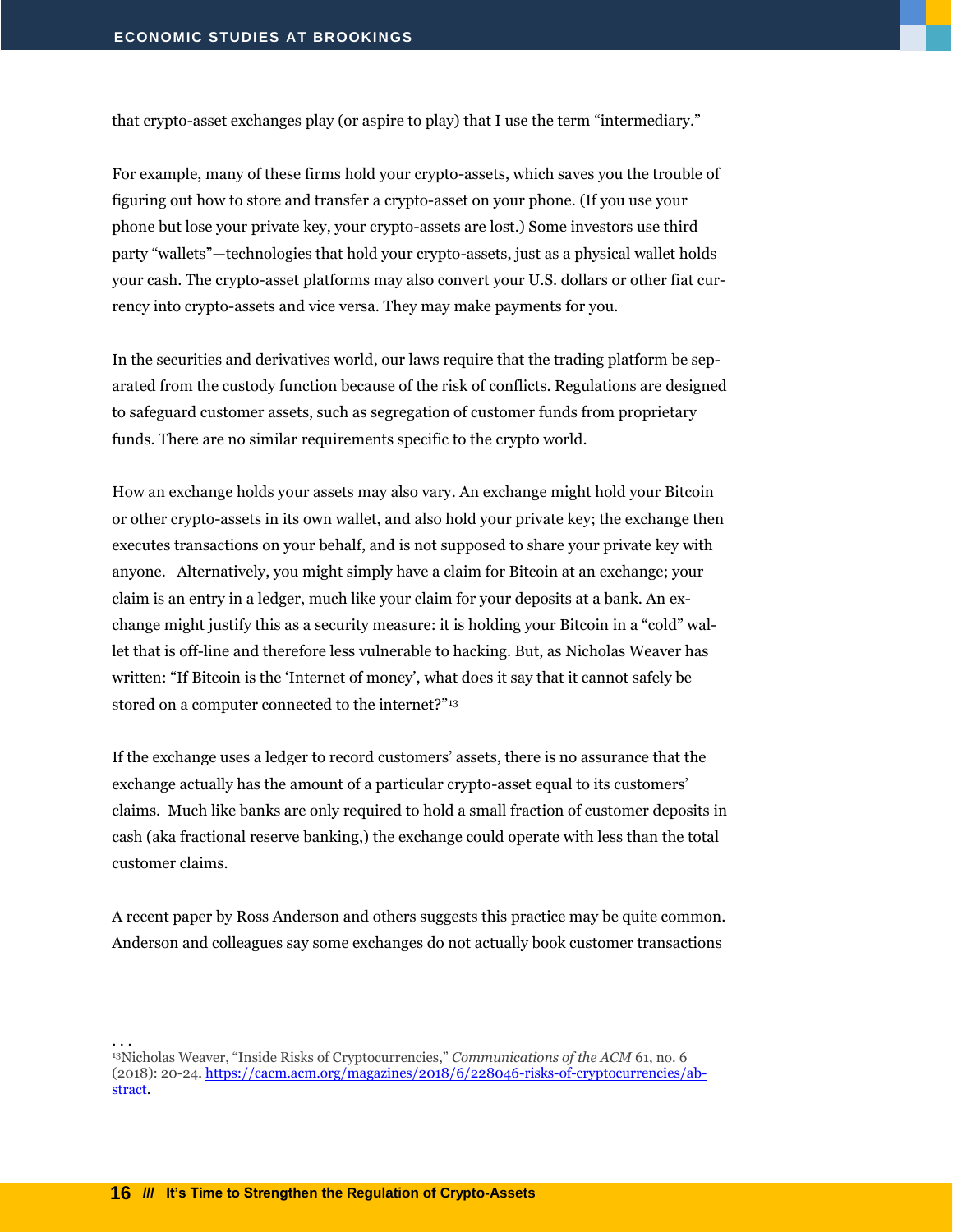that crypto-asset exchanges play (or aspire to play) that I use the term "intermediary."

For example, many of these firms hold your crypto-assets, which saves you the trouble of figuring out how to store and transfer a crypto-asset on your phone. (If you use your phone but lose your private key, your crypto-assets are lost.) Some investors use third party "wallets"—technologies that hold your crypto-assets, just as a physical wallet holds your cash. The crypto-asset platforms may also convert your U.S. dollars or other fiat currency into crypto-assets and vice versa. They may make payments for you.

In the securities and derivatives world, our laws require that the trading platform be separated from the custody function because of the risk of conflicts. Regulations are designed to safeguard customer assets, such as segregation of customer funds from proprietary funds. There are no similar requirements specific to the crypto world.

How an exchange holds your assets may also vary. An exchange might hold your Bitcoin or other crypto-assets in its own wallet, and also hold your private key; the exchange then executes transactions on your behalf, and is not supposed to share your private key with anyone. Alternatively, you might simply have a claim for Bitcoin at an exchange; your claim is an entry in a ledger, much like your claim for your deposits at a bank. An exchange might justify this as a security measure: it is holding your Bitcoin in a "cold" wallet that is off-line and therefore less vulnerable to hacking. But, as Nicholas Weaver has written: "If Bitcoin is the 'Internet of money', what does it say that it cannot safely be stored on a computer connected to the internet?"[13]

If the exchange uses a ledger to record customers' assets, there is no assurance that the exchange actually has the amount of a particular crypto-asset equal to its customers' claims. Much like banks are only required to hold a small fraction of customer deposits in cash (aka fractional reserve banking,) the exchange could operate with less than the total customer claims.

A recent paper by Ross Anderson and others suggests this practice may be quite common. Anderson and colleagues say some exchanges do not actually book customer transactions

. . .

[13]Nicholas Weaver, "Inside Risks of Cryptocurrencies," *Communications of the ACM* 61, no. 6 (2018): 20-24. [https://cacm.acm.org/magazines/2018/6/228046-risks-of-cryptocurrencies/abstract](https://cacm.acm.org/magazines/2018/6/228046-risks-of-cryptocurrencies/abstract).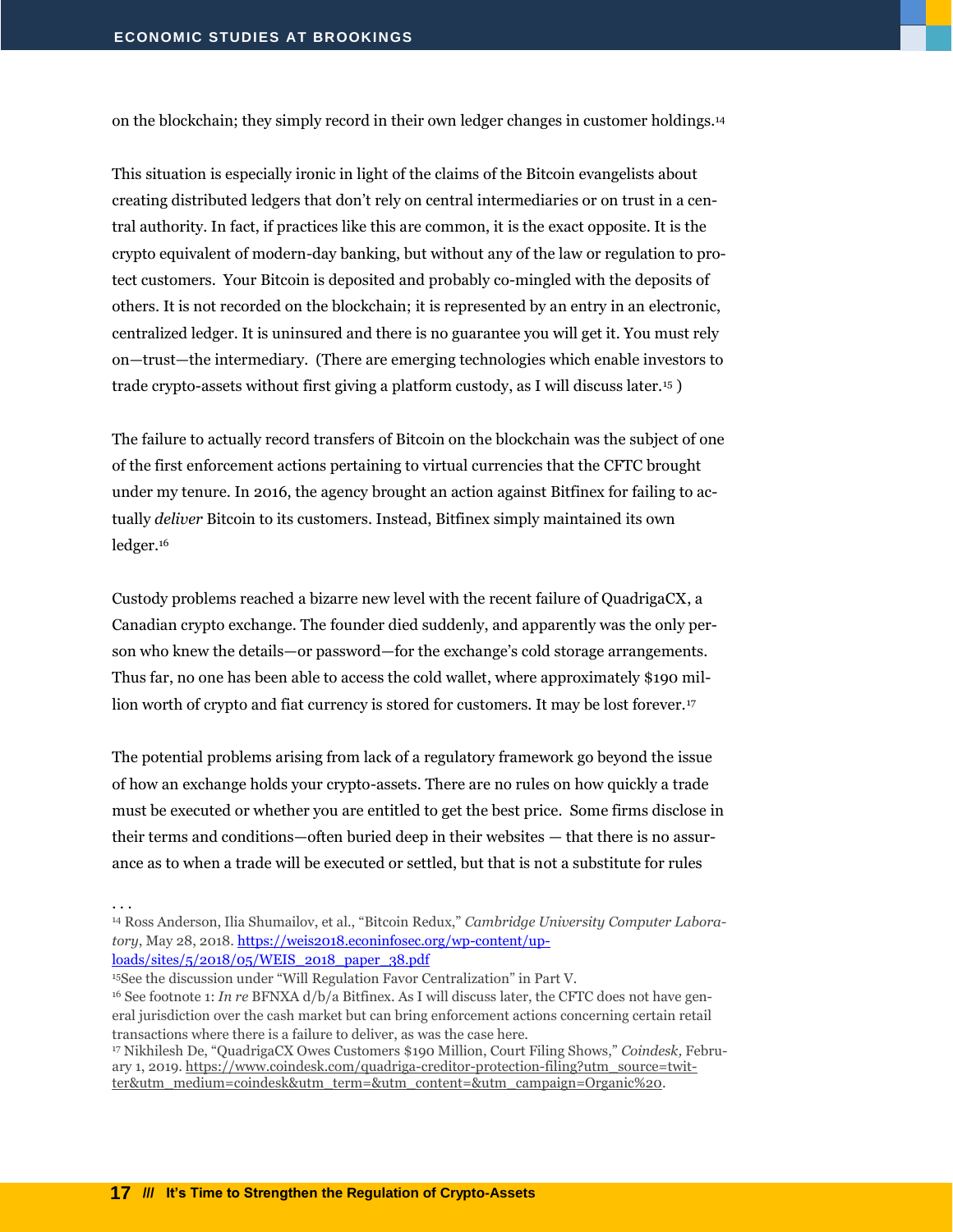on the blockchain; they simply record in their own ledger changes in customer holdings.[14]

This situation is especially ironic in light of the claims of the Bitcoin evangelists about creating distributed ledgers that don't rely on central intermediaries or on trust in a central authority. In fact, if practices like this are common, it is the exact opposite. It is the crypto equivalent of modern-day banking, but without any of the law or regulation to protect customers. Your Bitcoin is deposited and probably co-mingled with the deposits of others. It is not recorded on the blockchain; it is represented by an entry in an electronic, centralized ledger. It is uninsured and there is no guarantee you will get it. You must rely on—trust—the intermediary. (There are emerging technologies which enable investors to trade crypto-assets without first giving a platform custody, as I will discuss later.[15] )

The failure to actually record transfers of Bitcoin on the blockchain was the subject of one of the first enforcement actions pertaining to virtual currencies that the CFTC brought under my tenure. In 2016, the agency brought an action against Bitfinex for failing to actually *deliver* Bitcoin to its customers. Instead, Bitfinex simply maintained its own ledger.[16]

Custody problems reached a bizarre new level with the recent failure of QuadrigaCX, a Canadian crypto exchange. The founder died suddenly, and apparently was the only person who knew the details—or password—for the exchange's cold storage arrangements. Thus far, no one has been able to access the cold wallet, where approximately $190 million worth of crypto and fiat currency is stored for customers. It may be lost forever.[17]

The potential problems arising from lack of a regulatory framework go beyond the issue of how an exchange holds your crypto-assets. There are no rules on how quickly a trade must be executed or whether you are entitled to get the best price. Some firms disclose in their terms and conditions—often buried deep in their websites — that there is no assurance as to when a trade will be executed or settled, but that is not a substitute for rules

. . .

[14] Ross Anderson, Ilia Shumailov, et al., "Bitcoin Redux," *Cambridge University Computer Laboratory*, May 28, 2018. https://weis2018.econinfosec.org/wp-content/uploads/sites/5/2018/05/WEIS_2018_paper_38.pdf

[15] See the discussion under "Will Regulation Favor Centralization" in Part V.

[16] See footnote 1: *In re* BFNXA d/b/a Bitfinex. As I will discuss later, the CFTC does not have general jurisdiction over the cash market but can bring enforcement actions concerning certain retail transactions where there is a failure to deliver, as was the case here.

[17] Nikhilesh De, "QuadrigaCX Owes Customers $190 Million, Court Filing Shows," *Coindesk*, February 1, 2019. https://www.coindesk.com/quadriga-creditor-protection-filing?utm_source=twitter&utm_medium=coindesk&utm_term=&utm_content=&utm_campaign=Organic%20.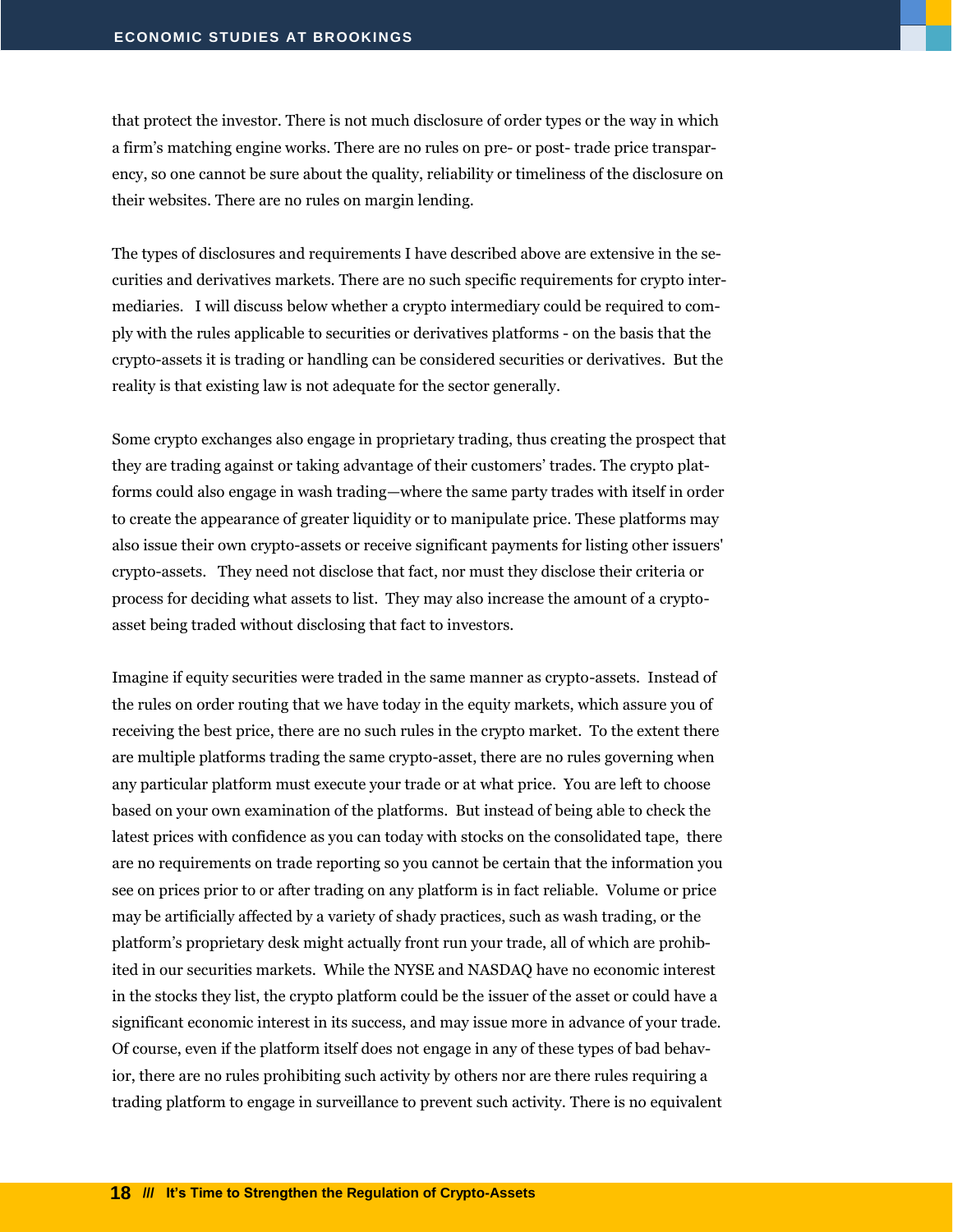that protect the investor. There is not much disclosure of order types or the way in which a firm's matching engine works. There are no rules on pre- or post- trade price transparency, so one cannot be sure about the quality, reliability or timeliness of the disclosure on their websites. There are no rules on margin lending.

The types of disclosures and requirements I have described above are extensive in the securities and derivatives markets. There are no such specific requirements for crypto intermediaries. I will discuss below whether a crypto intermediary could be required to comply with the rules applicable to securities or derivatives platforms - on the basis that the crypto-assets it is trading or handling can be considered securities or derivatives. But the reality is that existing law is not adequate for the sector generally.

Some crypto exchanges also engage in proprietary trading, thus creating the prospect that they are trading against or taking advantage of their customers' trades. The crypto platforms could also engage in wash trading—where the same party trades with itself in order to create the appearance of greater liquidity or to manipulate price. These platforms may also issue their own crypto-assets or receive significant payments for listing other issuers' crypto-assets. They need not disclose that fact, nor must they disclose their criteria or process for deciding what assets to list. They may also increase the amount of a crypto-asset being traded without disclosing that fact to investors.

Imagine if equity securities were traded in the same manner as crypto-assets. Instead of the rules on order routing that we have today in the equity markets, which assure you of receiving the best price, there are no such rules in the crypto market. To the extent there are multiple platforms trading the same crypto-asset, there are no rules governing when any particular platform must execute your trade or at what price. You are left to choose based on your own examination of the platforms. But instead of being able to check the latest prices with confidence as you can today with stocks on the consolidated tape, there are no requirements on trade reporting so you cannot be certain that the information you see on prices prior to or after trading on any platform is in fact reliable. Volume or price may be artificially affected by a variety of shady practices, such as wash trading, or the platform's proprietary desk might actually front run your trade, all of which are prohibited in our securities markets. While the NYSE and NASDAQ have no economic interest in the stocks they list, the crypto platform could be the issuer of the asset or could have a significant economic interest in its success, and may issue more in advance of your trade. Of course, even if the platform itself does not engage in any of these types of bad behavior, there are no rules prohibiting such activity by others nor are there rules requiring a trading platform to engage in surveillance to prevent such activity. There is no equivalent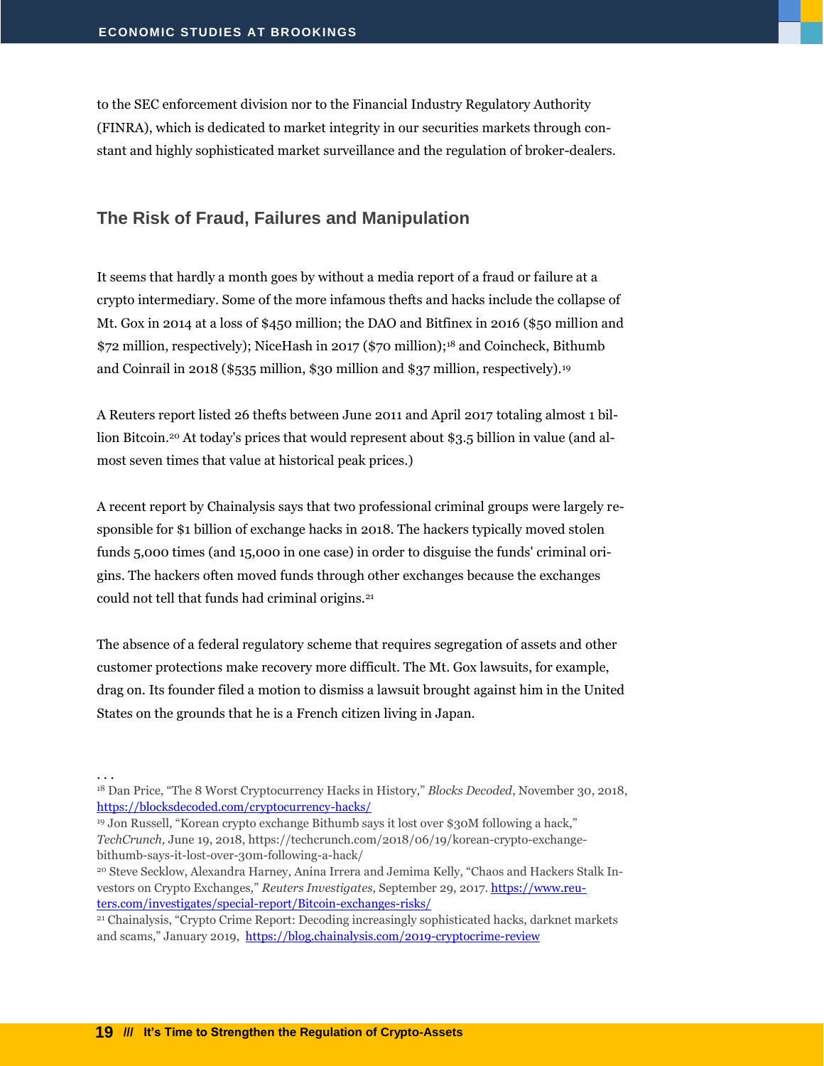to the SEC enforcement division nor to the Financial Industry Regulatory Authority (FINRA), which is dedicated to market integrity in our securities markets through constant and highly sophisticated market surveillance and the regulation of broker-dealers.

## The Risk of Fraud, Failures and Manipulation

It seems that hardly a month goes by without a media report of a fraud or failure at a crypto intermediary. Some of the more infamous thefts and hacks include the collapse of Mt. Gox in 2014 at a loss of $450 million; the DAO and Bitfinex in 2016 ($50 million and $72 million, respectively); NiceHash in 2017 ($70 million);[18] and Coincheck, Bithumb and Coinrail in 2018 ($535 million, $30 million and $37 million, respectively).[19]

A Reuters report listed 26 thefts between June 2011 and April 2017 totaling almost 1 billion Bitcoin.[20] At today's prices that would represent about $3.5 billion in value (and almost seven times that value at historical peak prices.)

A recent report by Chainalysis says that two professional criminal groups were largely responsible for $1 billion of exchange hacks in 2018. The hackers typically moved stolen funds 5,000 times (and 15,000 in one case) in order to disguise the funds' criminal origins. The hackers often moved funds through other exchanges because the exchanges could not tell that funds had criminal origins.[21]

The absence of a federal regulatory scheme that requires segregation of assets and other customer protections make recovery more difficult. The Mt. Gox lawsuits, for example, drag on. Its founder filed a motion to dismiss a lawsuit brought against him in the United States on the grounds that he is a French citizen living in Japan.

. . .

[18] Dan Price, "The 8 Worst Cryptocurrency Hacks in History," *Blocks Decoded*, November 30, 2018, https://blocksdecoded.com/cryptocurrency-hacks/

[19] Jon Russell, "Korean crypto exchange Bithumb says it lost over $30M following a hack," *TechCrunch,* June 19, 2018, https://techcrunch.com/2018/06/19/korean-crypto-exchange-bithumb-says-it-lost-over-30m-following-a-hack/

[20] Steve Secklow, Alexandra Harney, Anina Irrera and Jemima Kelly, "Chaos and Hackers Stalk Investors on Crypto Exchanges," *Reuters Investigates*, September 29, 2017. https://www.reuters.com/investigates/special-report/Bitcoin-exchanges-risks/

[21] Chainalysis, "Crypto Crime Report: Decoding increasingly sophisticated hacks, darknet markets and scams," January 2019, https://blog.chainalysis.com/2019-cryptocrime-review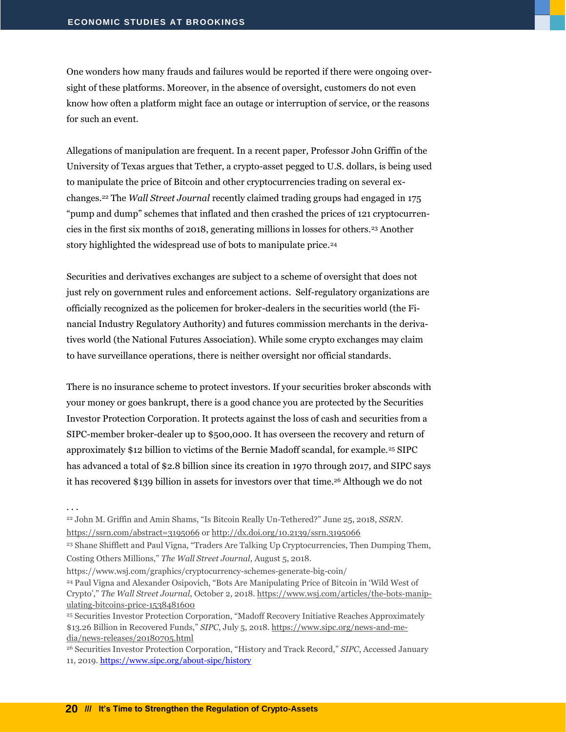One wonders how many frauds and failures would be reported if there were ongoing oversight of these platforms. Moreover, in the absence of oversight, customers do not even know how often a platform might face an outage or interruption of service, or the reasons for such an event.

Allegations of manipulation are frequent. In a recent paper, Professor John Griffin of the University of Texas argues that Tether, a crypto-asset pegged to U.S. dollars, is being used to manipulate the price of Bitcoin and other cryptocurrencies trading on several exchanges.[22] The *Wall Street Journal* recently claimed trading groups had engaged in 175 "pump and dump" schemes that inflated and then crashed the prices of 121 cryptocurrencies in the first six months of 2018, generating millions in losses for others.[23] Another story highlighted the widespread use of bots to manipulate price.[24]

Securities and derivatives exchanges are subject to a scheme of oversight that does not just rely on government rules and enforcement actions. Self-regulatory organizations are officially recognized as the policemen for broker-dealers in the securities world (the Financial Industry Regulatory Authority) and futures commission merchants in the derivatives world (the National Futures Association). While some crypto exchanges may claim to have surveillance operations, there is neither oversight nor official standards.

There is no insurance scheme to protect investors. If your securities broker absconds with your money or goes bankrupt, there is a good chance you are protected by the Securities Investor Protection Corporation. It protects against the loss of cash and securities from a SIPC-member broker-dealer up to $500,000. It has overseen the recovery and return of approximately $12 billion to victims of the Bernie Madoff scandal, for example.[25] SIPC has advanced a total of $2.8 billion since its creation in 1970 through 2017, and SIPC says it has recovered $139 billion in assets for investors over that time.[26] Although we do not

. . .

[22] John M. Griffin and Amin Shams, "Is Bitcoin Really Un-Tethered?" June 25, 2018, *SSRN*. https://ssrn.com/abstract=3195066 or http://dx.doi.org/10.2139/ssrn.3195066

[23] Shane Shifflett and Paul Vigna, "Traders Are Talking Up Cryptocurrencies, Then Dumping Them, Costing Others Millions," *The Wall Street Journal*, August 5, 2018. https://www.wsj.com/graphics/cryptocurrency-schemes-generate-big-coin/

[24] Paul Vigna and Alexander Osipovich, "Bots Are Manipulating Price of Bitcoin in 'Wild West of Crypto'," *The Wall Street Journal*, October 2, 2018. https://www.wsj.com/articles/the-bots-manipulating-bitcoins-price-1538481600

[25] Securities Investor Protection Corporation, "Madoff Recovery Initiative Reaches Approximately $13.26 Billion in Recovered Funds," *SIPC*, July 5, 2018. https://www.sipc.org/news-and-media/news-releases/20180705.html

[26] Securities Investor Protection Corporation, "History and Track Record," *SIPC*, Accessed January 11, 2019. https://www.sipc.org/about-sipc/history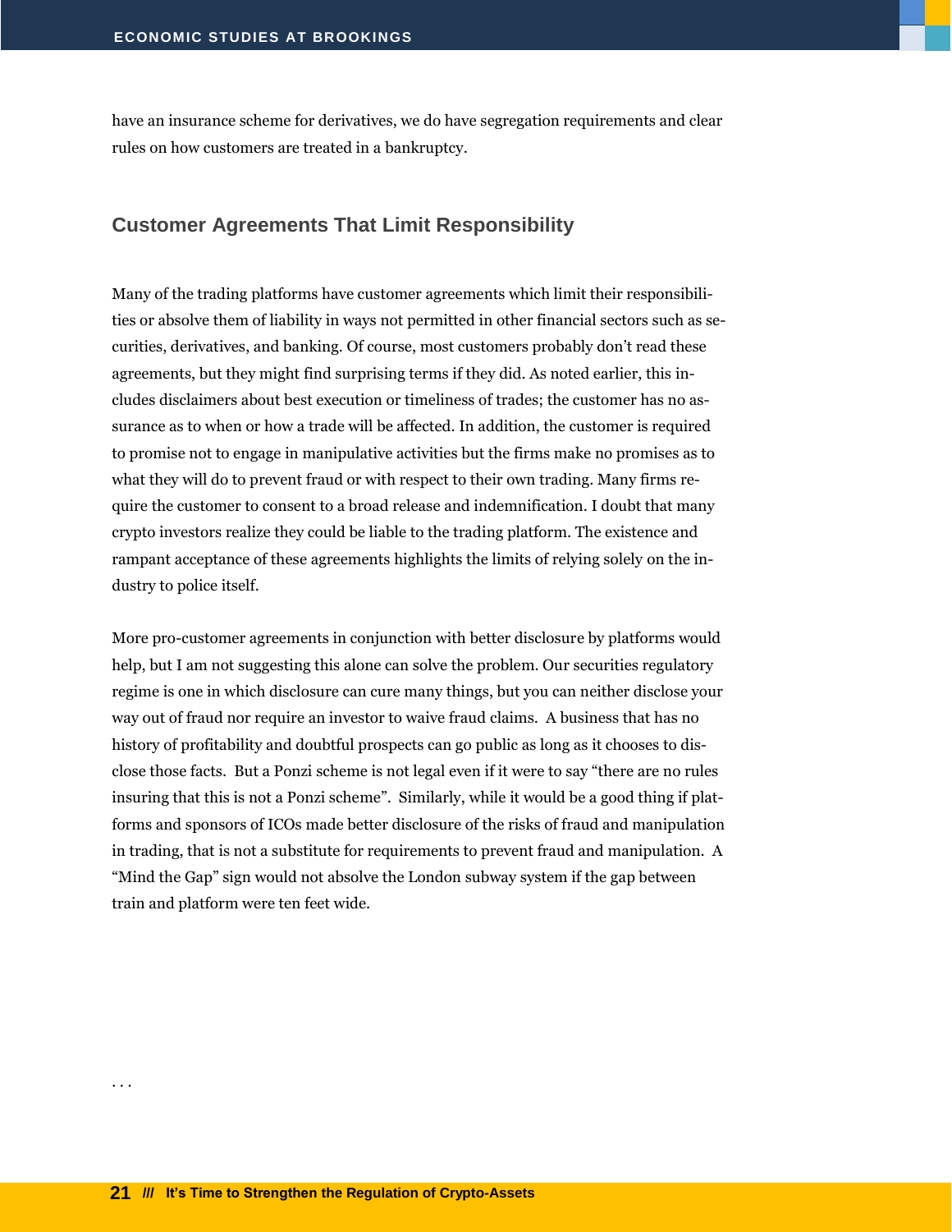have an insurance scheme for derivatives, we do have segregation requirements and clear rules on how customers are treated in a bankruptcy.

## Customer Agreements That Limit Responsibility

Many of the trading platforms have customer agreements which limit their responsibilities or absolve them of liability in ways not permitted in other financial sectors such as securities, derivatives, and banking. Of course, most customers probably don't read these agreements, but they might find surprising terms if they did. As noted earlier, this includes disclaimers about best execution or timeliness of trades; the customer has no assurance as to when or how a trade will be affected. In addition, the customer is required to promise not to engage in manipulative activities but the firms make no promises as to what they will do to prevent fraud or with respect to their own trading. Many firms require the customer to consent to a broad release and indemnification. I doubt that many crypto investors realize they could be liable to the trading platform. The existence and rampant acceptance of these agreements highlights the limits of relying solely on the industry to police itself.

More pro-customer agreements in conjunction with better disclosure by platforms would help, but I am not suggesting this alone can solve the problem. Our securities regulatory regime is one in which disclosure can cure many things, but you can neither disclose your way out of fraud nor require an investor to waive fraud claims. A business that has no history of profitability and doubtful prospects can go public as long as it chooses to disclose those facts. But a Ponzi scheme is not legal even if it were to say "there are no rules insuring that this is not a Ponzi scheme". Similarly, while it would be a good thing if platforms and sponsors of ICOs made better disclosure of the risks of fraud and manipulation in trading, that is not a substitute for requirements to prevent fraud and manipulation. A "Mind the Gap" sign would not absolve the London subway system if the gap between train and platform were ten feet wide.

. . .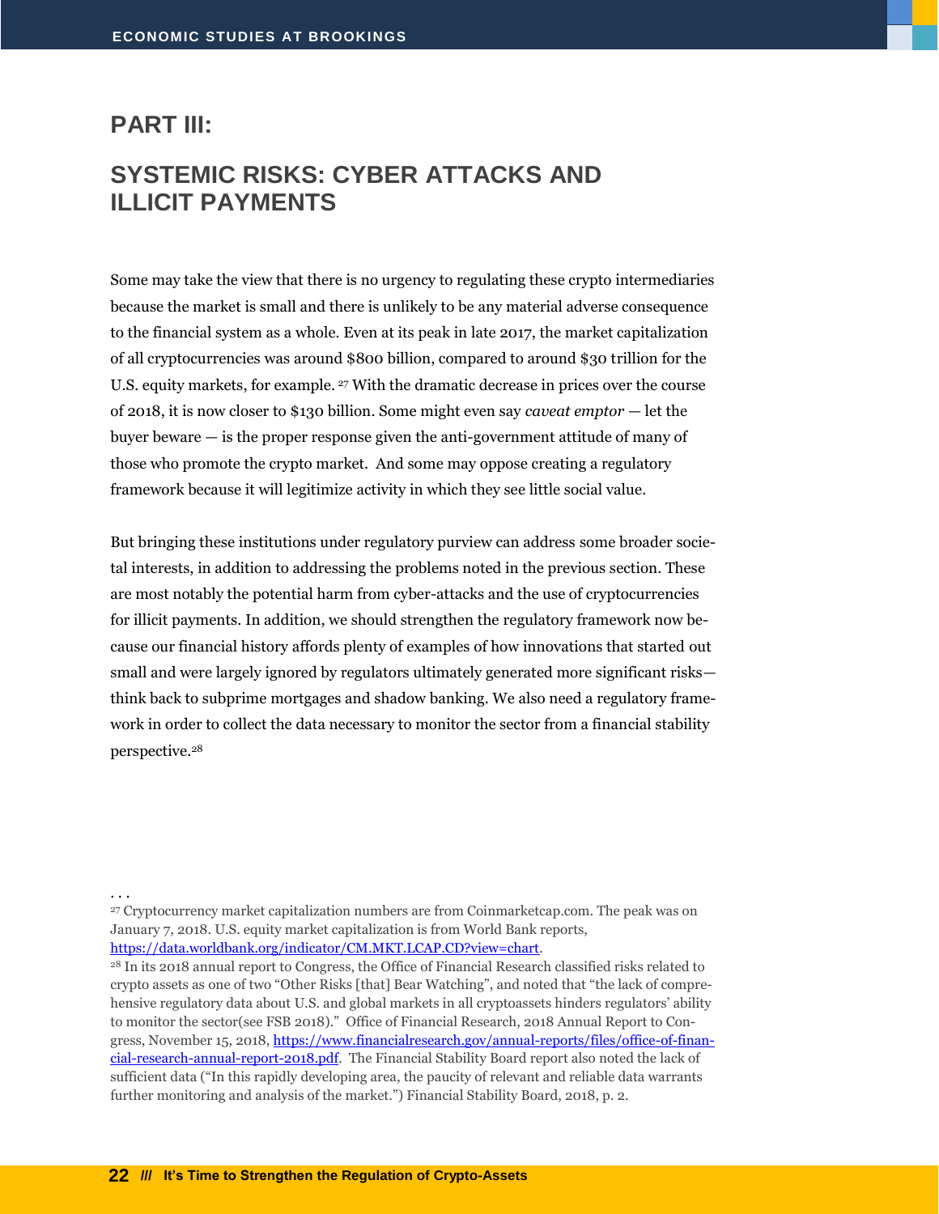## PART III:

## SYSTEMIC RISKS: CYBER ATTACKS AND ILLICIT PAYMENTS

Some may take the view that there is no urgency to regulating these crypto intermediaries because the market is small and there is unlikely to be any material adverse consequence to the financial system as a whole. Even at its peak in late 2017, the market capitalization of all cryptocurrencies was around $800 billion, compared to around $30 trillion for the U.S. equity markets, for example. [27] With the dramatic decrease in prices over the course of 2018, it is now closer to $130 billion. Some might even say *caveat emptor* — let the buyer beware — is the proper response given the anti-government attitude of many of those who promote the crypto market. And some may oppose creating a regulatory framework because it will legitimize activity in which they see little social value.

But bringing these institutions under regulatory purview can address some broader societal interests, in addition to addressing the problems noted in the previous section. These are most notably the potential harm from cyber-attacks and the use of cryptocurrencies for illicit payments. In addition, we should strengthen the regulatory framework now because our financial history affords plenty of examples of how innovations that started out small and were largely ignored by regulators ultimately generated more significant risks—think back to subprime mortgages and shadow banking. We also need a regulatory framework in order to collect the data necessary to monitor the sector from a financial stability perspective.[28]

. . .

[27] Cryptocurrency market capitalization numbers are from Coinmarketcap.com. The peak was on January 7, 2018. U.S. equity market capitalization is from World Bank reports, https://data.worldbank.org/indicator/CM.MKT.LCAP.CD?view=chart.

[28] In its 2018 annual report to Congress, the Office of Financial Research classified risks related to crypto assets as one of two "Other Risks [that] Bear Watching", and noted that "the lack of comprehensive regulatory data about U.S. and global markets in all cryptoassets hinders regulators' ability to monitor the sector(see FSB 2018)." Office of Financial Research, 2018 Annual Report to Congress, November 15, 2018, https://www.financialresearch.gov/annual-reports/files/office-of-financial-research-annual-report-2018.pdf. The Financial Stability Board report also noted the lack of sufficient data ("In this rapidly developing area, the paucity of relevant and reliable data warrants further monitoring and analysis of the market.") Financial Stability Board, 2018, p. 2.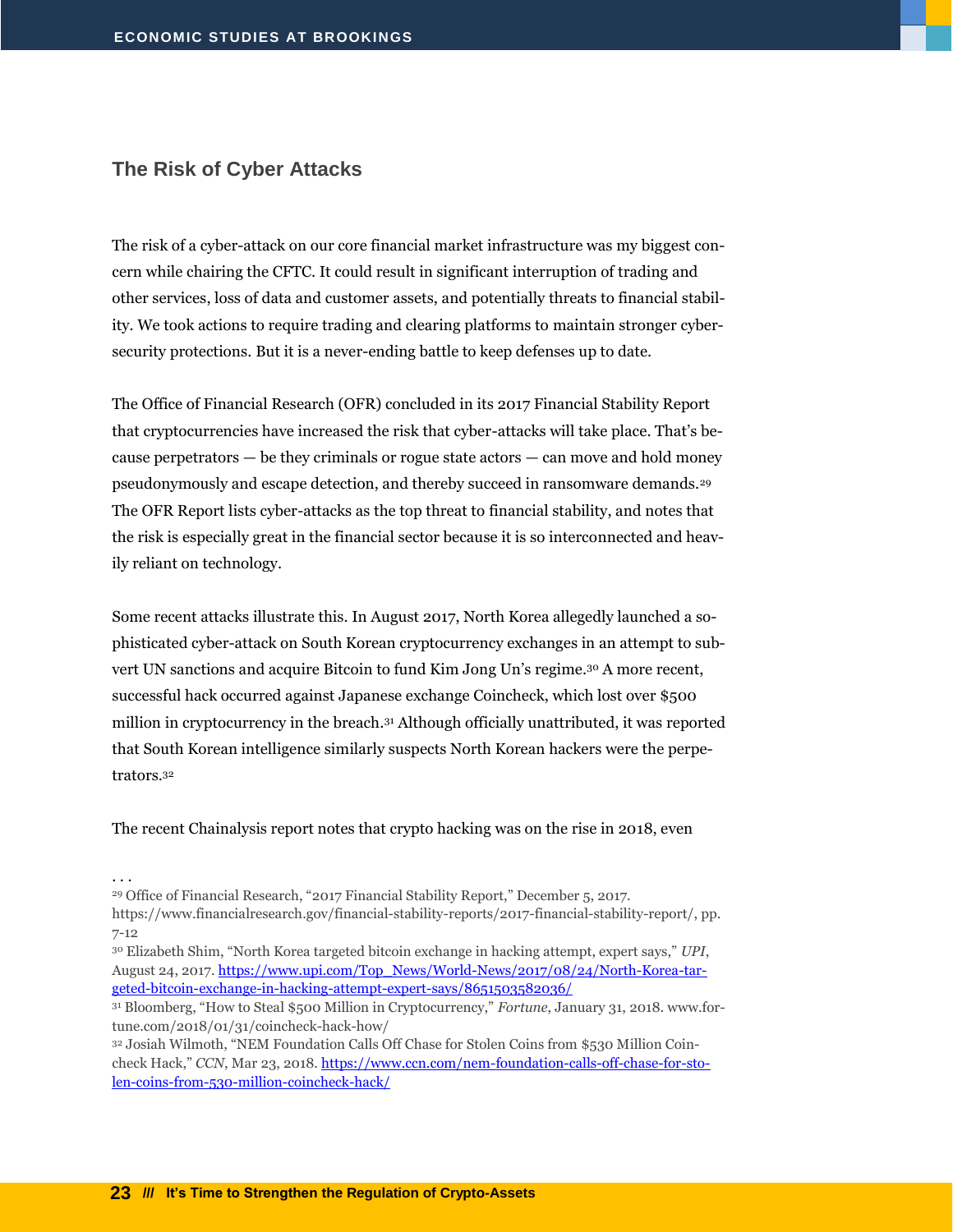## The Risk of Cyber Attacks

The risk of a cyber-attack on our core financial market infrastructure was my biggest concern while chairing the CFTC. It could result in significant interruption of trading and other services, loss of data and customer assets, and potentially threats to financial stability. We took actions to require trading and clearing platforms to maintain stronger cybersecurity protections. But it is a never-ending battle to keep defenses up to date.

The Office of Financial Research (OFR) concluded in its 2017 Financial Stability Report that cryptocurrencies have increased the risk that cyber-attacks will take place. That's because perpetrators — be they criminals or rogue state actors — can move and hold money pseudonymously and escape detection, and thereby succeed in ransomware demands.[29] The OFR Report lists cyber-attacks as the top threat to financial stability, and notes that the risk is especially great in the financial sector because it is so interconnected and heavily reliant on technology.

Some recent attacks illustrate this. In August 2017, North Korea allegedly launched a sophisticated cyber-attack on South Korean cryptocurrency exchanges in an attempt to subvert UN sanctions and acquire Bitcoin to fund Kim Jong Un's regime.[30] A more recent, successful hack occurred against Japanese exchange Coincheck, which lost over $500 million in cryptocurrency in the breach.[31] Although officially unattributed, it was reported that South Korean intelligence similarly suspects North Korean hackers were the perpetrators.[32]

The recent Chainalysis report notes that crypto hacking was on the rise in 2018, even

. . .

[29] Office of Financial Research, "2017 Financial Stability Report," December 5, 2017. https://www.financialresearch.gov/financial-stability-reports/2017-financial-stability-report/, pp. 7-12

[30] Elizabeth Shim, "North Korea targeted bitcoin exchange in hacking attempt, expert says," *UPI*, August 24, 2017. https://www.upi.com/Top_News/World-News/2017/08/24/North-Korea-targeted-bitcoin-exchange-in-hacking-attempt-expert-says/8651503582036/

[31] Bloomberg, "How to Steal $500 Million in Cryptocurrency," *Fortune*, January 31, 2018. www.fortune.com/2018/01/31/coincheck-hack-how/

[32] Josiah Wilmoth, "NEM Foundation Calls Off Chase for Stolen Coins from $530 Million Coincheck Hack," *CCN*, Mar 23, 2018. https://www.ccn.com/nem-foundation-calls-off-chase-for-stolen-coins-from-530-million-coincheck-hack/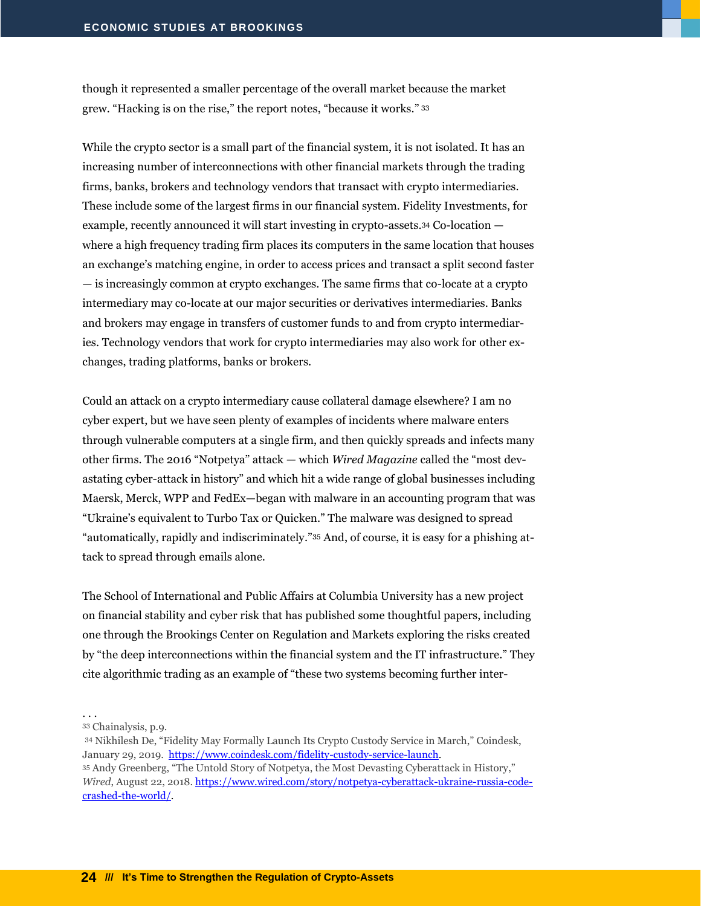though it represented a smaller percentage of the overall market because the market grew. "Hacking is on the rise," the report notes, "because it works." [33]

While the crypto sector is a small part of the financial system, it is not isolated. It has an increasing number of interconnections with other financial markets through the trading firms, banks, brokers and technology vendors that transact with crypto intermediaries. These include some of the largest firms in our financial system. Fidelity Investments, for example, recently announced it will start investing in crypto-assets.[34] Co-location — where a high frequency trading firm places its computers in the same location that houses an exchange's matching engine, in order to access prices and transact a split second faster — is increasingly common at crypto exchanges. The same firms that co-locate at a crypto intermediary may co-locate at our major securities or derivatives intermediaries. Banks and brokers may engage in transfers of customer funds to and from crypto intermediaries. Technology vendors that work for crypto intermediaries may also work for other exchanges, trading platforms, banks or brokers.

Could an attack on a crypto intermediary cause collateral damage elsewhere? I am no cyber expert, but we have seen plenty of examples of incidents where malware enters through vulnerable computers at a single firm, and then quickly spreads and infects many other firms. The 2016 "Notpetya" attack — which *Wired Magazine* called the "most devastating cyber-attack in history" and which hit a wide range of global businesses including Maersk, Merck, WPP and FedEx—began with malware in an accounting program that was "Ukraine's equivalent to Turbo Tax or Quicken." The malware was designed to spread "automatically, rapidly and indiscriminately."[35] And, of course, it is easy for a phishing attack to spread through emails alone.

The School of International and Public Affairs at Columbia University has a new project on financial stability and cyber risk that has published some thoughtful papers, including one through the Brookings Center on Regulation and Markets exploring the risks created by "the deep interconnections within the financial system and the IT infrastructure." They cite algorithmic trading as an example of "these two systems becoming further inter-

. . .

[33] Chainalysis, p.9.

[34] Nikhilesh De, "Fidelity May Formally Launch Its Crypto Custody Service in March," Coindesk, January 29, 2019. https://www.coindesk.com/fidelity-custody-service-launch.

[35] Andy Greenberg, "The Untold Story of Notpetya, the Most Devasting Cyberattack in History," *Wired*, August 22, 2018. https://www.wired.com/story/notpetya-cyberattack-ukraine-russia-code-crashed-the-world/.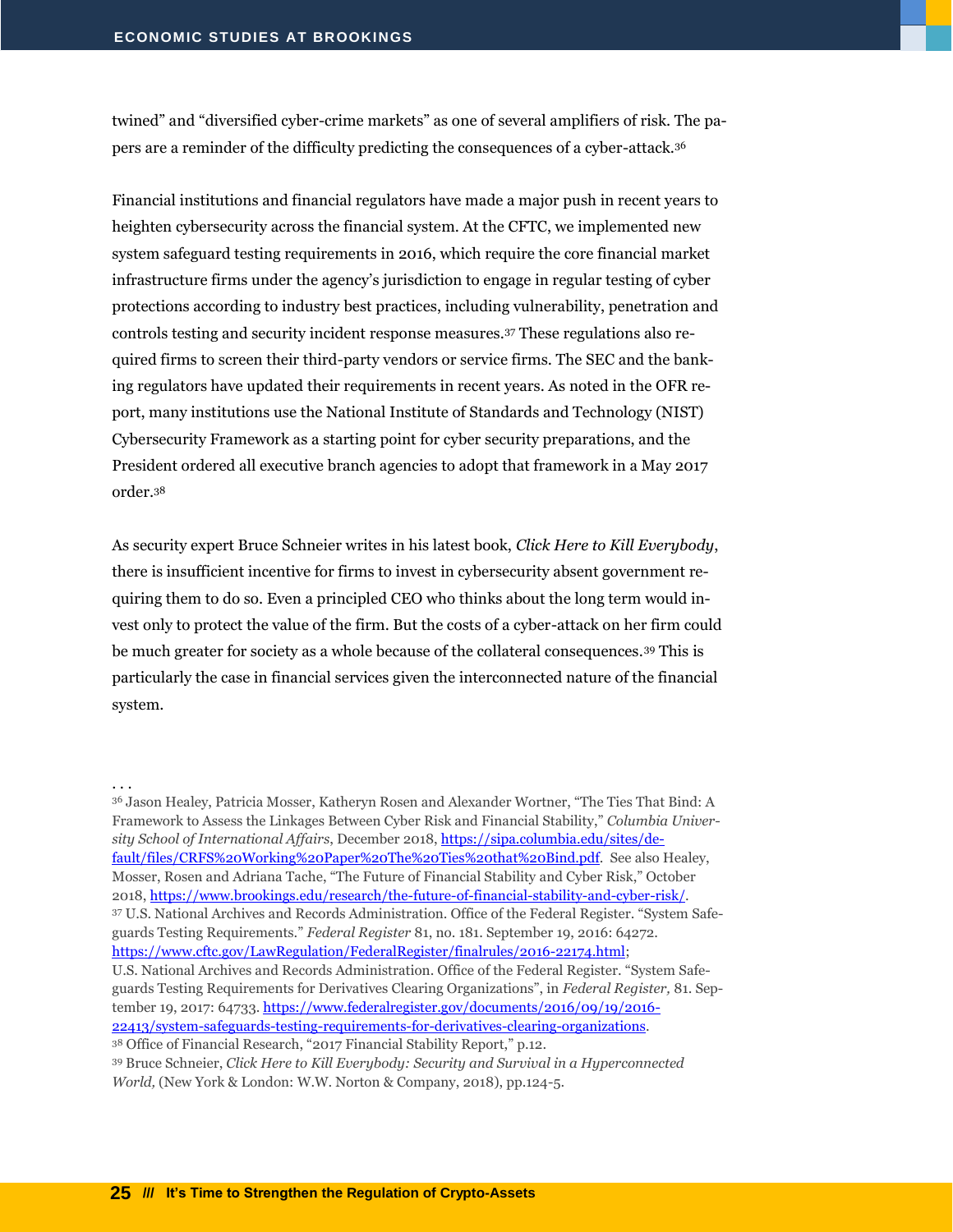twined" and "diversified cyber-crime markets" as one of several amplifiers of risk. The papers are a reminder of the difficulty predicting the consequences of a cyber-attack.[36]

Financial institutions and financial regulators have made a major push in recent years to heighten cybersecurity across the financial system. At the CFTC, we implemented new system safeguard testing requirements in 2016, which require the core financial market infrastructure firms under the agency's jurisdiction to engage in regular testing of cyber protections according to industry best practices, including vulnerability, penetration and controls testing and security incident response measures.[37] These regulations also required firms to screen their third-party vendors or service firms. The SEC and the banking regulators have updated their requirements in recent years. As noted in the OFR report, many institutions use the National Institute of Standards and Technology (NIST) Cybersecurity Framework as a starting point for cyber security preparations, and the President ordered all executive branch agencies to adopt that framework in a May 2017 order.[38]

As security expert Bruce Schneier writes in his latest book, *Click Here to Kill Everybody*, there is insufficient incentive for firms to invest in cybersecurity absent government requiring them to do so. Even a principled CEO who thinks about the long term would invest only to protect the value of the firm. But the costs of a cyber-attack on her firm could be much greater for society as a whole because of the collateral consequences.[39] This is particularly the case in financial services given the interconnected nature of the financial system.

. . .

[36] Jason Healey, Patricia Mosser, Katheryn Rosen and Alexander Wortner, "The Ties That Bind: A Framework to Assess the Linkages Between Cyber Risk and Financial Stability," *Columbia University School of International Affairs*, December 2018, https://sipa.columbia.edu/sites/default/files/CRFS%20Working%20Paper%20The%20Ties%20that%20Bind.pdf. See also Healey, Mosser, Rosen and Adriana Tache, "The Future of Financial Stability and Cyber Risk," October 2018, https://www.brookings.edu/research/the-future-of-financial-stability-and-cyber-risk/.

[37] U.S. National Archives and Records Administration. Office of the Federal Register. "System Safeguards Testing Requirements." *Federal Register* 81, no. 181. September 19, 2016: 64272. https://www.cftc.gov/LawRegulation/FederalRegister/finalrules/2016-22174.html; U.S. National Archives and Records Administration. Office of the Federal Register. "System Safeguards Testing Requirements for Derivatives Clearing Organizations", in *Federal Register,* 81. September 19, 2017: 64733. https://www.federalregister.gov/documents/2016/09/19/2016-22413/system-safeguards-testing-requirements-for-derivatives-clearing-organizations.

[38] Office of Financial Research, "2017 Financial Stability Report," p.12.

[39] Bruce Schneier, *Click Here to Kill Everybody: Security and Survival in a Hyperconnected World,* (New York & London: W.W. Norton & Company, 2018), pp.124-5.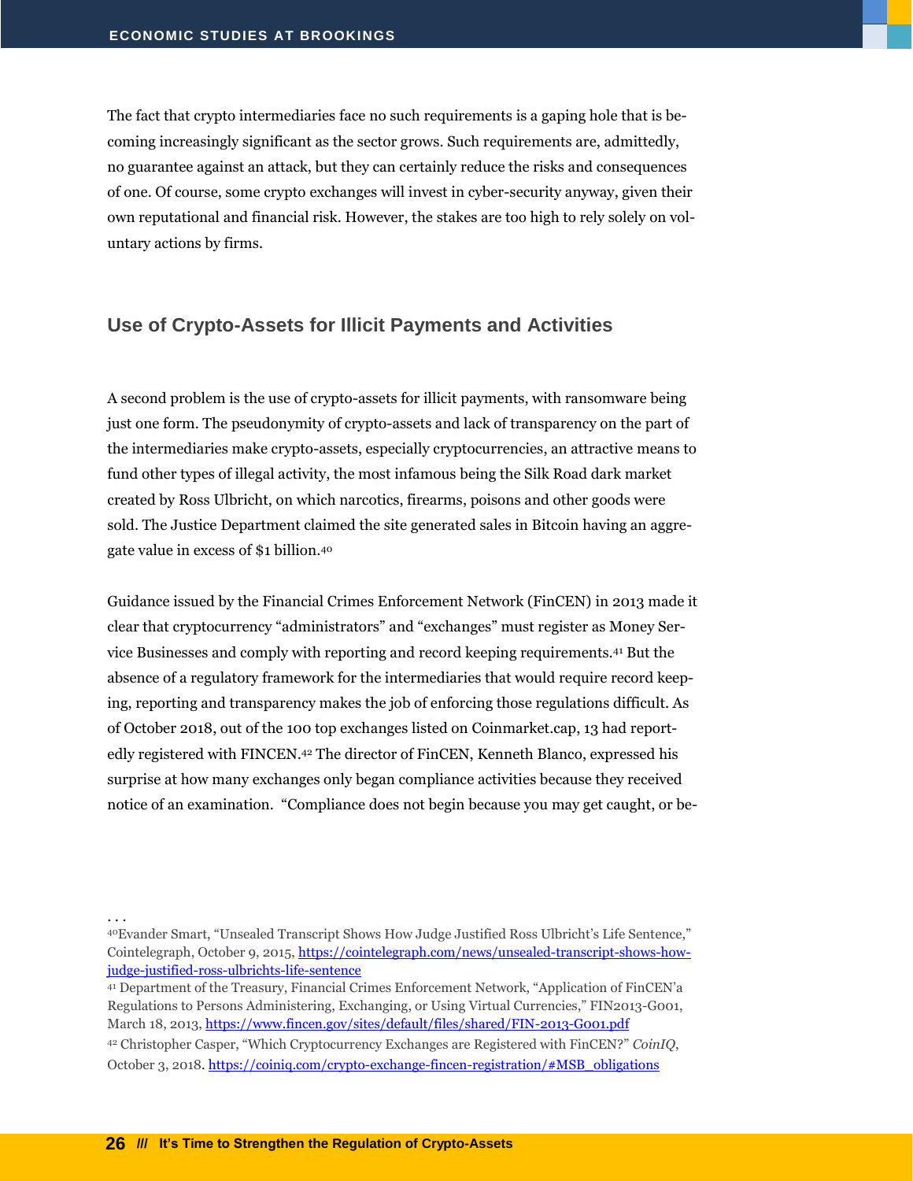The fact that crypto intermediaries face no such requirements is a gaping hole that is becoming increasingly significant as the sector grows. Such requirements are, admittedly, no guarantee against an attack, but they can certainly reduce the risks and consequences of one. Of course, some crypto exchanges will invest in cyber-security anyway, given their own reputational and financial risk. However, the stakes are too high to rely solely on voluntary actions by firms.

## Use of Crypto-Assets for Illicit Payments and Activities

A second problem is the use of crypto-assets for illicit payments, with ransomware being just one form. The pseudonymity of crypto-assets and lack of transparency on the part of the intermediaries make crypto-assets, especially cryptocurrencies, an attractive means to fund other types of illegal activity, the most infamous being the Silk Road dark market created by Ross Ulbricht, on which narcotics, firearms, poisons and other goods were sold. The Justice Department claimed the site generated sales in Bitcoin having an aggregate value in excess of $1 billion.[40]

Guidance issued by the Financial Crimes Enforcement Network (FinCEN) in 2013 made it clear that cryptocurrency "administrators" and "exchanges" must register as Money Service Businesses and comply with reporting and record keeping requirements.[41] But the absence of a regulatory framework for the intermediaries that would require record keeping, reporting and transparency makes the job of enforcing those regulations difficult. As of October 2018, out of the 100 top exchanges listed on Coinmarket.cap, 13 had reportedly registered with FINCEN.[42] The director of FinCEN, Kenneth Blanco, expressed his surprise at how many exchanges only began compliance activities because they received notice of an examination. "Compliance does not begin because you may get caught, or be-

. . .

[40] Evander Smart, "Unsealed Transcript Shows How Judge Justified Ross Ulbricht's Life Sentence," Cointelegraph, October 9, 2015, https://cointelegraph.com/news/unsealed-transcript-shows-how-judge-justified-ross-ulbrichts-life-sentence

[41] Department of the Treasury, Financial Crimes Enforcement Network, "Application of FinCEN'a Regulations to Persons Administering, Exchanging, or Using Virtual Currencies," FIN2013-G001, March 18, 2013, https://www.fincen.gov/sites/default/files/shared/FIN-2013-G001.pdf

[42] Christopher Casper, "Which Cryptocurrency Exchanges are Registered with FinCEN?" *CoinIQ*, October 3, 2018. https://coiniq.com/crypto-exchange-fincen-registration/#MSB_obligations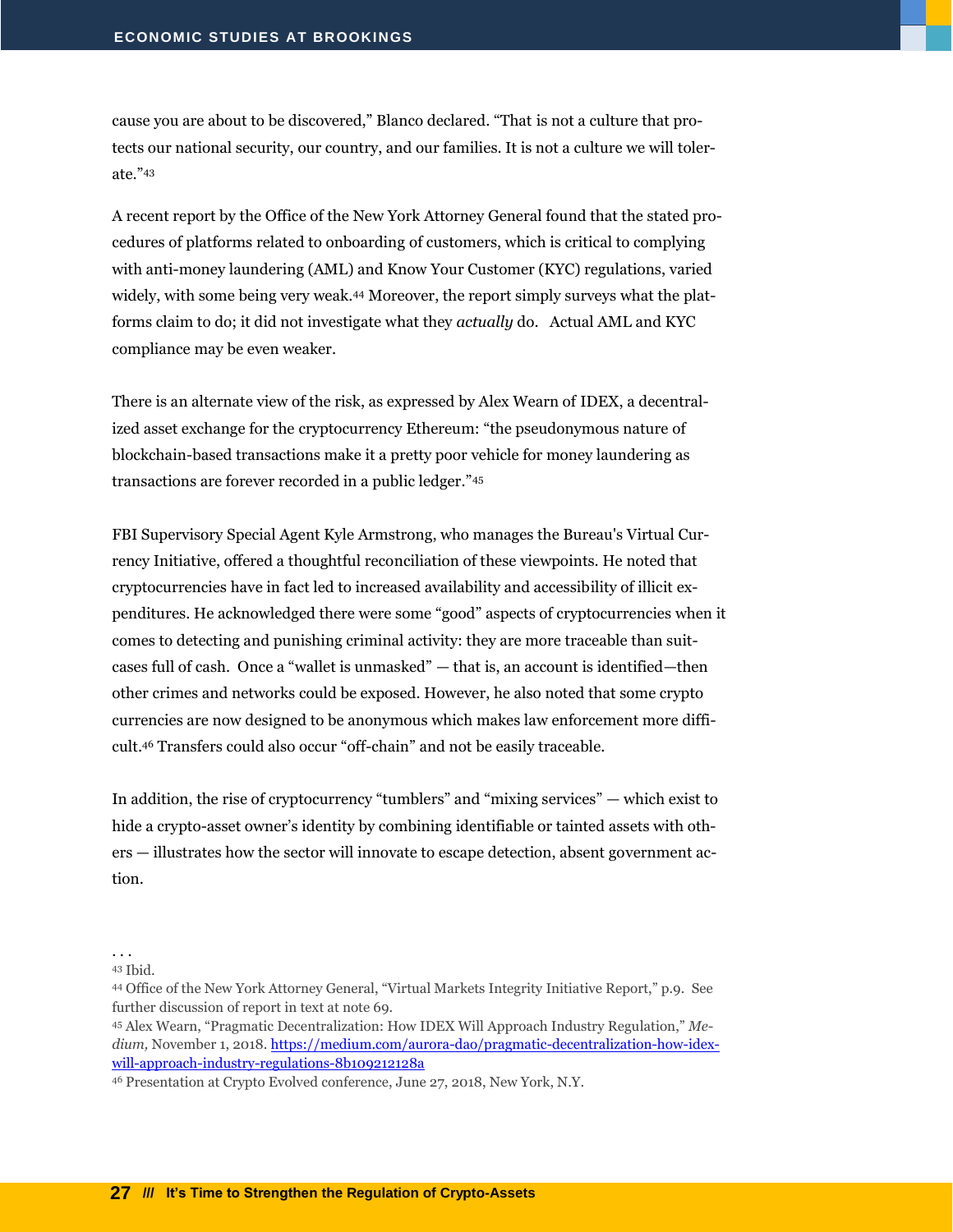cause you are about to be discovered," Blanco declared. "That is not a culture that protects our national security, our country, and our families. It is not a culture we will tolerate."[43]

A recent report by the Office of the New York Attorney General found that the stated procedures of platforms related to onboarding of customers, which is critical to complying with anti-money laundering (AML) and Know Your Customer (KYC) regulations, varied widely, with some being very weak.[44] Moreover, the report simply surveys what the platforms claim to do; it did not investigate what they *actually* do. Actual AML and KYC compliance may be even weaker.

There is an alternate view of the risk, as expressed by Alex Wearn of IDEX, a decentralized asset exchange for the cryptocurrency Ethereum: "the pseudonymous nature of blockchain-based transactions make it a pretty poor vehicle for money laundering as transactions are forever recorded in a public ledger."[45]

FBI Supervisory Special Agent Kyle Armstrong, who manages the Bureau's Virtual Currency Initiative, offered a thoughtful reconciliation of these viewpoints. He noted that cryptocurrencies have in fact led to increased availability and accessibility of illicit expenditures. He acknowledged there were some "good" aspects of cryptocurrencies when it comes to detecting and punishing criminal activity: they are more traceable than suitcases full of cash. Once a "wallet is unmasked" — that is, an account is identified—then other crimes and networks could be exposed. However, he also noted that some crypto currencies are now designed to be anonymous which makes law enforcement more difficult.[46] Transfers could also occur "off-chain" and not be easily traceable.

In addition, the rise of cryptocurrency "tumblers" and "mixing services" — which exist to hide a crypto-asset owner's identity by combining identifiable or tainted assets with others — illustrates how the sector will innovate to escape detection, absent government action.

. . .

[43] Ibid.

[44] Office of the New York Attorney General, "Virtual Markets Integrity Initiative Report," p.9. See further discussion of report in text at note 69.

[45] Alex Wearn, "Pragmatic Decentralization: How IDEX Will Approach Industry Regulation," *Medium,* November 1, 2018. https://medium.com/aurora-dao/pragmatic-decentralization-how-idex-will-approach-industry-regulations-8b109212128a

[46] Presentation at Crypto Evolved conference, June 27, 2018, New York, N.Y.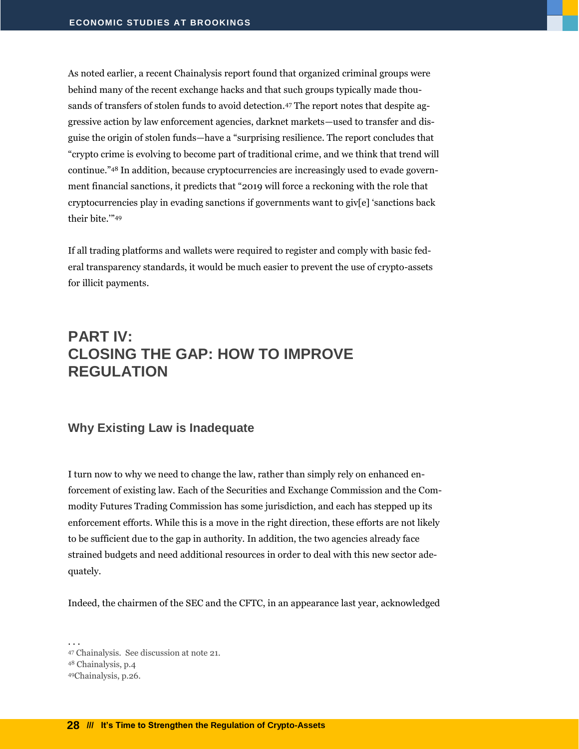As noted earlier, a recent Chainalysis report found that organized criminal groups were behind many of the recent exchange hacks and that such groups typically made thousands of transfers of stolen funds to avoid detection.[47] The report notes that despite aggressive action by law enforcement agencies, darknet markets—used to transfer and disguise the origin of stolen funds—have a "surprising resilience. The report concludes that "crypto crime is evolving to become part of traditional crime, and we think that trend will continue."[48] In addition, because cryptocurrencies are increasingly used to evade government financial sanctions, it predicts that "2019 will force a reckoning with the role that cryptocurrencies play in evading sanctions if governments want to giv[e] 'sanctions back their bite.'"[49]

If all trading platforms and wallets were required to register and comply with basic federal transparency standards, it would be much easier to prevent the use of crypto-assets for illicit payments.

# PART IV: CLOSING THE GAP: HOW TO IMPROVE REGULATION

## Why Existing Law is Inadequate

I turn now to why we need to change the law, rather than simply rely on enhanced enforcement of existing law. Each of the Securities and Exchange Commission and the Commodity Futures Trading Commission has some jurisdiction, and each has stepped up its enforcement efforts. While this is a move in the right direction, these efforts are not likely to be sufficient due to the gap in authority. In addition, the two agencies already face strained budgets and need additional resources in order to deal with this new sector adequately.

Indeed, the chairmen of the SEC and the CFTC, in an appearance last year, acknowledged

. . .

[47] Chainalysis. See discussion at note 21.

[48] Chainalysis, p.4

[49] Chainalysis, p.26.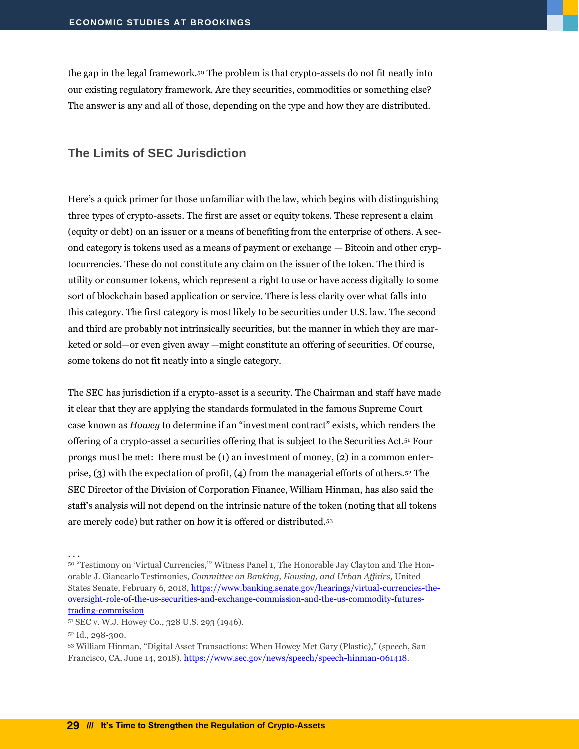the gap in the legal framework.[50] The problem is that crypto-assets do not fit neatly into our existing regulatory framework. Are they securities, commodities or something else? The answer is any and all of those, depending on the type and how they are distributed.

## The Limits of SEC Jurisdiction

Here's a quick primer for those unfamiliar with the law, which begins with distinguishing three types of crypto-assets. The first are asset or equity tokens. These represent a claim (equity or debt) on an issuer or a means of benefiting from the enterprise of others. A second category is tokens used as a means of payment or exchange — Bitcoin and other cryptocurrencies. These do not constitute any claim on the issuer of the token. The third is utility or consumer tokens, which represent a right to use or have access digitally to some sort of blockchain based application or service. There is less clarity over what falls into this category. The first category is most likely to be securities under U.S. law. The second and third are probably not intrinsically securities, but the manner in which they are marketed or sold—or even given away —might constitute an offering of securities. Of course, some tokens do not fit neatly into a single category.

The SEC has jurisdiction if a crypto-asset is a security. The Chairman and staff have made it clear that they are applying the standards formulated in the famous Supreme Court case known as *Howey* to determine if an "investment contract" exists, which renders the offering of a crypto-asset a securities offering that is subject to the Securities Act.[51] Four prongs must be met: there must be (1) an investment of money, (2) in a common enterprise, (3) with the expectation of profit, (4) from the managerial efforts of others.[52] The SEC Director of the Division of Corporation Finance, William Hinman, has also said the staff's analysis will not depend on the intrinsic nature of the token (noting that all tokens are merely code) but rather on how it is offered or distributed.[53]

. . .

[50] "Testimony on 'Virtual Currencies,'" Witness Panel 1, The Honorable Jay Clayton and The Honorable J. Giancarlo Testimonies, *Committee on Banking, Housing, and Urban Affairs,* United States Senate, February 6, 2018, https://www.banking.senate.gov/hearings/virtual-currencies-the-oversight-role-of-the-us-securities-and-exchange-commission-and-the-us-commodity-futures-trading-commission

[51] SEC v. W.J. Howey Co., 328 U.S. 293 (1946).

[52] Id., 298-300.

[53] William Hinman, "Digital Asset Transactions: When Howey Met Gary (Plastic)," (speech, San Francisco, CA, June 14, 2018). https://www.sec.gov/news/speech/speech-hinman-061418.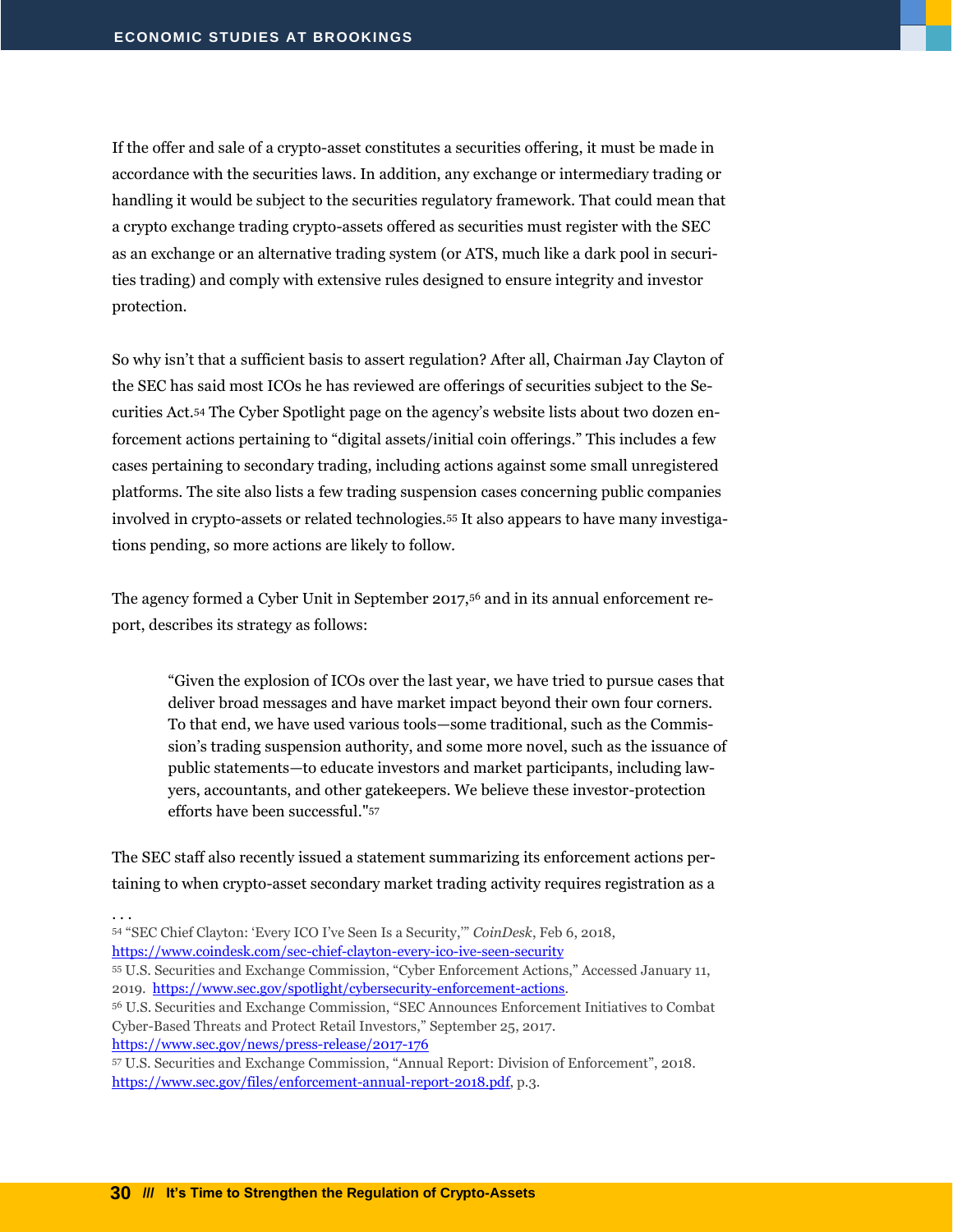If the offer and sale of a crypto-asset constitutes a securities offering, it must be made in accordance with the securities laws. In addition, any exchange or intermediary trading or handling it would be subject to the securities regulatory framework. That could mean that a crypto exchange trading crypto-assets offered as securities must register with the SEC as an exchange or an alternative trading system (or ATS, much like a dark pool in securities trading) and comply with extensive rules designed to ensure integrity and investor protection.

So why isn't that a sufficient basis to assert regulation? After all, Chairman Jay Clayton of the SEC has said most ICOs he has reviewed are offerings of securities subject to the Securities Act.[54] The Cyber Spotlight page on the agency's website lists about two dozen enforcement actions pertaining to "digital assets/initial coin offerings." This includes a few cases pertaining to secondary trading, including actions against some small unregistered platforms. The site also lists a few trading suspension cases concerning public companies involved in crypto-assets or related technologies.[55] It also appears to have many investigations pending, so more actions are likely to follow.

The agency formed a Cyber Unit in September 2017,[56] and in its annual enforcement report, describes its strategy as follows:

> "Given the explosion of ICOs over the last year, we have tried to pursue cases that deliver broad messages and have market impact beyond their own four corners. To that end, we have used various tools—some traditional, such as the Commission's trading suspension authority, and some more novel, such as the issuance of public statements—to educate investors and market participants, including lawyers, accountants, and other gatekeepers. We believe these investor-protection efforts have been successful."[57]

The SEC staff also recently issued a statement summarizing its enforcement actions pertaining to when crypto-asset secondary market trading activity requires registration as a

. . .

[54] "SEC Chief Clayton: 'Every ICO I've Seen Is a Security,'" *CoinDesk*, Feb 6, 2018, https://www.coindesk.com/sec-chief-clayton-every-ico-ive-seen-security

[55] U.S. Securities and Exchange Commission, "Cyber Enforcement Actions," Accessed January 11, 2019. https://www.sec.gov/spotlight/cybersecurity-enforcement-actions.

[56] U.S. Securities and Exchange Commission, "SEC Announces Enforcement Initiatives to Combat Cyber-Based Threats and Protect Retail Investors," September 25, 2017. https://www.sec.gov/news/press-release/2017-176

[57] U.S. Securities and Exchange Commission, "Annual Report: Division of Enforcement", 2018. https://www.sec.gov/files/enforcement-annual-report-2018.pdf, p.3.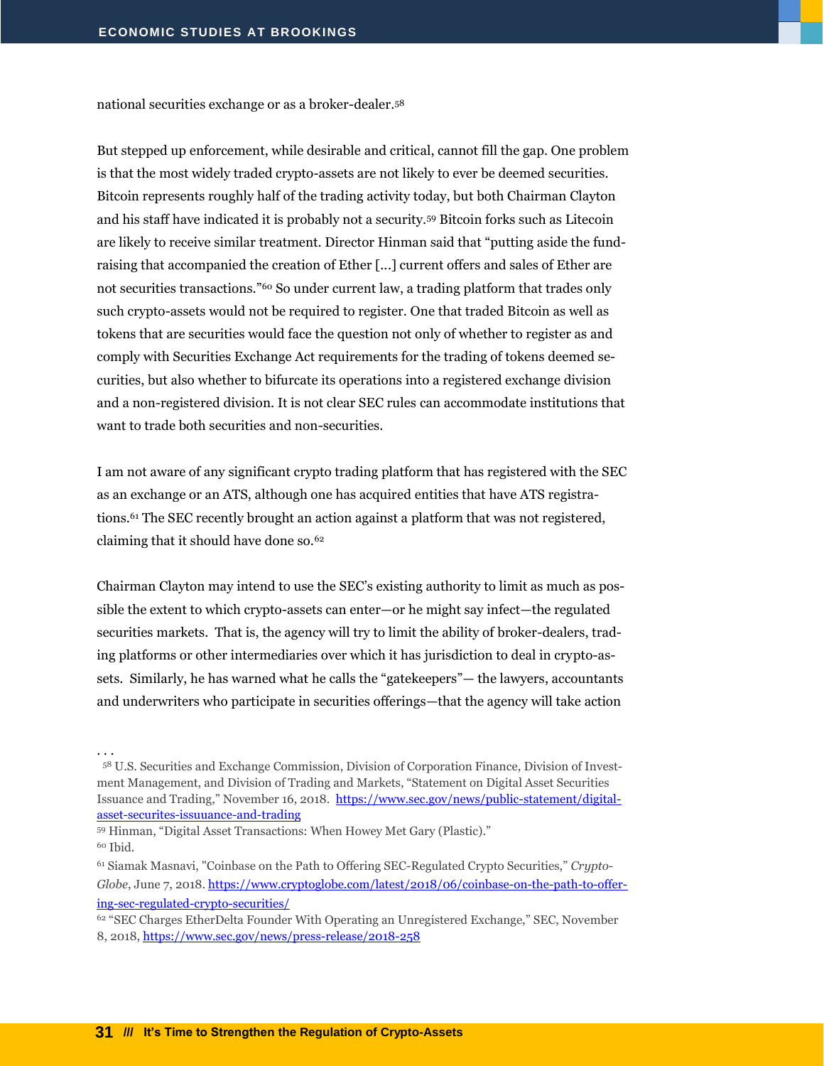national securities exchange or as a broker-dealer.[58]

But stepped up enforcement, while desirable and critical, cannot fill the gap. One problem is that the most widely traded crypto-assets are not likely to ever be deemed securities. Bitcoin represents roughly half of the trading activity today, but both Chairman Clayton and his staff have indicated it is probably not a security.[59] Bitcoin forks such as Litecoin are likely to receive similar treatment. Director Hinman said that "putting aside the fund-raising that accompanied the creation of Ether [...] current offers and sales of Ether are not securities transactions."[60] So under current law, a trading platform that trades only such crypto-assets would not be required to register. One that traded Bitcoin as well as tokens that are securities would face the question not only of whether to register as and comply with Securities Exchange Act requirements for the trading of tokens deemed securities, but also whether to bifurcate its operations into a registered exchange division and a non-registered division. It is not clear SEC rules can accommodate institutions that want to trade both securities and non-securities.

I am not aware of any significant crypto trading platform that has registered with the SEC as an exchange or an ATS, although one has acquired entities that have ATS registrations.[61] The SEC recently brought an action against a platform that was not registered, claiming that it should have done so.[62]

Chairman Clayton may intend to use the SEC's existing authority to limit as much as possible the extent to which crypto-assets can enter—or he might say infect—the regulated securities markets. That is, the agency will try to limit the ability of broker-dealers, trading platforms or other intermediaries over which it has jurisdiction to deal in crypto-assets. Similarly, he has warned what he calls the "gatekeepers"— the lawyers, accountants and underwriters who participate in securities offerings—that the agency will take action

. . .

[58] U.S. Securities and Exchange Commission, Division of Corporation Finance, Division of Investment Management, and Division of Trading and Markets, "Statement on Digital Asset Securities Issuance and Trading," November 16, 2018. https://www.sec.gov/news/public-statement/digital-asset-securites-issuuance-and-trading

[59] Hinman, "Digital Asset Transactions: When Howey Met Gary (Plastic)."

[60] Ibid.

[61] Siamak Masnavi, "Coinbase on the Path to Offering SEC-Regulated Crypto Securities," *Crypto-Globe*, June 7, 2018. https://www.cryptoglobe.com/latest/2018/06/coinbase-on-the-path-to-offering-sec-regulated-crypto-securities/

[62] "SEC Charges EtherDelta Founder With Operating an Unregistered Exchange," SEC, November 8, 2018, https://www.sec.gov/news/press-release/2018-258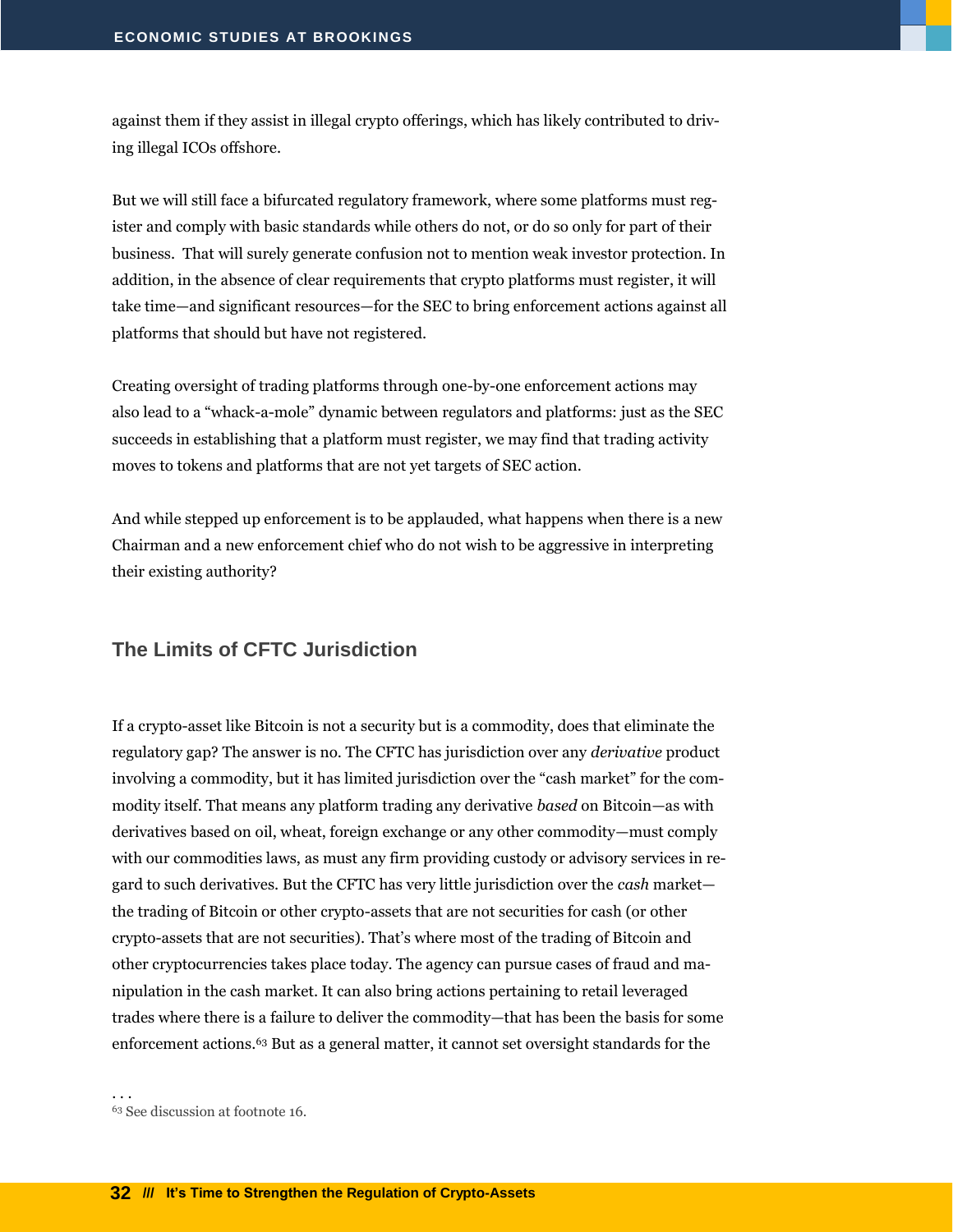against them if they assist in illegal crypto offerings, which has likely contributed to driving illegal ICOs offshore.

But we will still face a bifurcated regulatory framework, where some platforms must register and comply with basic standards while others do not, or do so only for part of their business. That will surely generate confusion not to mention weak investor protection. In addition, in the absence of clear requirements that crypto platforms must register, it will take time—and significant resources—for the SEC to bring enforcement actions against all platforms that should but have not registered.

Creating oversight of trading platforms through one-by-one enforcement actions may also lead to a "whack-a-mole" dynamic between regulators and platforms: just as the SEC succeeds in establishing that a platform must register, we may find that trading activity moves to tokens and platforms that are not yet targets of SEC action.

And while stepped up enforcement is to be applauded, what happens when there is a new Chairman and a new enforcement chief who do not wish to be aggressive in interpreting their existing authority?

## The Limits of CFTC Jurisdiction

If a crypto-asset like Bitcoin is not a security but is a commodity, does that eliminate the regulatory gap? The answer is no. The CFTC has jurisdiction over any *derivative* product involving a commodity, but it has limited jurisdiction over the "cash market" for the commodity itself. That means any platform trading any derivative *based* on Bitcoin—as with derivatives based on oil, wheat, foreign exchange or any other commodity—must comply with our commodities laws, as must any firm providing custody or advisory services in regard to such derivatives. But the CFTC has very little jurisdiction over the *cash* market—the trading of Bitcoin or other crypto-assets that are not securities for cash (or other crypto-assets that are not securities). That's where most of the trading of Bitcoin and other cryptocurrencies takes place today. The agency can pursue cases of fraud and manipulation in the cash market. It can also bring actions pertaining to retail leveraged trades where there is a failure to deliver the commodity—that has been the basis for some enforcement actions.[63] But as a general matter, it cannot set oversight standards for the

. . .

[63] See discussion at footnote 16.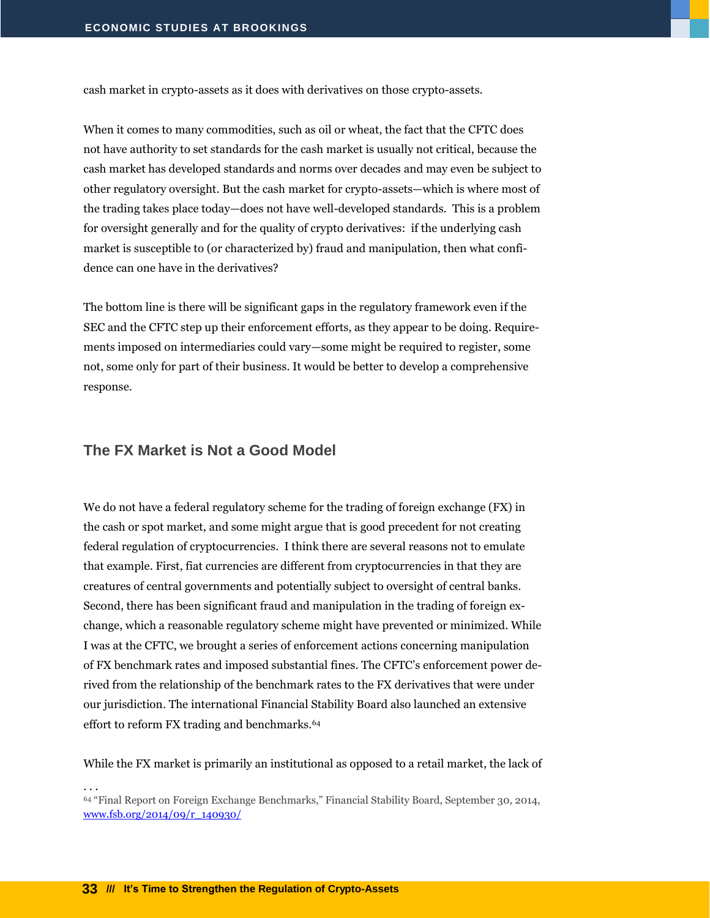cash market in crypto-assets as it does with derivatives on those crypto-assets.

When it comes to many commodities, such as oil or wheat, the fact that the CFTC does not have authority to set standards for the cash market is usually not critical, because the cash market has developed standards and norms over decades and may even be subject to other regulatory oversight. But the cash market for crypto-assets—which is where most of the trading takes place today—does not have well-developed standards. This is a problem for oversight generally and for the quality of crypto derivatives: if the underlying cash market is susceptible to (or characterized by) fraud and manipulation, then what confidence can one have in the derivatives?

The bottom line is there will be significant gaps in the regulatory framework even if the SEC and the CFTC step up their enforcement efforts, as they appear to be doing. Requirements imposed on intermediaries could vary—some might be required to register, some not, some only for part of their business. It would be better to develop a comprehensive response.

## The FX Market is Not a Good Model

We do not have a federal regulatory scheme for the trading of foreign exchange (FX) in the cash or spot market, and some might argue that is good precedent for not creating federal regulation of cryptocurrencies. I think there are several reasons not to emulate that example. First, fiat currencies are different from cryptocurrencies in that they are creatures of central governments and potentially subject to oversight of central banks. Second, there has been significant fraud and manipulation in the trading of foreign exchange, which a reasonable regulatory scheme might have prevented or minimized. While I was at the CFTC, we brought a series of enforcement actions concerning manipulation of FX benchmark rates and imposed substantial fines. The CFTC's enforcement power derived from the relationship of the benchmark rates to the FX derivatives that were under our jurisdiction. The international Financial Stability Board also launched an extensive effort to reform FX trading and benchmarks.[64]

While the FX market is primarily an institutional as opposed to a retail market, the lack of

. . .

[64] "Final Report on Foreign Exchange Benchmarks," Financial Stability Board, September 30, 2014, www.fsb.org/2014/09/r_140930/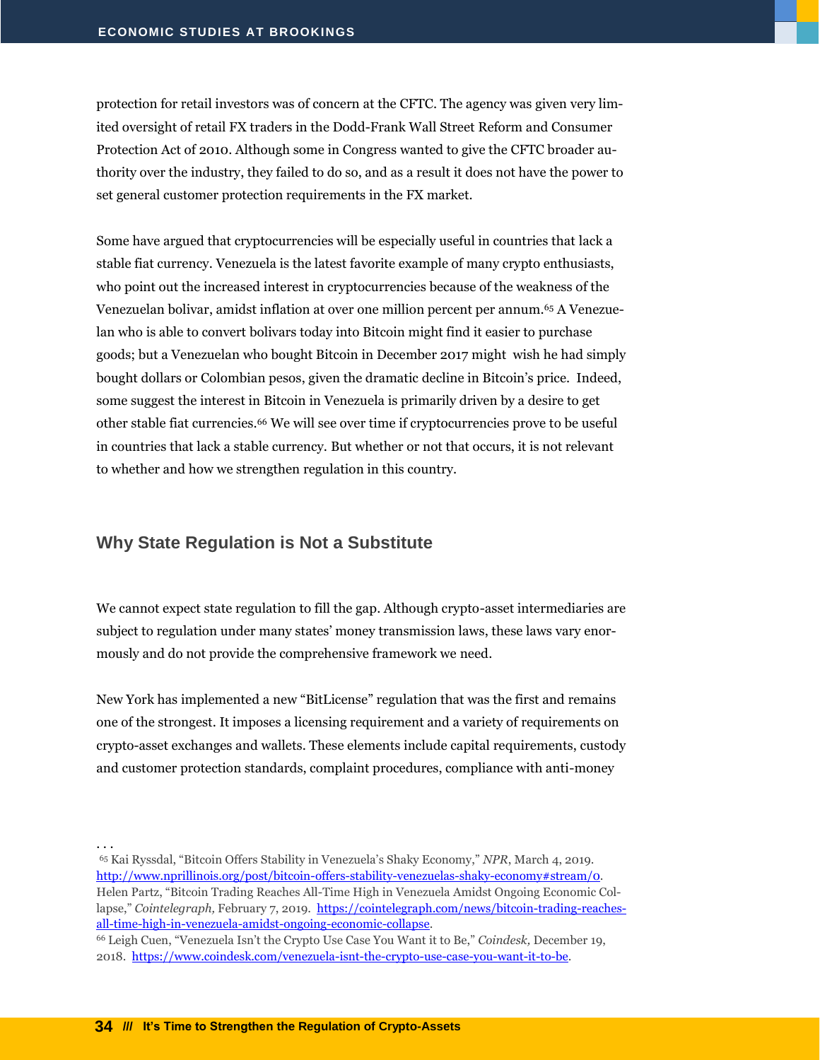protection for retail investors was of concern at the CFTC. The agency was given very limited oversight of retail FX traders in the Dodd-Frank Wall Street Reform and Consumer Protection Act of 2010. Although some in Congress wanted to give the CFTC broader authority over the industry, they failed to do so, and as a result it does not have the power to set general customer protection requirements in the FX market.

Some have argued that cryptocurrencies will be especially useful in countries that lack a stable fiat currency. Venezuela is the latest favorite example of many crypto enthusiasts, who point out the increased interest in cryptocurrencies because of the weakness of the Venezuelan bolivar, amidst inflation at over one million percent per annum.[65] A Venezuelan who is able to convert bolivars today into Bitcoin might find it easier to purchase goods; but a Venezuelan who bought Bitcoin in December 2017 might wish he had simply bought dollars or Colombian pesos, given the dramatic decline in Bitcoin's price. Indeed, some suggest the interest in Bitcoin in Venezuela is primarily driven by a desire to get other stable fiat currencies.[66] We will see over time if cryptocurrencies prove to be useful in countries that lack a stable currency. But whether or not that occurs, it is not relevant to whether and how we strengthen regulation in this country.

## Why State Regulation is Not a Substitute

We cannot expect state regulation to fill the gap. Although crypto-asset intermediaries are subject to regulation under many states' money transmission laws, these laws vary enormously and do not provide the comprehensive framework we need.

New York has implemented a new "BitLicense" regulation that was the first and remains one of the strongest. It imposes a licensing requirement and a variety of requirements on crypto-asset exchanges and wallets. These elements include capital requirements, custody and customer protection standards, complaint procedures, compliance with anti-money

. . .

[65] Kai Ryssdal, "Bitcoin Offers Stability in Venezuela's Shaky Economy," *NPR*, March 4, 2019. http://www.nprillinois.org/post/bitcoin-offers-stability-venezuelas-shaky-economy#stream/0. Helen Partz, "Bitcoin Trading Reaches All-Time High in Venezuela Amidst Ongoing Economic Collapse," *Cointelegraph,* February 7, 2019. https://cointelegraph.com/news/bitcoin-trading-reaches-all-time-high-in-venezuela-amidst-ongoing-economic-collapse.

[66] Leigh Cuen, "Venezuela Isn't the Crypto Use Case You Want it to Be," *Coindesk,* December 19, 2018. https://www.coindesk.com/venezuela-isnt-the-crypto-use-case-you-want-it-to-be.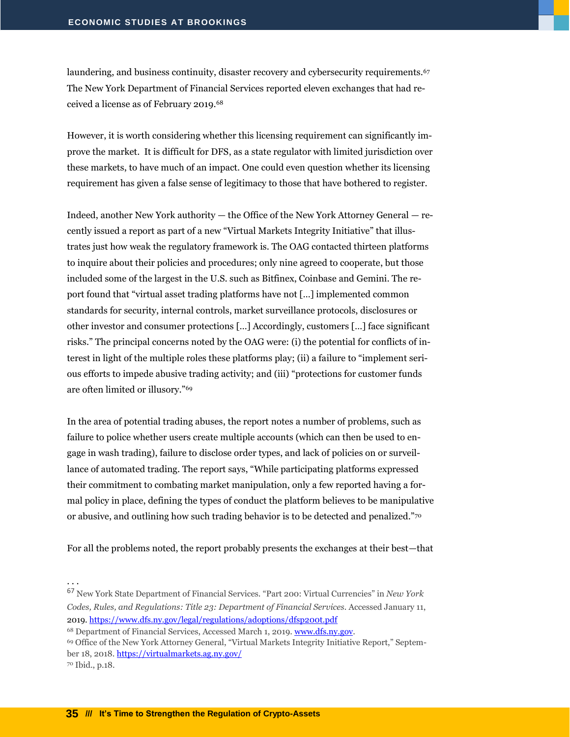laundering, and business continuity, disaster recovery and cybersecurity requirements.[67] The New York Department of Financial Services reported eleven exchanges that had received a license as of February 2019.[68]

However, it is worth considering whether this licensing requirement can significantly improve the market. It is difficult for DFS, as a state regulator with limited jurisdiction over these markets, to have much of an impact. One could even question whether its licensing requirement has given a false sense of legitimacy to those that have bothered to register.

Indeed, another New York authority — the Office of the New York Attorney General — recently issued a report as part of a new "Virtual Markets Integrity Initiative" that illustrates just how weak the regulatory framework is. The OAG contacted thirteen platforms to inquire about their policies and procedures; only nine agreed to cooperate, but those included some of the largest in the U.S. such as Bitfinex, Coinbase and Gemini. The report found that "virtual asset trading platforms have not [...] implemented common standards for security, internal controls, market surveillance protocols, disclosures or other investor and consumer protections [...] Accordingly, customers [...] face significant risks." The principal concerns noted by the OAG were: (i) the potential for conflicts of interest in light of the multiple roles these platforms play; (ii) a failure to "implement serious efforts to impede abusive trading activity; and (iii) "protections for customer funds are often limited or illusory."[69]

In the area of potential trading abuses, the report notes a number of problems, such as failure to police whether users create multiple accounts (which can then be used to engage in wash trading), failure to disclose order types, and lack of policies on or surveillance of automated trading. The report says, "While participating platforms expressed their commitment to combating market manipulation, only a few reported having a formal policy in place, defining the types of conduct the platform believes to be manipulative or abusive, and outlining how such trading behavior is to be detected and penalized."[70]

For all the problems noted, the report probably presents the exchanges at their best—that

. . .

[67] New York State Department of Financial Services. "Part 200: Virtual Currencies" in *New York Codes, Rules, and Regulations: Title 23: Department of Financial Services*. Accessed January 11, 2019. https://www.dfs.ny.gov/legal/regulations/adoptions/dfsp200t.pdf

[68] Department of Financial Services, Accessed March 1, 2019. www.dfs.ny.gov.

[69] Office of the New York Attorney General, "Virtual Markets Integrity Initiative Report," September 18, 2018. https://virtualmarkets.ag.ny.gov/

[70] Ibid., p.18.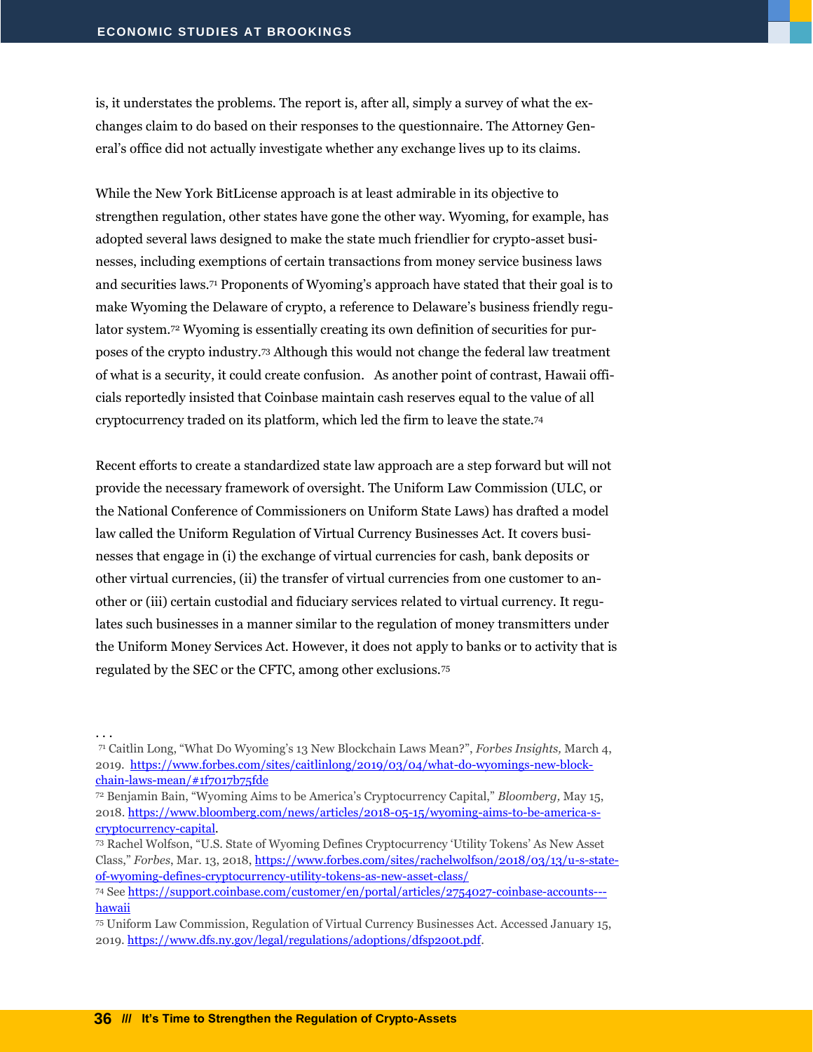is, it understates the problems. The report is, after all, simply a survey of what the exchanges claim to do based on their responses to the questionnaire. The Attorney General's office did not actually investigate whether any exchange lives up to its claims.

While the New York BitLicense approach is at least admirable in its objective to strengthen regulation, other states have gone the other way. Wyoming, for example, has adopted several laws designed to make the state much friendlier for crypto-asset businesses, including exemptions of certain transactions from money service business laws and securities laws.[71] Proponents of Wyoming's approach have stated that their goal is to make Wyoming the Delaware of crypto, a reference to Delaware's business friendly regulator system.[72] Wyoming is essentially creating its own definition of securities for purposes of the crypto industry.[73] Although this would not change the federal law treatment of what is a security, it could create confusion. As another point of contrast, Hawaii officials reportedly insisted that Coinbase maintain cash reserves equal to the value of all cryptocurrency traded on its platform, which led the firm to leave the state.[74]

Recent efforts to create a standardized state law approach are a step forward but will not provide the necessary framework of oversight. The Uniform Law Commission (ULC, or the National Conference of Commissioners on Uniform State Laws) has drafted a model law called the Uniform Regulation of Virtual Currency Businesses Act. It covers businesses that engage in (i) the exchange of virtual currencies for cash, bank deposits or other virtual currencies, (ii) the transfer of virtual currencies from one customer to another or (iii) certain custodial and fiduciary services related to virtual currency. It regulates such businesses in a manner similar to the regulation of money transmitters under the Uniform Money Services Act. However, it does not apply to banks or to activity that is regulated by the SEC or the CFTC, among other exclusions.[75]

. . .

[71] Caitlin Long, "What Do Wyoming's 13 New Blockchain Laws Mean?", *Forbes Insights,* March 4, 2019. https://www.forbes.com/sites/caitlinlong/2019/03/04/what-do-wyomings-new-blockchain-laws-mean/#1f7017b75fde

[72] Benjamin Bain, "Wyoming Aims to be America's Cryptocurrency Capital," *Bloomberg,* May 15, 2018. https://www.bloomberg.com/news/articles/2018-05-15/wyoming-aims-to-be-america-s-cryptocurrency-capital.

[73] Rachel Wolfson, "U.S. State of Wyoming Defines Cryptocurrency 'Utility Tokens' As New Asset Class," *Forbes*, Mar. 13, 2018, https://www.forbes.com/sites/rachelwolfson/2018/03/13/u-s-state-of-wyoming-defines-cryptocurrency-utility-tokens-as-new-asset-class/

[74] See https://support.coinbase.com/customer/en/portal/articles/2754027-coinbase-accounts---hawaii

[75] Uniform Law Commission, Regulation of Virtual Currency Businesses Act. Accessed January 15, 2019. https://www.dfs.ny.gov/legal/regulations/adoptions/dfsp200t.pdf.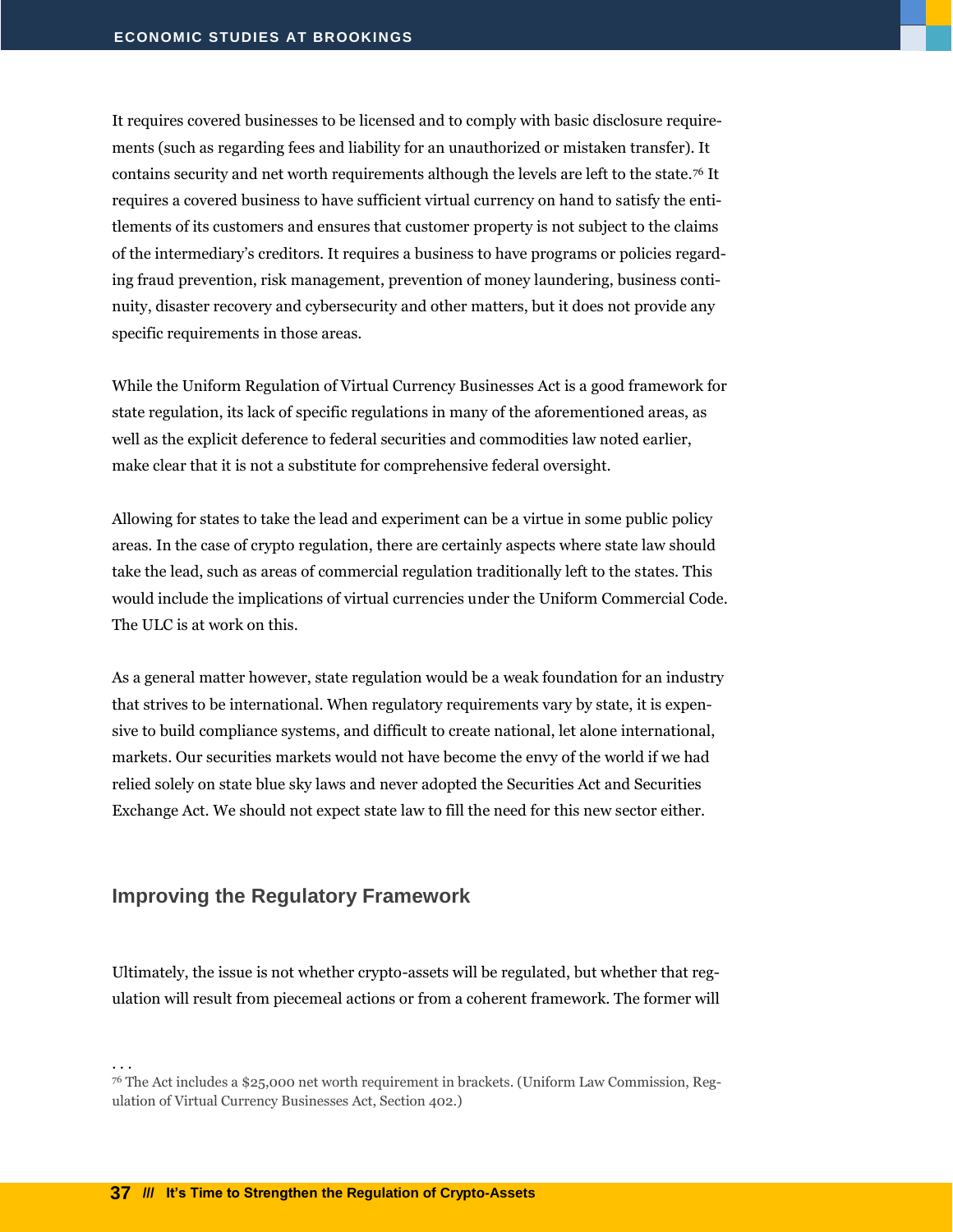It requires covered businesses to be licensed and to comply with basic disclosure requirements (such as regarding fees and liability for an unauthorized or mistaken transfer). It contains security and net worth requirements although the levels are left to the state.[76] It requires a covered business to have sufficient virtual currency on hand to satisfy the entitlements of its customers and ensures that customer property is not subject to the claims of the intermediary's creditors. It requires a business to have programs or policies regarding fraud prevention, risk management, prevention of money laundering, business continuity, disaster recovery and cybersecurity and other matters, but it does not provide any specific requirements in those areas.

While the Uniform Regulation of Virtual Currency Businesses Act is a good framework for state regulation, its lack of specific regulations in many of the aforementioned areas, as well as the explicit deference to federal securities and commodities law noted earlier, make clear that it is not a substitute for comprehensive federal oversight.

Allowing for states to take the lead and experiment can be a virtue in some public policy areas. In the case of crypto regulation, there are certainly aspects where state law should take the lead, such as areas of commercial regulation traditionally left to the states. This would include the implications of virtual currencies under the Uniform Commercial Code. The ULC is at work on this.

As a general matter however, state regulation would be a weak foundation for an industry that strives to be international. When regulatory requirements vary by state, it is expensive to build compliance systems, and difficult to create national, let alone international, markets. Our securities markets would not have become the envy of the world if we had relied solely on state blue sky laws and never adopted the Securities Act and Securities Exchange Act. We should not expect state law to fill the need for this new sector either.

## Improving the Regulatory Framework

Ultimately, the issue is not whether crypto-assets will be regulated, but whether that regulation will result from piecemeal actions or from a coherent framework. The former will

. . .

[76] The Act includes a $25,000 net worth requirement in brackets. (Uniform Law Commission, Regulation of Virtual Currency Businesses Act, Section 402.)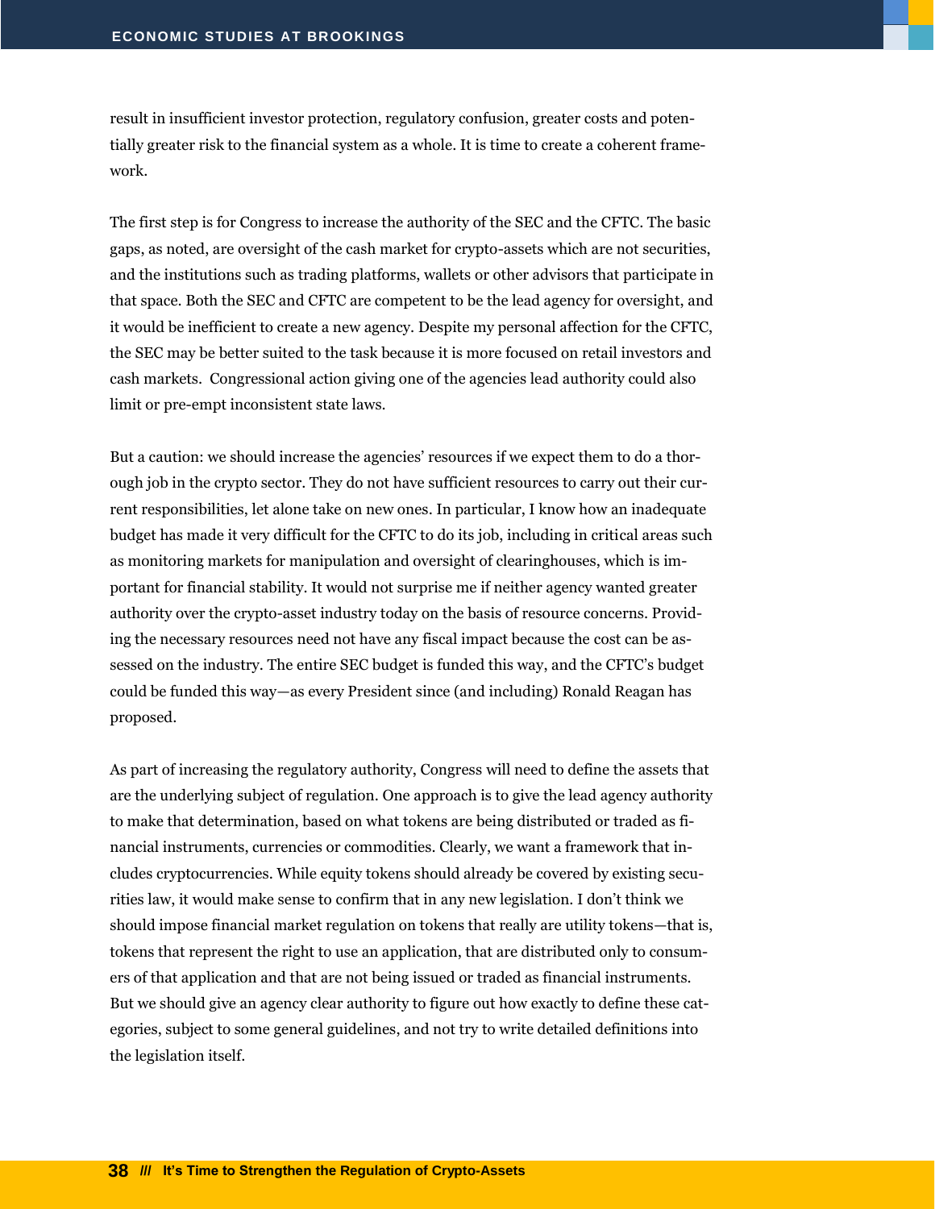result in insufficient investor protection, regulatory confusion, greater costs and potentially greater risk to the financial system as a whole. It is time to create a coherent framework.

The first step is for Congress to increase the authority of the SEC and the CFTC. The basic gaps, as noted, are oversight of the cash market for crypto-assets which are not securities, and the institutions such as trading platforms, wallets or other advisors that participate in that space. Both the SEC and CFTC are competent to be the lead agency for oversight, and it would be inefficient to create a new agency. Despite my personal affection for the CFTC, the SEC may be better suited to the task because it is more focused on retail investors and cash markets.  Congressional action giving one of the agencies lead authority could also limit or pre-empt inconsistent state laws.

But a caution: we should increase the agencies' resources if we expect them to do a thorough job in the crypto sector. They do not have sufficient resources to carry out their current responsibilities, let alone take on new ones. In particular, I know how an inadequate budget has made it very difficult for the CFTC to do its job, including in critical areas such as monitoring markets for manipulation and oversight of clearinghouses, which is important for financial stability. It would not surprise me if neither agency wanted greater authority over the crypto-asset industry today on the basis of resource concerns. Providing the necessary resources need not have any fiscal impact because the cost can be assessed on the industry. The entire SEC budget is funded this way, and the CFTC's budget could be funded this way—as every President since (and including) Ronald Reagan has proposed.

As part of increasing the regulatory authority, Congress will need to define the assets that are the underlying subject of regulation. One approach is to give the lead agency authority to make that determination, based on what tokens are being distributed or traded as financial instruments, currencies or commodities. Clearly, we want a framework that includes cryptocurrencies. While equity tokens should already be covered by existing securities law, it would make sense to confirm that in any new legislation. I don't think we should impose financial market regulation on tokens that really are utility tokens—that is, tokens that represent the right to use an application, that are distributed only to consumers of that application and that are not being issued or traded as financial instruments. But we should give an agency clear authority to figure out how exactly to define these categories, subject to some general guidelines, and not try to write detailed definitions into the legislation itself.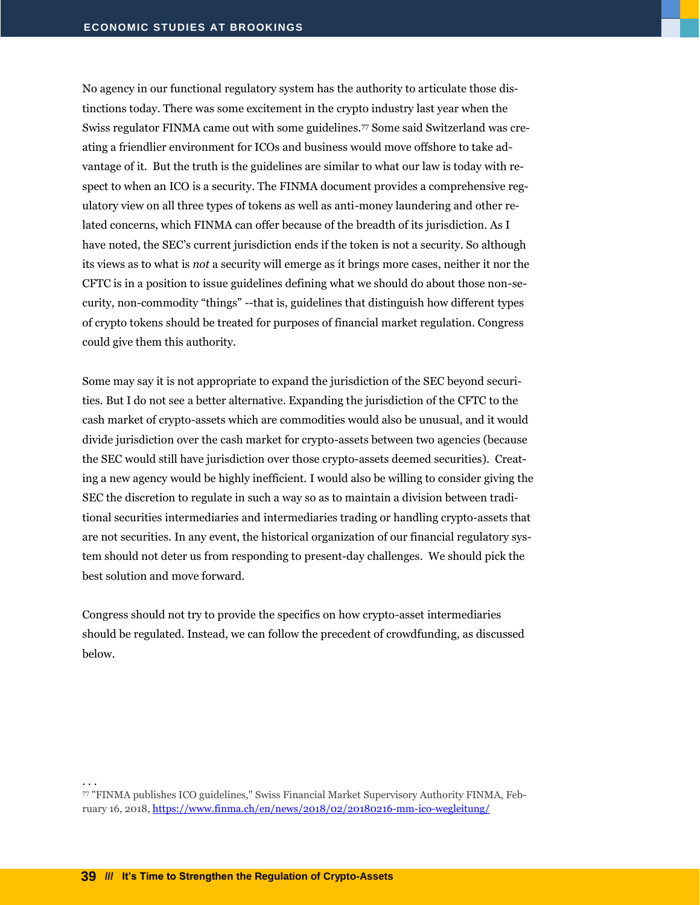No agency in our functional regulatory system has the authority to articulate those distinctions today. There was some excitement in the crypto industry last year when the Swiss regulator FINMA came out with some guidelines.[77] Some said Switzerland was creating a friendlier environment for ICOs and business would move offshore to take advantage of it. But the truth is the guidelines are similar to what our law is today with respect to when an ICO is a security. The FINMA document provides a comprehensive regulatory view on all three types of tokens as well as anti-money laundering and other related concerns, which FINMA can offer because of the breadth of its jurisdiction. As I have noted, the SEC's current jurisdiction ends if the token is not a security. So although its views as to what is *not* a security will emerge as it brings more cases, neither it nor the CFTC is in a position to issue guidelines defining what we should do about those non-security, non-commodity "things" --that is, guidelines that distinguish how different types of crypto tokens should be treated for purposes of financial market regulation. Congress could give them this authority.

Some may say it is not appropriate to expand the jurisdiction of the SEC beyond securities. But I do not see a better alternative. Expanding the jurisdiction of the CFTC to the cash market of crypto-assets which are commodities would also be unusual, and it would divide jurisdiction over the cash market for crypto-assets between two agencies (because the SEC would still have jurisdiction over those crypto-assets deemed securities). Creating a new agency would be highly inefficient. I would also be willing to consider giving the SEC the discretion to regulate in such a way so as to maintain a division between traditional securities intermediaries and intermediaries trading or handling crypto-assets that are not securities. In any event, the historical organization of our financial regulatory system should not deter us from responding to present-day challenges. We should pick the best solution and move forward.

Congress should not try to provide the specifics on how crypto-asset intermediaries should be regulated. Instead, we can follow the precedent of crowdfunding, as discussed below.

. . .

[77] "FINMA publishes ICO guidelines," Swiss Financial Market Supervisory Authority FINMA, February 16, 2018, https://www.finma.ch/en/news/2018/02/20180216-mm-ico-wegleitung/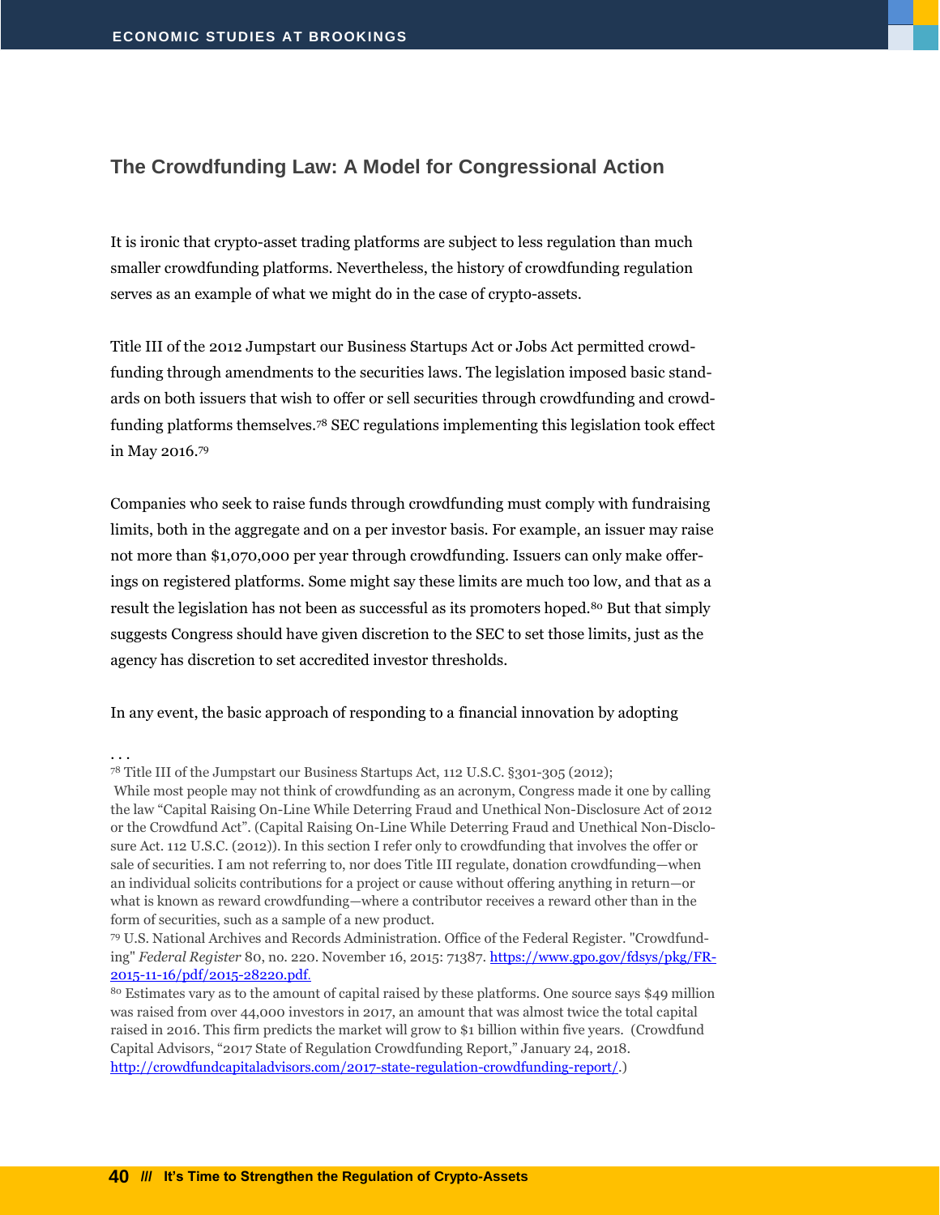## The Crowdfunding Law: A Model for Congressional Action

It is ironic that crypto-asset trading platforms are subject to less regulation than much smaller crowdfunding platforms. Nevertheless, the history of crowdfunding regulation serves as an example of what we might do in the case of crypto-assets.

Title III of the 2012 Jumpstart our Business Startups Act or Jobs Act permitted crowdfunding through amendments to the securities laws. The legislation imposed basic standards on both issuers that wish to offer or sell securities through crowdfunding and crowdfunding platforms themselves.[78] SEC regulations implementing this legislation took effect in May 2016.[79]

Companies who seek to raise funds through crowdfunding must comply with fundraising limits, both in the aggregate and on a per investor basis. For example, an issuer may raise not more than $1,070,000 per year through crowdfunding. Issuers can only make offerings on registered platforms. Some might say these limits are much too low, and that as a result the legislation has not been as successful as its promoters hoped.[80] But that simply suggests Congress should have given discretion to the SEC to set those limits, just as the agency has discretion to set accredited investor thresholds.

In any event, the basic approach of responding to a financial innovation by adopting

. . .

[78] Title III of the Jumpstart our Business Startups Act, 112 U.S.C. §301-305 (2012);
While most people may not think of crowdfunding as an acronym, Congress made it one by calling the law "Capital Raising On-Line While Deterring Fraud and Unethical Non-Disclosure Act of 2012 or the Crowdfund Act". (Capital Raising On-Line While Deterring Fraud and Unethical Non-Disclosure Act. 112 U.S.C. (2012)). In this section I refer only to crowdfunding that involves the offer or sale of securities. I am not referring to, nor does Title III regulate, donation crowdfunding—when an individual solicits contributions for a project or cause without offering anything in return—or what is known as reward crowdfunding—where a contributor receives a reward other than in the form of securities, such as a sample of a new product.

[79] U.S. National Archives and Records Administration. Office of the Federal Register. "Crowdfunding" *Federal Register* 80, no. 220. November 16, 2015: 71387. https://www.gpo.gov/fdsys/pkg/FR-2015-11-16/pdf/2015-28220.pdf.

[80] Estimates vary as to the amount of capital raised by these platforms. One source says $49 million was raised from over 44,000 investors in 2017, an amount that was almost twice the total capital raised in 2016. This firm predicts the market will grow to $1 billion within five years. (Crowdfund Capital Advisors, "2017 State of Regulation Crowdfunding Report," January 24, 2018. http://crowdfundcapitaladvisors.com/2017-state-regulation-crowdfunding-report/.)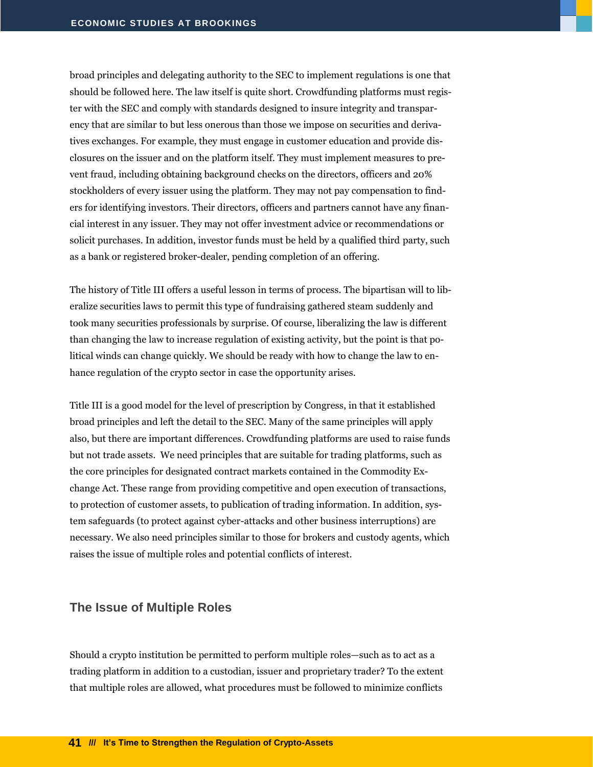broad principles and delegating authority to the SEC to implement regulations is one that should be followed here. The law itself is quite short. Crowdfunding platforms must register with the SEC and comply with standards designed to insure integrity and transparency that are similar to but less onerous than those we impose on securities and derivatives exchanges. For example, they must engage in customer education and provide disclosures on the issuer and on the platform itself. They must implement measures to prevent fraud, including obtaining background checks on the directors, officers and 20% stockholders of every issuer using the platform. They may not pay compensation to finders for identifying investors. Their directors, officers and partners cannot have any financial interest in any issuer. They may not offer investment advice or recommendations or solicit purchases. In addition, investor funds must be held by a qualified third party, such as a bank or registered broker-dealer, pending completion of an offering.

The history of Title III offers a useful lesson in terms of process. The bipartisan will to liberalize securities laws to permit this type of fundraising gathered steam suddenly and took many securities professionals by surprise. Of course, liberalizing the law is different than changing the law to increase regulation of existing activity, but the point is that political winds can change quickly. We should be ready with how to change the law to enhance regulation of the crypto sector in case the opportunity arises.

Title III is a good model for the level of prescription by Congress, in that it established broad principles and left the detail to the SEC. Many of the same principles will apply also, but there are important differences. Crowdfunding platforms are used to raise funds but not trade assets. We need principles that are suitable for trading platforms, such as the core principles for designated contract markets contained in the Commodity Exchange Act. These range from providing competitive and open execution of transactions, to protection of customer assets, to publication of trading information. In addition, system safeguards (to protect against cyber-attacks and other business interruptions) are necessary. We also need principles similar to those for brokers and custody agents, which raises the issue of multiple roles and potential conflicts of interest.

## The Issue of Multiple Roles

Should a crypto institution be permitted to perform multiple roles—such as to act as a trading platform in addition to a custodian, issuer and proprietary trader? To the extent that multiple roles are allowed, what procedures must be followed to minimize conflicts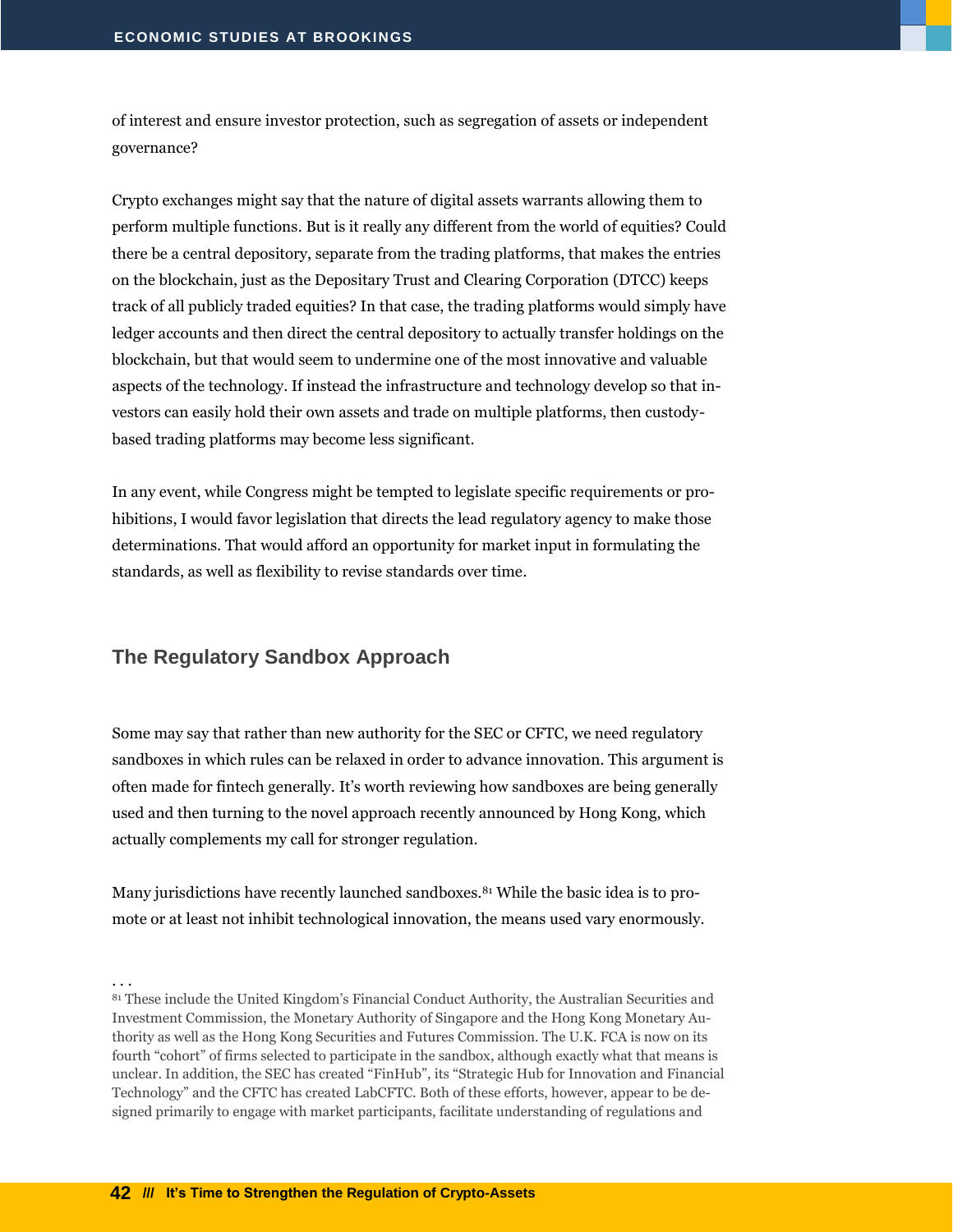of interest and ensure investor protection, such as segregation of assets or independent governance?

Crypto exchanges might say that the nature of digital assets warrants allowing them to perform multiple functions. But is it really any different from the world of equities? Could there be a central depository, separate from the trading platforms, that makes the entries on the blockchain, just as the Depositary Trust and Clearing Corporation (DTCC) keeps track of all publicly traded equities? In that case, the trading platforms would simply have ledger accounts and then direct the central depository to actually transfer holdings on the blockchain, but that would seem to undermine one of the most innovative and valuable aspects of the technology. If instead the infrastructure and technology develop so that investors can easily hold their own assets and trade on multiple platforms, then custody-based trading platforms may become less significant.

In any event, while Congress might be tempted to legislate specific requirements or prohibitions, I would favor legislation that directs the lead regulatory agency to make those determinations. That would afford an opportunity for market input in formulating the standards, as well as flexibility to revise standards over time.

## The Regulatory Sandbox Approach

Some may say that rather than new authority for the SEC or CFTC, we need regulatory sandboxes in which rules can be relaxed in order to advance innovation. This argument is often made for fintech generally. It's worth reviewing how sandboxes are being generally used and then turning to the novel approach recently announced by Hong Kong, which actually complements my call for stronger regulation.

Many jurisdictions have recently launched sandboxes.[81] While the basic idea is to promote or at least not inhibit technological innovation, the means used vary enormously.

. . .

[81] These include the United Kingdom's Financial Conduct Authority, the Australian Securities and Investment Commission, the Monetary Authority of Singapore and the Hong Kong Monetary Authority as well as the Hong Kong Securities and Futures Commission. The U.K. FCA is now on its fourth "cohort" of firms selected to participate in the sandbox, although exactly what that means is unclear. In addition, the SEC has created "FinHub", its "Strategic Hub for Innovation and Financial Technology" and the CFTC has created LabCFTC. Both of these efforts, however, appear to be designed primarily to engage with market participants, facilitate understanding of regulations and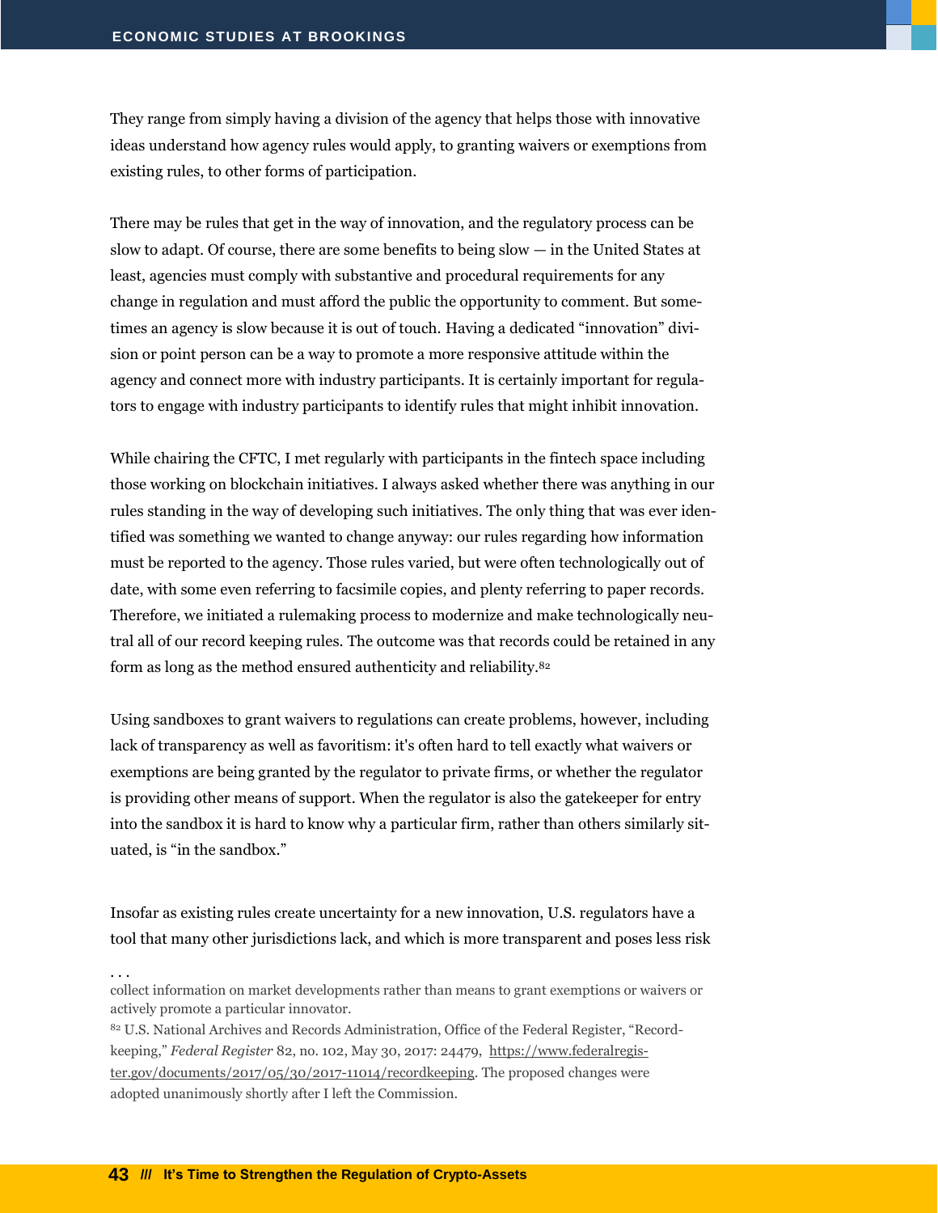They range from simply having a division of the agency that helps those with innovative ideas understand how agency rules would apply, to granting waivers or exemptions from existing rules, to other forms of participation.

There may be rules that get in the way of innovation, and the regulatory process can be slow to adapt. Of course, there are some benefits to being slow — in the United States at least, agencies must comply with substantive and procedural requirements for any change in regulation and must afford the public the opportunity to comment. But sometimes an agency is slow because it is out of touch. Having a dedicated "innovation" division or point person can be a way to promote a more responsive attitude within the agency and connect more with industry participants. It is certainly important for regulators to engage with industry participants to identify rules that might inhibit innovation.

While chairing the CFTC, I met regularly with participants in the fintech space including those working on blockchain initiatives. I always asked whether there was anything in our rules standing in the way of developing such initiatives. The only thing that was ever identified was something we wanted to change anyway: our rules regarding how information must be reported to the agency. Those rules varied, but were often technologically out of date, with some even referring to facsimile copies, and plenty referring to paper records. Therefore, we initiated a rulemaking process to modernize and make technologically neutral all of our record keeping rules. The outcome was that records could be retained in any form as long as the method ensured authenticity and reliability.[82]

Using sandboxes to grant waivers to regulations can create problems, however, including lack of transparency as well as favoritism: it's often hard to tell exactly what waivers or exemptions are being granted by the regulator to private firms, or whether the regulator is providing other means of support. When the regulator is also the gatekeeper for entry into the sandbox it is hard to know why a particular firm, rather than others similarly situated, is "in the sandbox."

Insofar as existing rules create uncertainty for a new innovation, U.S. regulators have a tool that many other jurisdictions lack, and which is more transparent and poses less risk

. . .
collect information on market developments rather than means to grant exemptions or waivers or actively promote a particular innovator.

[82] U.S. National Archives and Records Administration, Office of the Federal Register, "Recordkeeping," *Federal Register* 82, no. 102, May 30, 2017: 24479, https://www.federalregister.gov/documents/2017/05/30/2017-11014/recordkeeping. The proposed changes were adopted unanimously shortly after I left the Commission.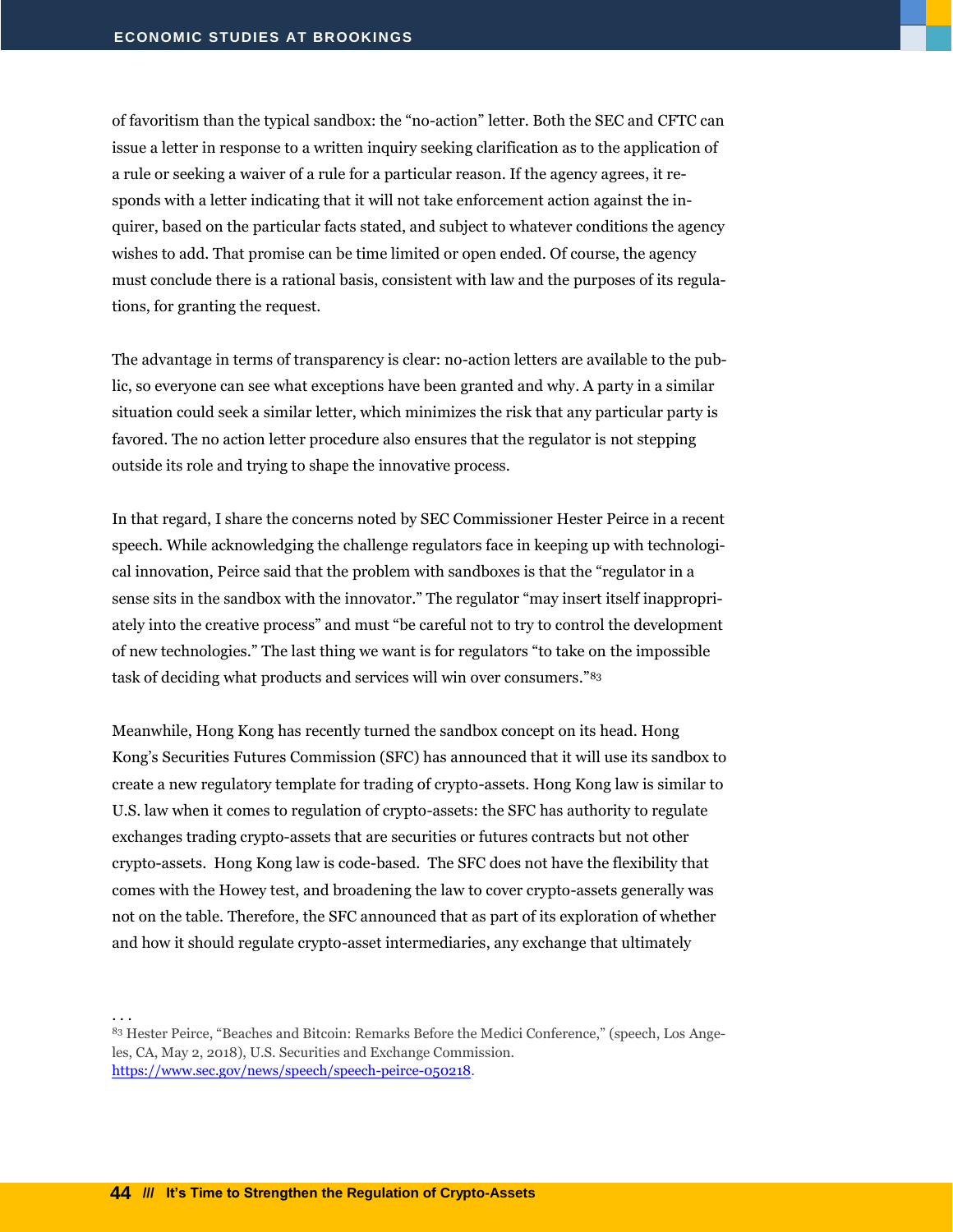of favoritism than the typical sandbox: the "no-action" letter. Both the SEC and CFTC can issue a letter in response to a written inquiry seeking clarification as to the application of a rule or seeking a waiver of a rule for a particular reason. If the agency agrees, it responds with a letter indicating that it will not take enforcement action against the inquirer, based on the particular facts stated, and subject to whatever conditions the agency wishes to add. That promise can be time limited or open ended. Of course, the agency must conclude there is a rational basis, consistent with law and the purposes of its regulations, for granting the request.

The advantage in terms of transparency is clear: no-action letters are available to the public, so everyone can see what exceptions have been granted and why. A party in a similar situation could seek a similar letter, which minimizes the risk that any particular party is favored. The no action letter procedure also ensures that the regulator is not stepping outside its role and trying to shape the innovative process.

In that regard, I share the concerns noted by SEC Commissioner Hester Peirce in a recent speech. While acknowledging the challenge regulators face in keeping up with technological innovation, Peirce said that the problem with sandboxes is that the "regulator in a sense sits in the sandbox with the innovator." The regulator "may insert itself inappropriately into the creative process" and must "be careful not to try to control the development of new technologies." The last thing we want is for regulators "to take on the impossible task of deciding what products and services will win over consumers."[83]

Meanwhile, Hong Kong has recently turned the sandbox concept on its head. Hong Kong's Securities Futures Commission (SFC) has announced that it will use its sandbox to create a new regulatory template for trading of crypto-assets. Hong Kong law is similar to U.S. law when it comes to regulation of crypto-assets: the SFC has authority to regulate exchanges trading crypto-assets that are securities or futures contracts but not other crypto-assets. Hong Kong law is code-based. The SFC does not have the flexibility that comes with the Howey test, and broadening the law to cover crypto-assets generally was not on the table. Therefore, the SFC announced that as part of its exploration of whether and how it should regulate crypto-asset intermediaries, any exchange that ultimately

. . .

[83] Hester Peirce, "Beaches and Bitcoin: Remarks Before the Medici Conference," (speech, Los Angeles, CA, May 2, 2018), U.S. Securities and Exchange Commission. https://www.sec.gov/news/speech/speech-peirce-050218.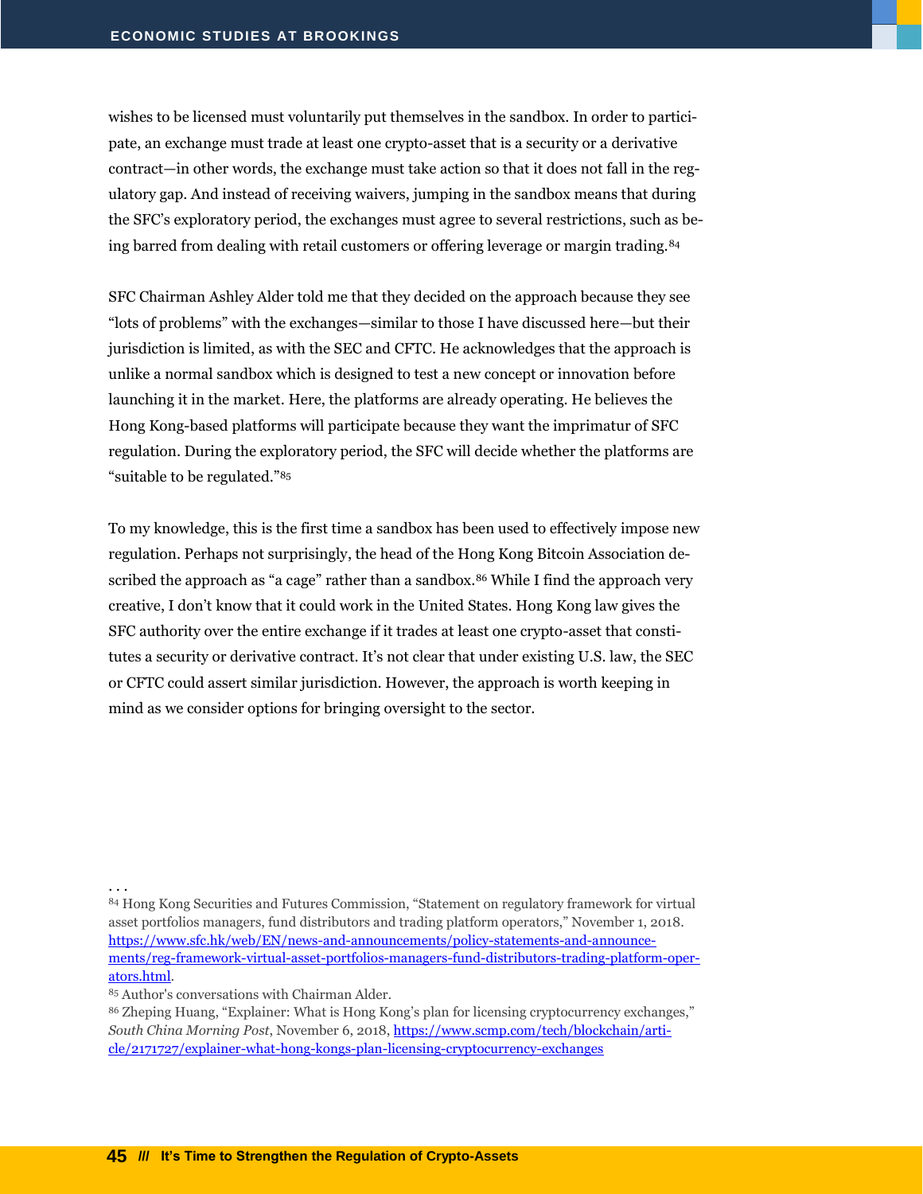wishes to be licensed must voluntarily put themselves in the sandbox. In order to participate, an exchange must trade at least one crypto-asset that is a security or a derivative contract—in other words, the exchange must take action so that it does not fall in the regulatory gap. And instead of receiving waivers, jumping in the sandbox means that during the SFC's exploratory period, the exchanges must agree to several restrictions, such as being barred from dealing with retail customers or offering leverage or margin trading.[84]

SFC Chairman Ashley Alder told me that they decided on the approach because they see "lots of problems" with the exchanges—similar to those I have discussed here—but their jurisdiction is limited, as with the SEC and CFTC. He acknowledges that the approach is unlike a normal sandbox which is designed to test a new concept or innovation before launching it in the market. Here, the platforms are already operating. He believes the Hong Kong-based platforms will participate because they want the imprimatur of SFC regulation. During the exploratory period, the SFC will decide whether the platforms are "suitable to be regulated."[85]

To my knowledge, this is the first time a sandbox has been used to effectively impose new regulation. Perhaps not surprisingly, the head of the Hong Kong Bitcoin Association described the approach as "a cage" rather than a sandbox.[86] While I find the approach very creative, I don't know that it could work in the United States. Hong Kong law gives the SFC authority over the entire exchange if it trades at least one crypto-asset that constitutes a security or derivative contract. It's not clear that under existing U.S. law, the SEC or CFTC could assert similar jurisdiction. However, the approach is worth keeping in mind as we consider options for bringing oversight to the sector.

. . .

[84] Hong Kong Securities and Futures Commission, "Statement on regulatory framework for virtual asset portfolios managers, fund distributors and trading platform operators," November 1, 2018. https://www.sfc.hk/web/EN/news-and-announcements/policy-statements-and-announcements/reg-framework-virtual-asset-portfolios-managers-fund-distributors-trading-platform-operators.html.

[85] Author's conversations with Chairman Alder.

[86] Zheping Huang, "Explainer: What is Hong Kong's plan for licensing cryptocurrency exchanges," *South China Morning Post*, November 6, 2018, https://www.scmp.com/tech/blockchain/article/2171727/explainer-what-hong-kongs-plan-licensing-cryptocurrency-exchanges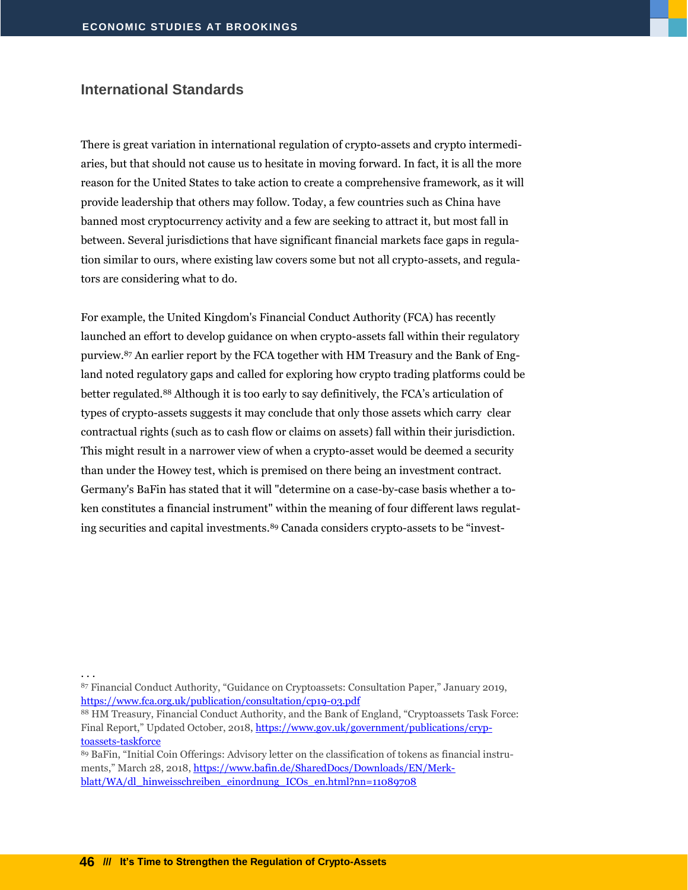## International Standards

There is great variation in international regulation of crypto-assets and crypto intermediaries, but that should not cause us to hesitate in moving forward. In fact, it is all the more reason for the United States to take action to create a comprehensive framework, as it will provide leadership that others may follow. Today, a few countries such as China have banned most cryptocurrency activity and a few are seeking to attract it, but most fall in between. Several jurisdictions that have significant financial markets face gaps in regulation similar to ours, where existing law covers some but not all crypto-assets, and regulators are considering what to do.

For example, the United Kingdom's Financial Conduct Authority (FCA) has recently launched an effort to develop guidance on when crypto-assets fall within their regulatory purview.[87] An earlier report by the FCA together with HM Treasury and the Bank of England noted regulatory gaps and called for exploring how crypto trading platforms could be better regulated.[88] Although it is too early to say definitively, the FCA's articulation of types of crypto-assets suggests it may conclude that only those assets which carry clear contractual rights (such as to cash flow or claims on assets) fall within their jurisdiction. This might result in a narrower view of when a crypto-asset would be deemed a security than under the Howey test, which is premised on there being an investment contract. Germany's BaFin has stated that it will "determine on a case-by-case basis whether a token constitutes a financial instrument" within the meaning of four different laws regulating securities and capital investments.[89] Canada considers crypto-assets to be "invest-

. . .

[87] Financial Conduct Authority, "Guidance on Cryptoassets: Consultation Paper," January 2019, https://www.fca.org.uk/publication/consultation/cp19-03.pdf

[88] HM Treasury, Financial Conduct Authority, and the Bank of England, "Cryptoassets Task Force: Final Report," Updated October, 2018, https://www.gov.uk/government/publications/cryptoassets-taskforce

[89] BaFin, "Initial Coin Offerings: Advisory letter on the classification of tokens as financial instruments," March 28, 2018, https://www.bafin.de/SharedDocs/Downloads/EN/Merkblatt/WA/dl_hinweisschreiben_einordnung_ICOs_en.html?nn=11089708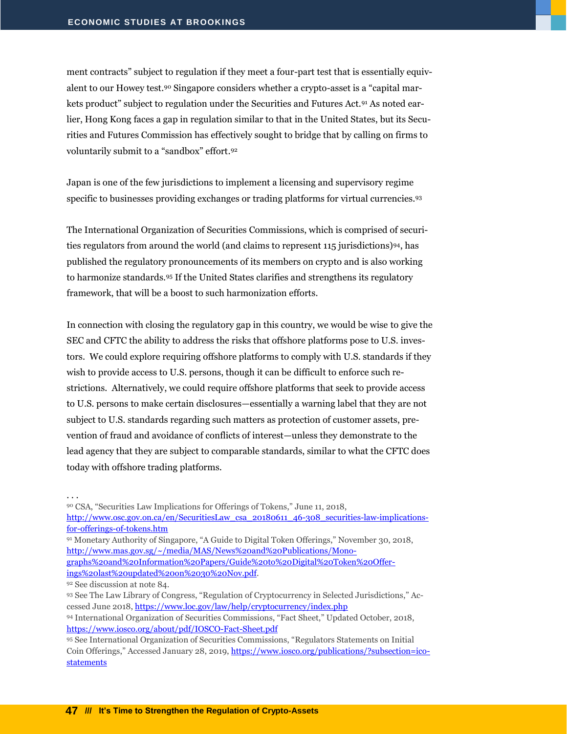ment contracts" subject to regulation if they meet a four-part test that is essentially equivalent to our Howey test.[90] Singapore considers whether a crypto-asset is a "capital markets product" subject to regulation under the Securities and Futures Act.[91] As noted earlier, Hong Kong faces a gap in regulation similar to that in the United States, but its Securities and Futures Commission has effectively sought to bridge that by calling on firms to voluntarily submit to a "sandbox" effort.[92]

Japan is one of the few jurisdictions to implement a licensing and supervisory regime specific to businesses providing exchanges or trading platforms for virtual currencies.[93]

The International Organization of Securities Commissions, which is comprised of securities regulators from around the world (and claims to represent 115 jurisdictions)[94], has published the regulatory pronouncements of its members on crypto and is also working to harmonize standards.[95] If the United States clarifies and strengthens its regulatory framework, that will be a boost to such harmonization efforts.

In connection with closing the regulatory gap in this country, we would be wise to give the SEC and CFTC the ability to address the risks that offshore platforms pose to U.S. investors. We could explore requiring offshore platforms to comply with U.S. standards if they wish to provide access to U.S. persons, though it can be difficult to enforce such restrictions. Alternatively, we could require offshore platforms that seek to provide access to U.S. persons to make certain disclosures—essentially a warning label that they are not subject to U.S. standards regarding such matters as protection of customer assets, prevention of fraud and avoidance of conflicts of interest—unless they demonstrate to the lead agency that they are subject to comparable standards, similar to what the CFTC does today with offshore trading platforms.

. . .

[90] CSA, "Securities Law Implications for Offerings of Tokens," June 11, 2018, http://www.osc.gov.on.ca/en/SecuritiesLaw_csa_20180611_46-308_securities-law-implications-for-offerings-of-tokens.htm

[91] Monetary Authority of Singapore, "A Guide to Digital Token Offerings," November 30, 2018, http://www.mas.gov.sg/~/media/MAS/News%20and%20Publications/Monographs%20and%20Information%20Papers/Guide%20to%20Digital%20Token%20Offerings%20last%20updated%20on%2030%20Nov.pdf.

[92] See discussion at note 84.

[93] See The Law Library of Congress, "Regulation of Cryptocurrency in Selected Jurisdictions," Accessed June 2018, https://www.loc.gov/law/help/cryptocurrency/index.php

[94] International Organization of Securities Commissions, "Fact Sheet," Updated October, 2018, https://www.iosco.org/about/pdf/IOSCO-Fact-Sheet.pdf

[95] See International Organization of Securities Commissions, "Regulators Statements on Initial Coin Offerings," Accessed January 28, 2019, https://www.iosco.org/publications/?subsection=ico-statements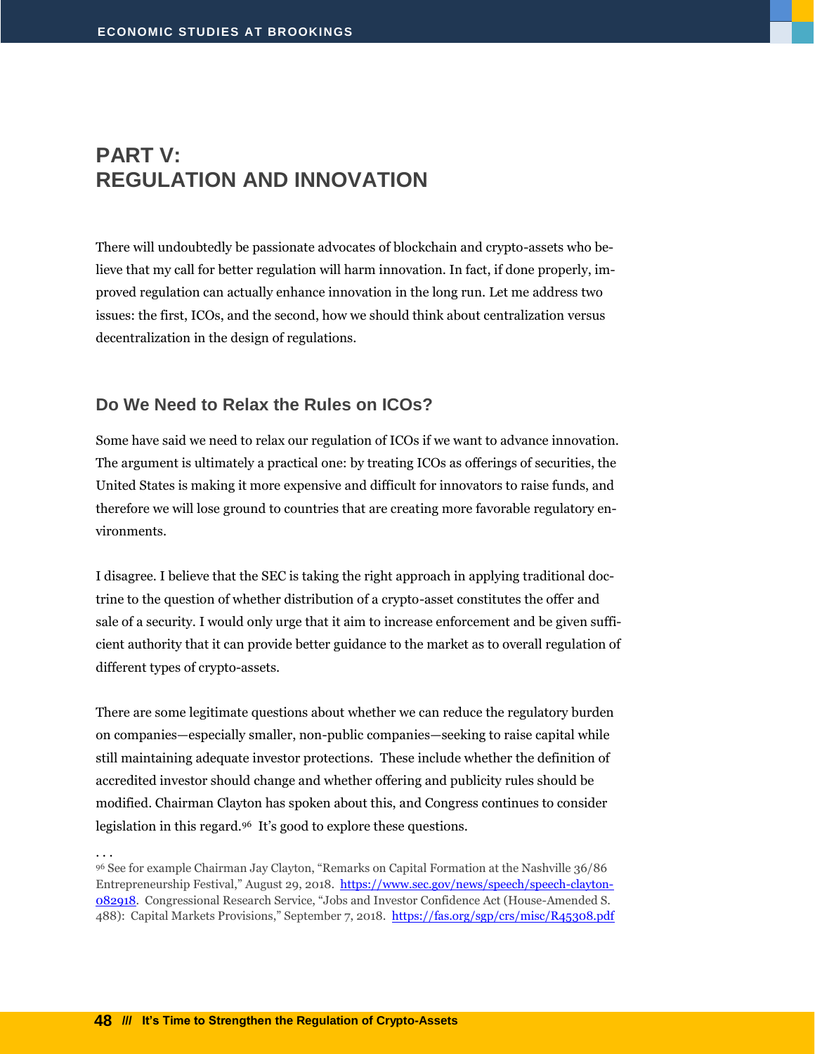# PART V: REGULATION AND INNOVATION

There will undoubtedly be passionate advocates of blockchain and crypto-assets who believe that my call for better regulation will harm innovation. In fact, if done properly, improved regulation can actually enhance innovation in the long run. Let me address two issues: the first, ICOs, and the second, how we should think about centralization versus decentralization in the design of regulations.

## Do We Need to Relax the Rules on ICOs?

Some have said we need to relax our regulation of ICOs if we want to advance innovation. The argument is ultimately a practical one: by treating ICOs as offerings of securities, the United States is making it more expensive and difficult for innovators to raise funds, and therefore we will lose ground to countries that are creating more favorable regulatory environments.

I disagree. I believe that the SEC is taking the right approach in applying traditional doctrine to the question of whether distribution of a crypto-asset constitutes the offer and sale of a security. I would only urge that it aim to increase enforcement and be given sufficient authority that it can provide better guidance to the market as to overall regulation of different types of crypto-assets.

There are some legitimate questions about whether we can reduce the regulatory burden on companies—especially smaller, non-public companies—seeking to raise capital while still maintaining adequate investor protections. These include whether the definition of accredited investor should change and whether offering and publicity rules should be modified. Chairman Clayton has spoken about this, and Congress continues to consider legislation in this regard.[96] It's good to explore these questions.

. . .

[96] See for example Chairman Jay Clayton, "Remarks on Capital Formation at the Nashville 36/86 Entrepreneurship Festival," August 29, 2018. https://www.sec.gov/news/speech/speech-clayton-082918. Congressional Research Service, "Jobs and Investor Confidence Act (House-Amended S. 488): Capital Markets Provisions," September 7, 2018. https://fas.org/sgp/crs/misc/R45308.pdf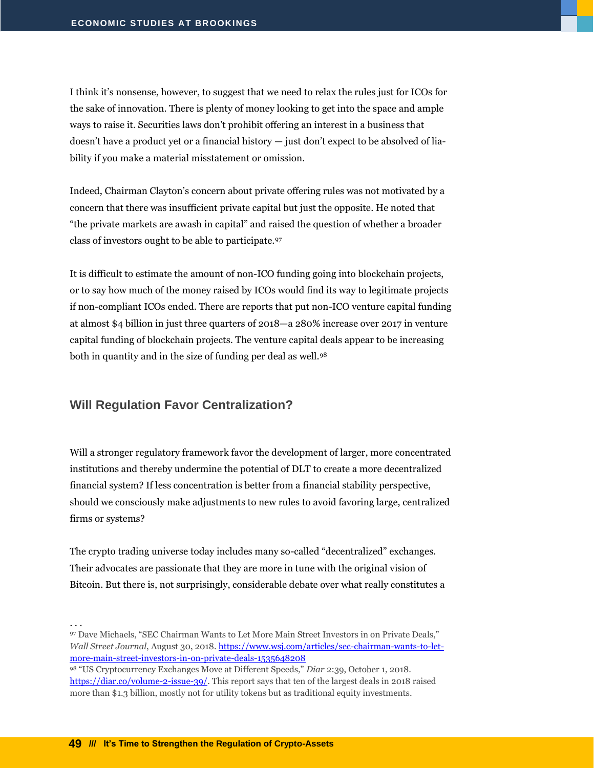I think it's nonsense, however, to suggest that we need to relax the rules just for ICOs for the sake of innovation. There is plenty of money looking to get into the space and ample ways to raise it. Securities laws don't prohibit offering an interest in a business that doesn't have a product yet or a financial history — just don't expect to be absolved of liability if you make a material misstatement or omission.

Indeed, Chairman Clayton's concern about private offering rules was not motivated by a concern that there was insufficient private capital but just the opposite. He noted that "the private markets are awash in capital" and raised the question of whether a broader class of investors ought to be able to participate.[97]

It is difficult to estimate the amount of non-ICO funding going into blockchain projects, or to say how much of the money raised by ICOs would find its way to legitimate projects if non-compliant ICOs ended. There are reports that put non-ICO venture capital funding at almost $4 billion in just three quarters of 2018—a 280% increase over 2017 in venture capital funding of blockchain projects. The venture capital deals appear to be increasing both in quantity and in the size of funding per deal as well.[98]

## Will Regulation Favor Centralization?

Will a stronger regulatory framework favor the development of larger, more concentrated institutions and thereby undermine the potential of DLT to create a more decentralized financial system? If less concentration is better from a financial stability perspective, should we consciously make adjustments to new rules to avoid favoring large, centralized firms or systems?

The crypto trading universe today includes many so-called "decentralized" exchanges. Their advocates are passionate that they are more in tune with the original vision of Bitcoin. But there is, not surprisingly, considerable debate over what really constitutes a

. . .

[97] Dave Michaels, "SEC Chairman Wants to Let More Main Street Investors in on Private Deals," *Wall Street Journal*, August 30, 2018. https://www.wsj.com/articles/sec-chairman-wants-to-let-more-main-street-investors-in-on-private-deals-1535648208

[98] "US Cryptocurrency Exchanges Move at Different Speeds," *Diar* 2:39, October 1, 2018. https://diar.co/volume-2-issue-39/. This report says that ten of the largest deals in 2018 raised more than $1.3 billion, mostly not for utility tokens but as traditional equity investments.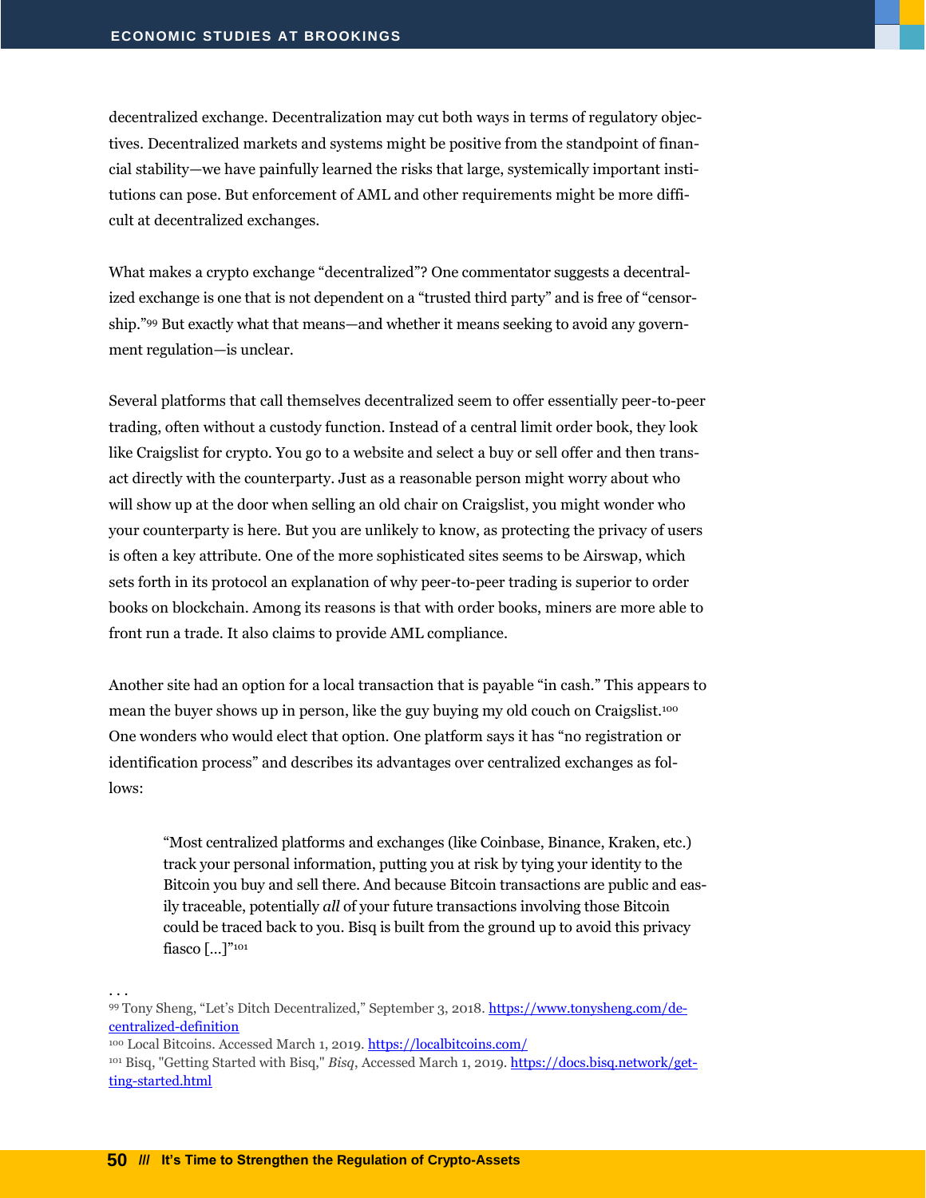decentralized exchange. Decentralization may cut both ways in terms of regulatory objectives. Decentralized markets and systems might be positive from the standpoint of financial stability—we have painfully learned the risks that large, systemically important institutions can pose. But enforcement of AML and other requirements might be more difficult at decentralized exchanges.

What makes a crypto exchange "decentralized"? One commentator suggests a decentralized exchange is one that is not dependent on a "trusted third party" and is free of "censorship."[99] But exactly what that means—and whether it means seeking to avoid any government regulation—is unclear.

Several platforms that call themselves decentralized seem to offer essentially peer-to-peer trading, often without a custody function. Instead of a central limit order book, they look like Craigslist for crypto. You go to a website and select a buy or sell offer and then transact directly with the counterparty. Just as a reasonable person might worry about who will show up at the door when selling an old chair on Craigslist, you might wonder who your counterparty is here. But you are unlikely to know, as protecting the privacy of users is often a key attribute. One of the more sophisticated sites seems to be Airswap, which sets forth in its protocol an explanation of why peer-to-peer trading is superior to order books on blockchain. Among its reasons is that with order books, miners are more able to front run a trade. It also claims to provide AML compliance.

Another site had an option for a local transaction that is payable "in cash." This appears to mean the buyer shows up in person, like the guy buying my old couch on Craigslist.[100] One wonders who would elect that option. One platform says it has "no registration or identification process" and describes its advantages over centralized exchanges as follows:

> "Most centralized platforms and exchanges (like Coinbase, Binance, Kraken, etc.) track your personal information, putting you at risk by tying your identity to the Bitcoin you buy and sell there. And because Bitcoin transactions are public and easily traceable, potentially *all* of your future transactions involving those Bitcoin could be traced back to you. Bisq is built from the ground up to avoid this privacy fiasco [...]"[101]

. . .

[99] Tony Sheng, "Let's Ditch Decentralized," September 3, 2018. https://www.tonysheng.com/decentralized-definition

[100] Local Bitcoins. Accessed March 1, 2019. https://localbitcoins.com/

[101] Bisq, "Getting Started with Bisq," *Bisq*, Accessed March 1, 2019. https://docs.bisq.network/getting-started.html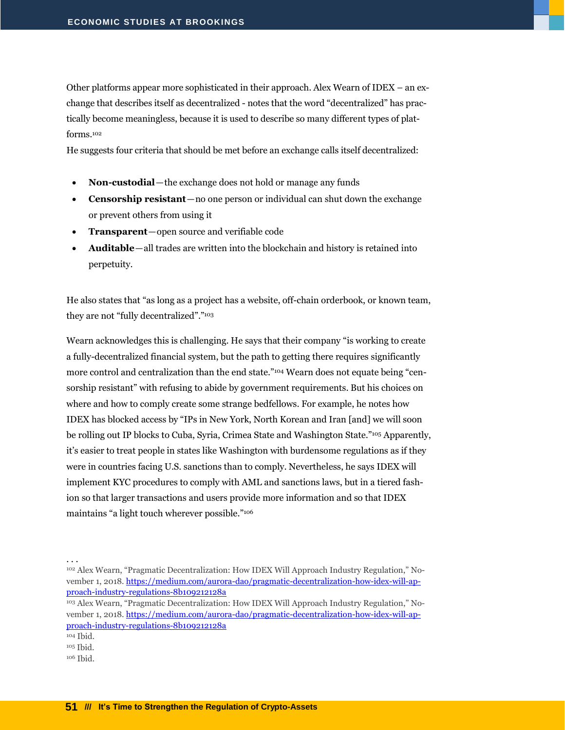Other platforms appear more sophisticated in their approach. Alex Wearn of IDEX – an exchange that describes itself as decentralized - notes that the word "decentralized" has practically become meaningless, because it is used to describe so many different types of platforms.[102]

He suggests four criteria that should be met before an exchange calls itself decentralized:

- **Non-custodial**—the exchange does not hold or manage any funds
- **Censorship resistant**—no one person or individual can shut down the exchange or prevent others from using it
- **Transparent**—open source and verifiable code
- **Auditable**—all trades are written into the blockchain and history is retained into perpetuity.

He also states that "as long as a project has a website, off-chain orderbook, or known team, they are not "fully decentralized"."[103]

Wearn acknowledges this is challenging. He says that their company "is working to create a fully-decentralized financial system, but the path to getting there requires significantly more control and centralization than the end state."[104] Wearn does not equate being "censorship resistant" with refusing to abide by government requirements. But his choices on where and how to comply create some strange bedfellows. For example, he notes how IDEX has blocked access by "IPs in New York, North Korean and Iran [and] we will soon be rolling out IP blocks to Cuba, Syria, Crimea State and Washington State."[105] Apparently, it's easier to treat people in states like Washington with burdensome regulations as if they were in countries facing U.S. sanctions than to comply. Nevertheless, he says IDEX will implement KYC procedures to comply with AML and sanctions laws, but in a tiered fashion so that larger transactions and users provide more information and so that IDEX maintains "a light touch wherever possible."[106]

. . .

[102] Alex Wearn, "Pragmatic Decentralization: How IDEX Will Approach Industry Regulation," November 1, 2018. https://medium.com/aurora-dao/pragmatic-decentralization-how-idex-will-approach-industry-regulations-8b109212128a

[103] Alex Wearn, "Pragmatic Decentralization: How IDEX Will Approach Industry Regulation," November 1, 2018. https://medium.com/aurora-dao/pragmatic-decentralization-how-idex-will-approach-industry-regulations-8b109212128a

[104] Ibid.

[105] Ibid.

[106] Ibid.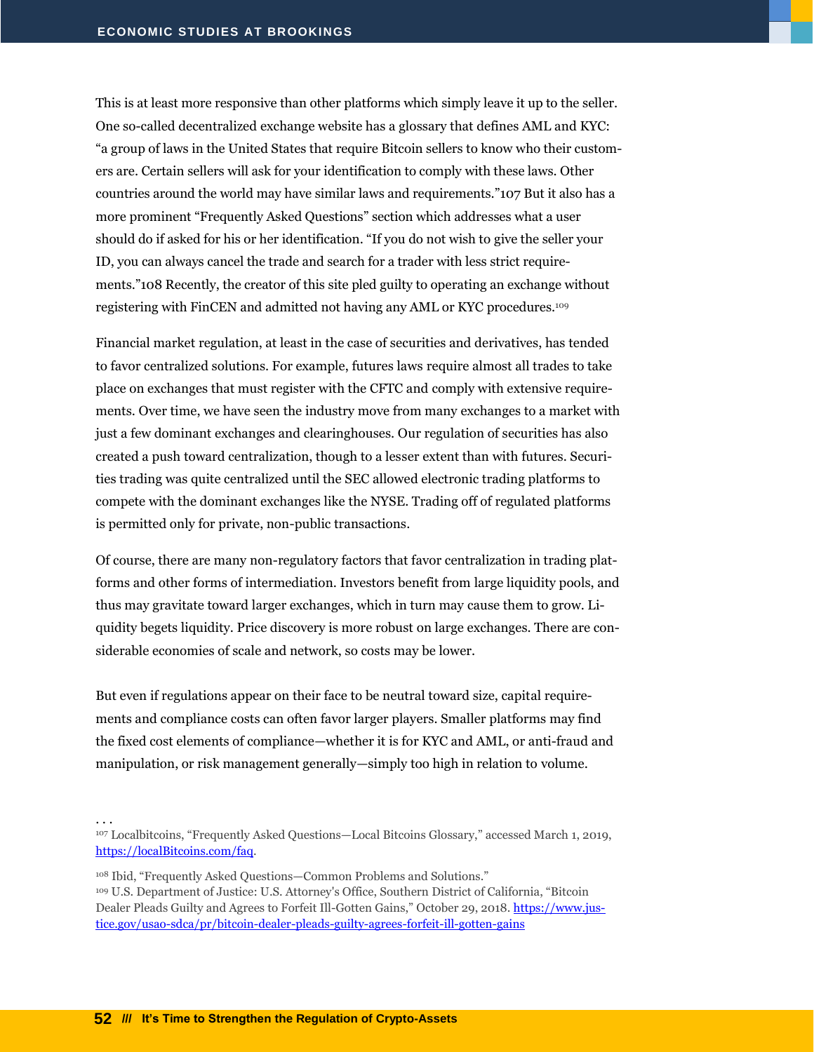This is at least more responsive than other platforms which simply leave it up to the seller. One so-called decentralized exchange website has a glossary that defines AML and KYC: "a group of laws in the United States that require Bitcoin sellers to know who their customers are. Certain sellers will ask for your identification to comply with these laws. Other countries around the world may have similar laws and requirements."107 But it also has a more prominent "Frequently Asked Questions" section which addresses what a user should do if asked for his or her identification. "If you do not wish to give the seller your ID, you can always cancel the trade and search for a trader with less strict requirements."108 Recently, the creator of this site pled guilty to operating an exchange without registering with FinCEN and admitted not having any AML or KYC procedures.[109]

Financial market regulation, at least in the case of securities and derivatives, has tended to favor centralized solutions. For example, futures laws require almost all trades to take place on exchanges that must register with the CFTC and comply with extensive requirements. Over time, we have seen the industry move from many exchanges to a market with just a few dominant exchanges and clearinghouses. Our regulation of securities has also created a push toward centralization, though to a lesser extent than with futures. Securities trading was quite centralized until the SEC allowed electronic trading platforms to compete with the dominant exchanges like the NYSE. Trading off of regulated platforms is permitted only for private, non-public transactions.

Of course, there are many non-regulatory factors that favor centralization in trading platforms and other forms of intermediation. Investors benefit from large liquidity pools, and thus may gravitate toward larger exchanges, which in turn may cause them to grow. Liquidity begets liquidity. Price discovery is more robust on large exchanges. There are considerable economies of scale and network, so costs may be lower.

But even if regulations appear on their face to be neutral toward size, capital requirements and compliance costs can often favor larger players. Smaller platforms may find the fixed cost elements of compliance—whether it is for KYC and AML, or anti-fraud and manipulation, or risk management generally—simply too high in relation to volume.

. . .

[107] Localbitcoins, "Frequently Asked Questions—Local Bitcoins Glossary," accessed March 1, 2019, https://localBitcoins.com/faq.

[108] Ibid, "Frequently Asked Questions—Common Problems and Solutions."

[109] U.S. Department of Justice: U.S. Attorney's Office, Southern District of California, "Bitcoin Dealer Pleads Guilty and Agrees to Forfeit Ill-Gotten Gains," October 29, 2018. https://www.justice.gov/usao-sdca/pr/bitcoin-dealer-pleads-guilty-agrees-forfeit-ill-gotten-gains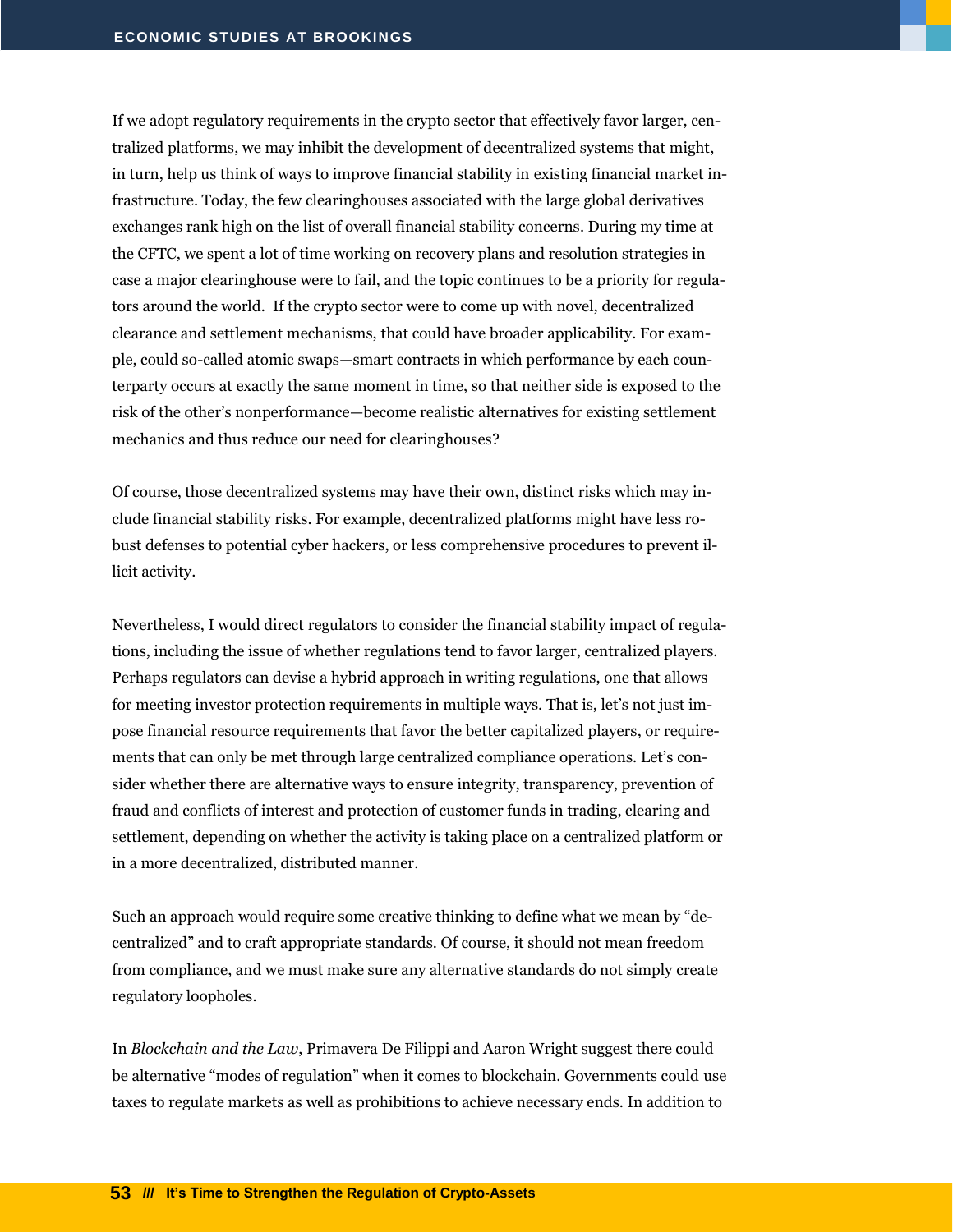If we adopt regulatory requirements in the crypto sector that effectively favor larger, centralized platforms, we may inhibit the development of decentralized systems that might, in turn, help us think of ways to improve financial stability in existing financial market infrastructure. Today, the few clearinghouses associated with the large global derivatives exchanges rank high on the list of overall financial stability concerns. During my time at the CFTC, we spent a lot of time working on recovery plans and resolution strategies in case a major clearinghouse were to fail, and the topic continues to be a priority for regulators around the world. If the crypto sector were to come up with novel, decentralized clearance and settlement mechanisms, that could have broader applicability. For example, could so-called atomic swaps—smart contracts in which performance by each counterparty occurs at exactly the same moment in time, so that neither side is exposed to the risk of the other's nonperformance—become realistic alternatives for existing settlement mechanics and thus reduce our need for clearinghouses?

Of course, those decentralized systems may have their own, distinct risks which may include financial stability risks. For example, decentralized platforms might have less robust defenses to potential cyber hackers, or less comprehensive procedures to prevent illicit activity.

Nevertheless, I would direct regulators to consider the financial stability impact of regulations, including the issue of whether regulations tend to favor larger, centralized players. Perhaps regulators can devise a hybrid approach in writing regulations, one that allows for meeting investor protection requirements in multiple ways. That is, let's not just impose financial resource requirements that favor the better capitalized players, or requirements that can only be met through large centralized compliance operations. Let's consider whether there are alternative ways to ensure integrity, transparency, prevention of fraud and conflicts of interest and protection of customer funds in trading, clearing and settlement, depending on whether the activity is taking place on a centralized platform or in a more decentralized, distributed manner.

Such an approach would require some creative thinking to define what we mean by "decentralized" and to craft appropriate standards. Of course, it should not mean freedom from compliance, and we must make sure any alternative standards do not simply create regulatory loopholes.

In *Blockchain and the Law*, Primavera De Filippi and Aaron Wright suggest there could be alternative "modes of regulation" when it comes to blockchain. Governments could use taxes to regulate markets as well as prohibitions to achieve necessary ends. In addition to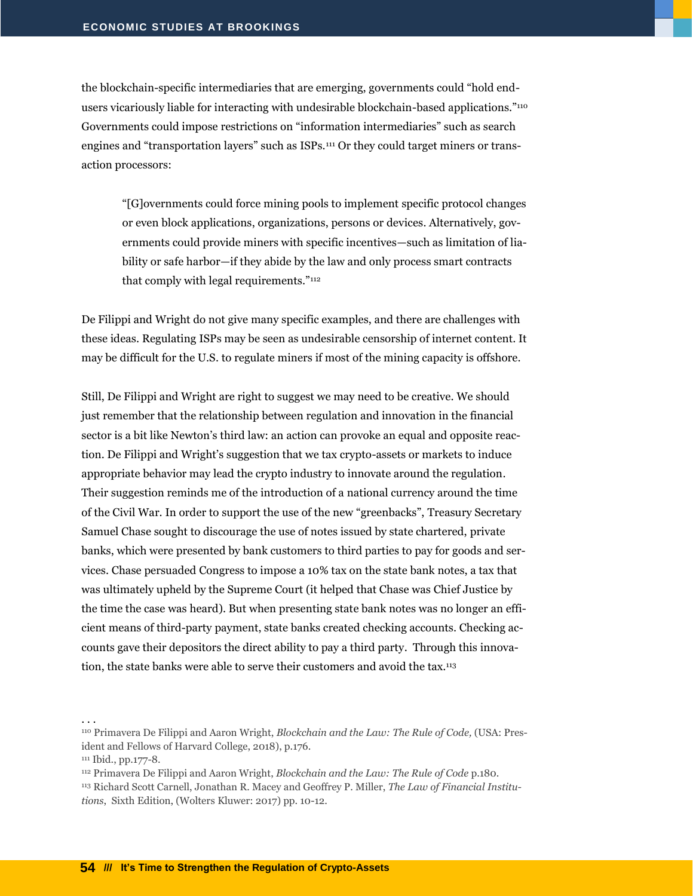the blockchain-specific intermediaries that are emerging, governments could "hold end-users vicariously liable for interacting with undesirable blockchain-based applications."[110] Governments could impose restrictions on "information intermediaries" such as search engines and "transportation layers" such as ISPs.[111] Or they could target miners or transaction processors:

> "[G]overnments could force mining pools to implement specific protocol changes or even block applications, organizations, persons or devices. Alternatively, governments could provide miners with specific incentives—such as limitation of liability or safe harbor—if they abide by the law and only process smart contracts that comply with legal requirements."[112]

De Filippi and Wright do not give many specific examples, and there are challenges with these ideas. Regulating ISPs may be seen as undesirable censorship of internet content. It may be difficult for the U.S. to regulate miners if most of the mining capacity is offshore.

Still, De Filippi and Wright are right to suggest we may need to be creative. We should just remember that the relationship between regulation and innovation in the financial sector is a bit like Newton's third law: an action can provoke an equal and opposite reaction. De Filippi and Wright's suggestion that we tax crypto-assets or markets to induce appropriate behavior may lead the crypto industry to innovate around the regulation. Their suggestion reminds me of the introduction of a national currency around the time of the Civil War. In order to support the use of the new "greenbacks", Treasury Secretary Samuel Chase sought to discourage the use of notes issued by state chartered, private banks, which were presented by bank customers to third parties to pay for goods and services. Chase persuaded Congress to impose a 10% tax on the state bank notes, a tax that was ultimately upheld by the Supreme Court (it helped that Chase was Chief Justice by the time the case was heard). But when presenting state bank notes was no longer an efficient means of third-party payment, state banks created checking accounts. Checking accounts gave their depositors the direct ability to pay a third party. Through this innovation, the state banks were able to serve their customers and avoid the tax.[113]

. . .

[110] Primavera De Filippi and Aaron Wright, *Blockchain and the Law: The Rule of Code,* (USA: President and Fellows of Harvard College, 2018), p.176.

[111] Ibid., pp.177-8.

[112] Primavera De Filippi and Aaron Wright, *Blockchain and the Law: The Rule of Code* p.180.

[113] Richard Scott Carnell, Jonathan R. Macey and Geoffrey P. Miller, *The Law of Financial Institutions*, Sixth Edition, (Wolters Kluwer: 2017) pp. 10-12.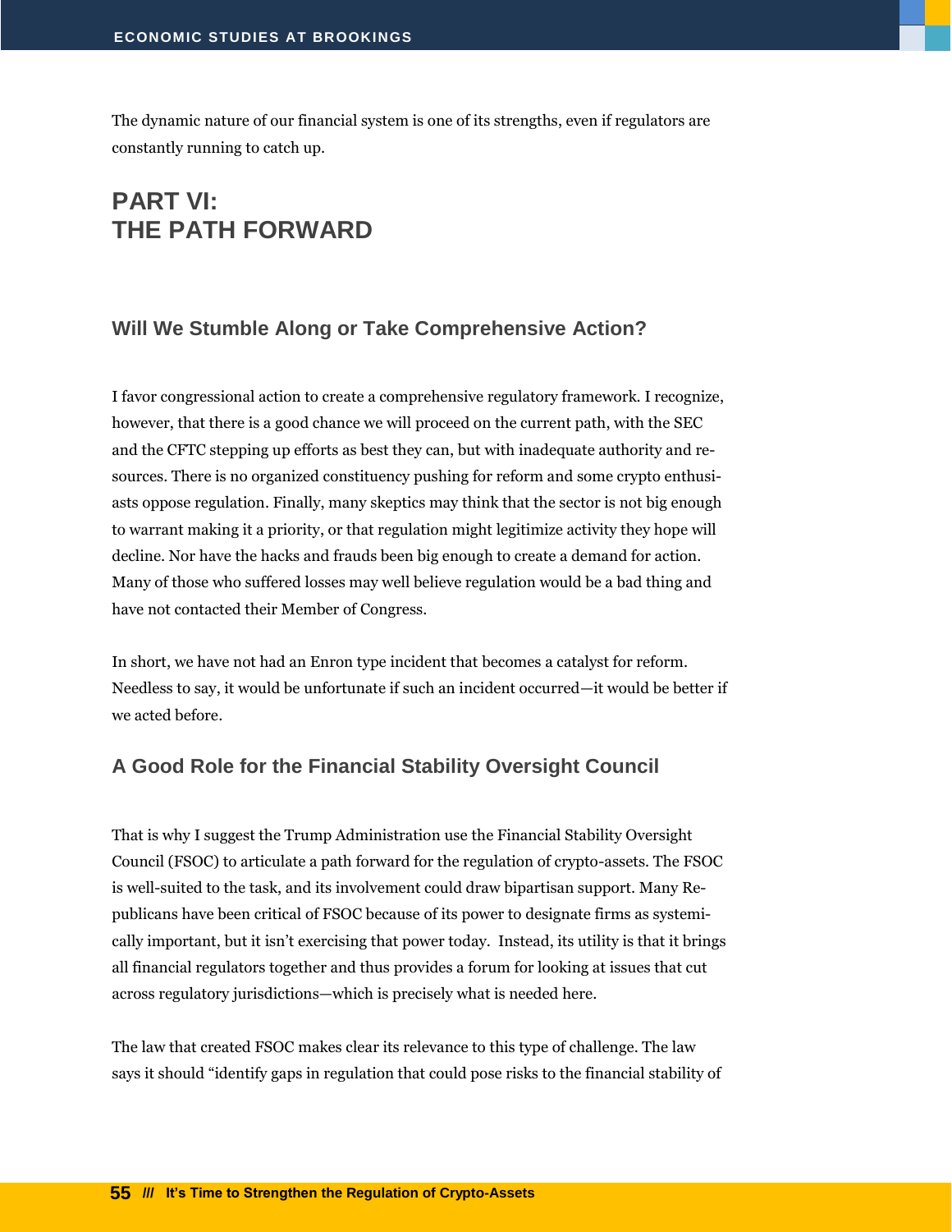The dynamic nature of our financial system is one of its strengths, even if regulators are constantly running to catch up.

# PART VI: THE PATH FORWARD

## Will We Stumble Along or Take Comprehensive Action?

I favor congressional action to create a comprehensive regulatory framework. I recognize, however, that there is a good chance we will proceed on the current path, with the SEC and the CFTC stepping up efforts as best they can, but with inadequate authority and resources. There is no organized constituency pushing for reform and some crypto enthusiasts oppose regulation. Finally, many skeptics may think that the sector is not big enough to warrant making it a priority, or that regulation might legitimize activity they hope will decline. Nor have the hacks and frauds been big enough to create a demand for action. Many of those who suffered losses may well believe regulation would be a bad thing and have not contacted their Member of Congress.

In short, we have not had an Enron type incident that becomes a catalyst for reform. Needless to say, it would be unfortunate if such an incident occurred—it would be better if we acted before.

## A Good Role for the Financial Stability Oversight Council

That is why I suggest the Trump Administration use the Financial Stability Oversight Council (FSOC) to articulate a path forward for the regulation of crypto-assets. The FSOC is well-suited to the task, and its involvement could draw bipartisan support. Many Republicans have been critical of FSOC because of its power to designate firms as systemically important, but it isn't exercising that power today. Instead, its utility is that it brings all financial regulators together and thus provides a forum for looking at issues that cut across regulatory jurisdictions—which is precisely what is needed here.

The law that created FSOC makes clear its relevance to this type of challenge. The law says it should "identify gaps in regulation that could pose risks to the financial stability of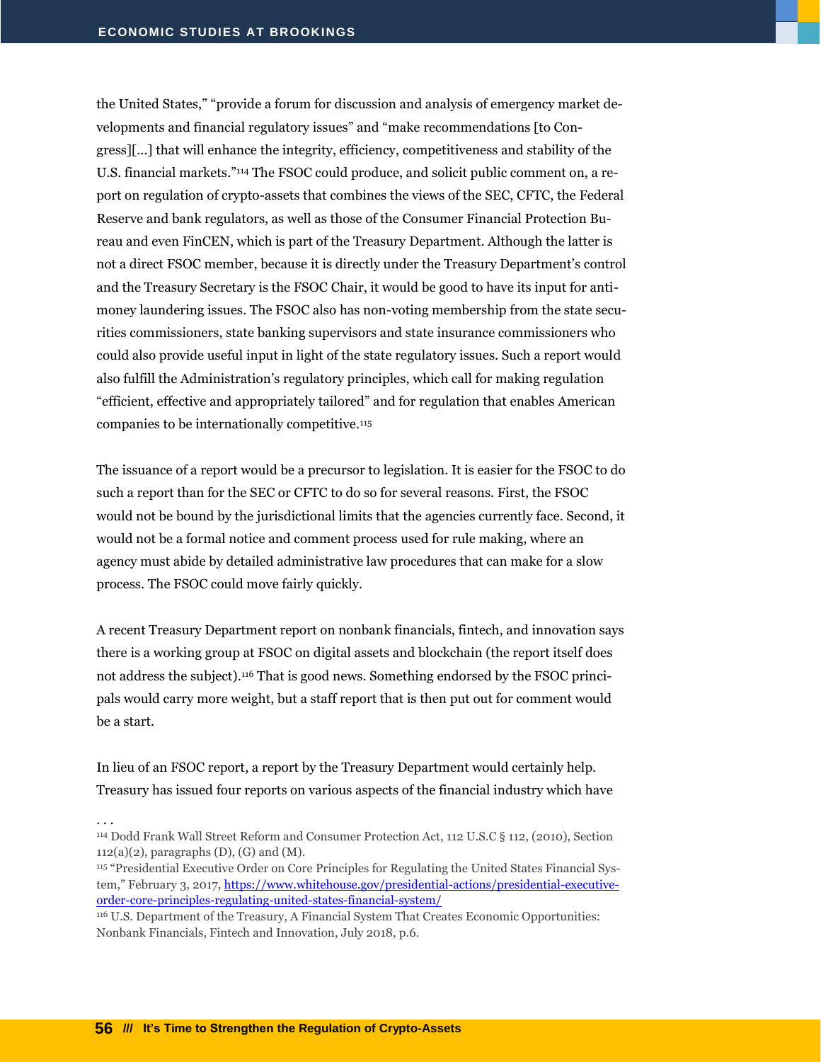the United States," "provide a forum for discussion and analysis of emergency market developments and financial regulatory issues" and "make recommendations [to Congress][...] that will enhance the integrity, efficiency, competitiveness and stability of the U.S. financial markets."[114] The FSOC could produce, and solicit public comment on, a report on regulation of crypto-assets that combines the views of the SEC, CFTC, the Federal Reserve and bank regulators, as well as those of the Consumer Financial Protection Bureau and even FinCEN, which is part of the Treasury Department. Although the latter is not a direct FSOC member, because it is directly under the Treasury Department's control and the Treasury Secretary is the FSOC Chair, it would be good to have its input for anti-money laundering issues. The FSOC also has non-voting membership from the state securities commissioners, state banking supervisors and state insurance commissioners who could also provide useful input in light of the state regulatory issues. Such a report would also fulfill the Administration's regulatory principles, which call for making regulation "efficient, effective and appropriately tailored" and for regulation that enables American companies to be internationally competitive.[115]

The issuance of a report would be a precursor to legislation. It is easier for the FSOC to do such a report than for the SEC or CFTC to do so for several reasons. First, the FSOC would not be bound by the jurisdictional limits that the agencies currently face. Second, it would not be a formal notice and comment process used for rule making, where an agency must abide by detailed administrative law procedures that can make for a slow process. The FSOC could move fairly quickly.

A recent Treasury Department report on nonbank financials, fintech, and innovation says there is a working group at FSOC on digital assets and blockchain (the report itself does not address the subject).[116] That is good news. Something endorsed by the FSOC principals would carry more weight, but a staff report that is then put out for comment would be a start.

In lieu of an FSOC report, a report by the Treasury Department would certainly help. Treasury has issued four reports on various aspects of the financial industry which have

. . .

[114] Dodd Frank Wall Street Reform and Consumer Protection Act, 112 U.S.C § 112, (2010), Section 112(a)(2), paragraphs (D), (G) and (M).

[115] "Presidential Executive Order on Core Principles for Regulating the United States Financial System," February 3, 2017, https://www.whitehouse.gov/presidential-actions/presidential-executive-order-core-principles-regulating-united-states-financial-system/

[116] U.S. Department of the Treasury, A Financial System That Creates Economic Opportunities: Nonbank Financials, Fintech and Innovation, July 2018, p.6.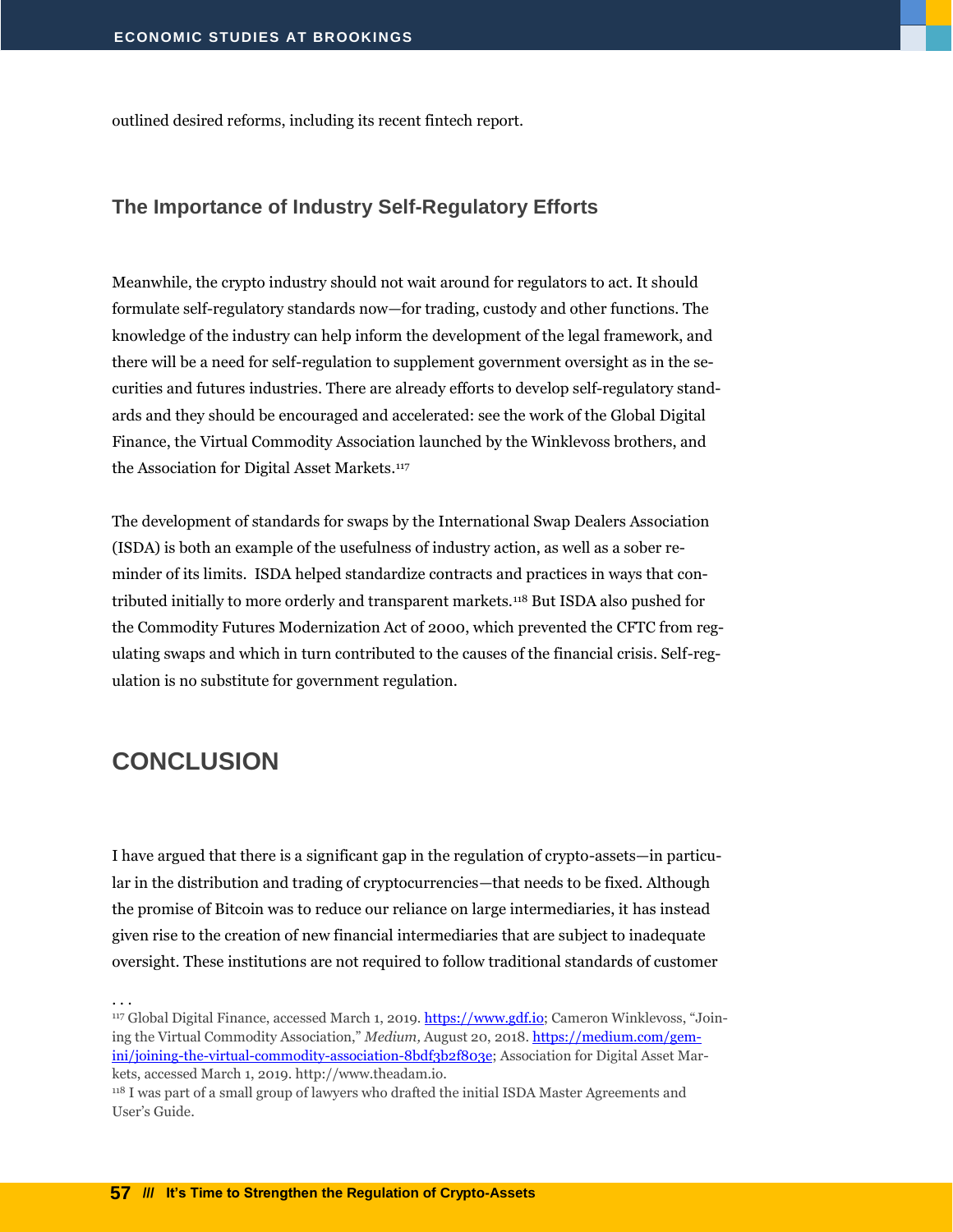outlined desired reforms, including its recent fintech report.

### The Importance of Industry Self-Regulatory Efforts

Meanwhile, the crypto industry should not wait around for regulators to act. It should formulate self-regulatory standards now—for trading, custody and other functions. The knowledge of the industry can help inform the development of the legal framework, and there will be a need for self-regulation to supplement government oversight as in the securities and futures industries. There are already efforts to develop self-regulatory standards and they should be encouraged and accelerated: see the work of the Global Digital Finance, the Virtual Commodity Association launched by the Winklevoss brothers, and the Association for Digital Asset Markets.[117]

The development of standards for swaps by the International Swap Dealers Association (ISDA) is both an example of the usefulness of industry action, as well as a sober reminder of its limits. ISDA helped standardize contracts and practices in ways that contributed initially to more orderly and transparent markets.[118] But ISDA also pushed for the Commodity Futures Modernization Act of 2000, which prevented the CFTC from regulating swaps and which in turn contributed to the causes of the financial crisis. Self-regulation is no substitute for government regulation.

## CONCLUSION

I have argued that there is a significant gap in the regulation of crypto-assets—in particular in the distribution and trading of cryptocurrencies—that needs to be fixed. Although the promise of Bitcoin was to reduce our reliance on large intermediaries, it has instead given rise to the creation of new financial intermediaries that are subject to inadequate oversight. These institutions are not required to follow traditional standards of customer

. . .

[117] Global Digital Finance, accessed March 1, 2019. https://www.gdf.io; Cameron Winklevoss, "Joining the Virtual Commodity Association," *Medium,* August 20, 2018. https://medium.com/gemini/joining-the-virtual-commodity-association-8bdf3b2f803e; Association for Digital Asset Markets, accessed March 1, 2019. http://www.theadam.io.

[118] I was part of a small group of lawyers who drafted the initial ISDA Master Agreements and User's Guide.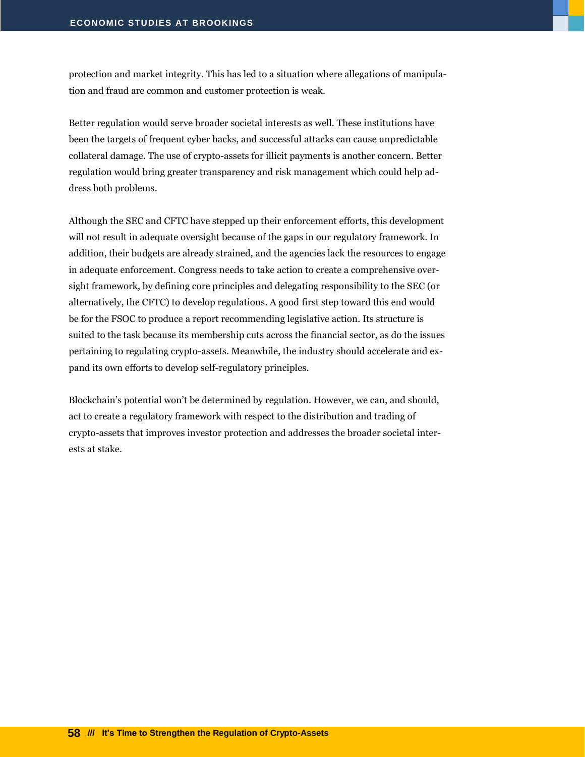protection and market integrity. This has led to a situation where allegations of manipulation and fraud are common and customer protection is weak.

Better regulation would serve broader societal interests as well. These institutions have been the targets of frequent cyber hacks, and successful attacks can cause unpredictable collateral damage. The use of crypto-assets for illicit payments is another concern. Better regulation would bring greater transparency and risk management which could help address both problems.

Although the SEC and CFTC have stepped up their enforcement efforts, this development will not result in adequate oversight because of the gaps in our regulatory framework. In addition, their budgets are already strained, and the agencies lack the resources to engage in adequate enforcement. Congress needs to take action to create a comprehensive oversight framework, by defining core principles and delegating responsibility to the SEC (or alternatively, the CFTC) to develop regulations. A good first step toward this end would be for the FSOC to produce a report recommending legislative action. Its structure is suited to the task because its membership cuts across the financial sector, as do the issues pertaining to regulating crypto-assets. Meanwhile, the industry should accelerate and expand its own efforts to develop self-regulatory principles.

Blockchain's potential won't be determined by regulation. However, we can, and should, act to create a regulatory framework with respect to the distribution and trading of crypto-assets that improves investor protection and addresses the broader societal interests at stake.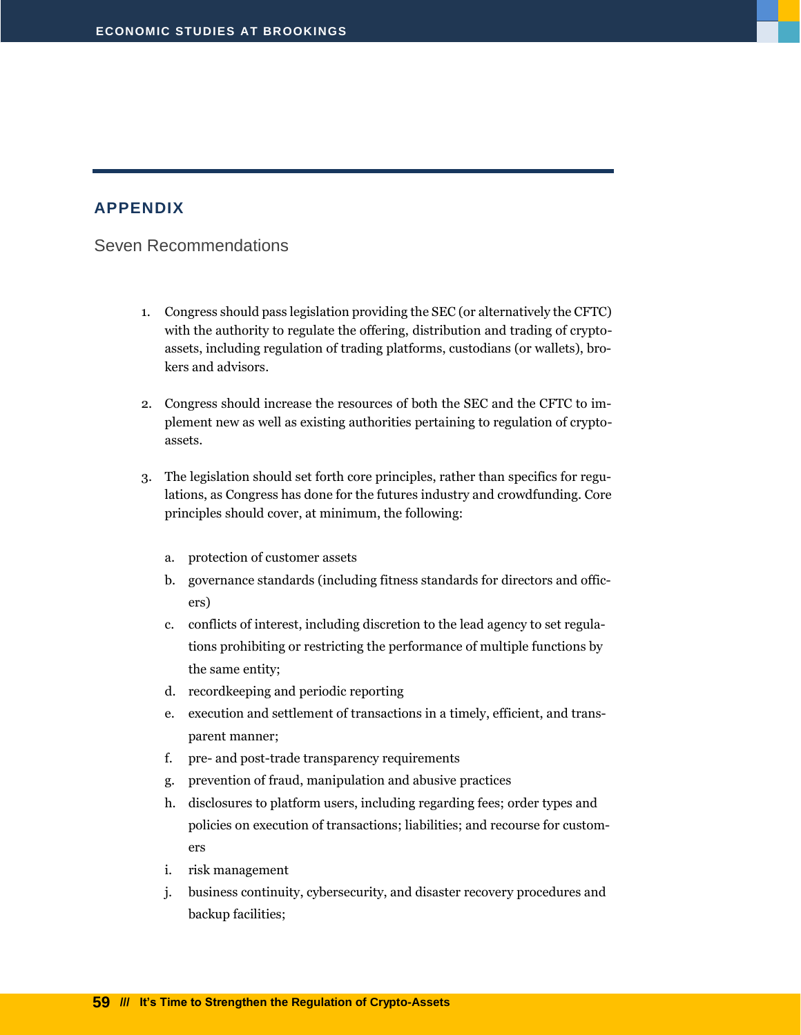## APPENDIX

### Seven Recommendations

1. Congress should pass legislation providing the SEC (or alternatively the CFTC) with the authority to regulate the offering, distribution and trading of crypto-assets, including regulation of trading platforms, custodians (or wallets), brokers and advisors.

2. Congress should increase the resources of both the SEC and the CFTC to implement new as well as existing authorities pertaining to regulation of crypto-assets.

3. The legislation should set forth core principles, rather than specifics for regulations, as Congress has done for the futures industry and crowdfunding. Core principles should cover, at minimum, the following:

   a. protection of customer assets
   b. governance standards (including fitness standards for directors and officers)
   c. conflicts of interest, including discretion to the lead agency to set regulations prohibiting or restricting the performance of multiple functions by the same entity;
   d. recordkeeping and periodic reporting
   e. execution and settlement of transactions in a timely, efficient, and transparent manner;
   f. pre- and post-trade transparency requirements
   g. prevention of fraud, manipulation and abusive practices
   h. disclosures to platform users, including regarding fees; order types and policies on execution of transactions; liabilities; and recourse for customers
   i. risk management
   j. business continuity, cybersecurity, and disaster recovery procedures and backup facilities;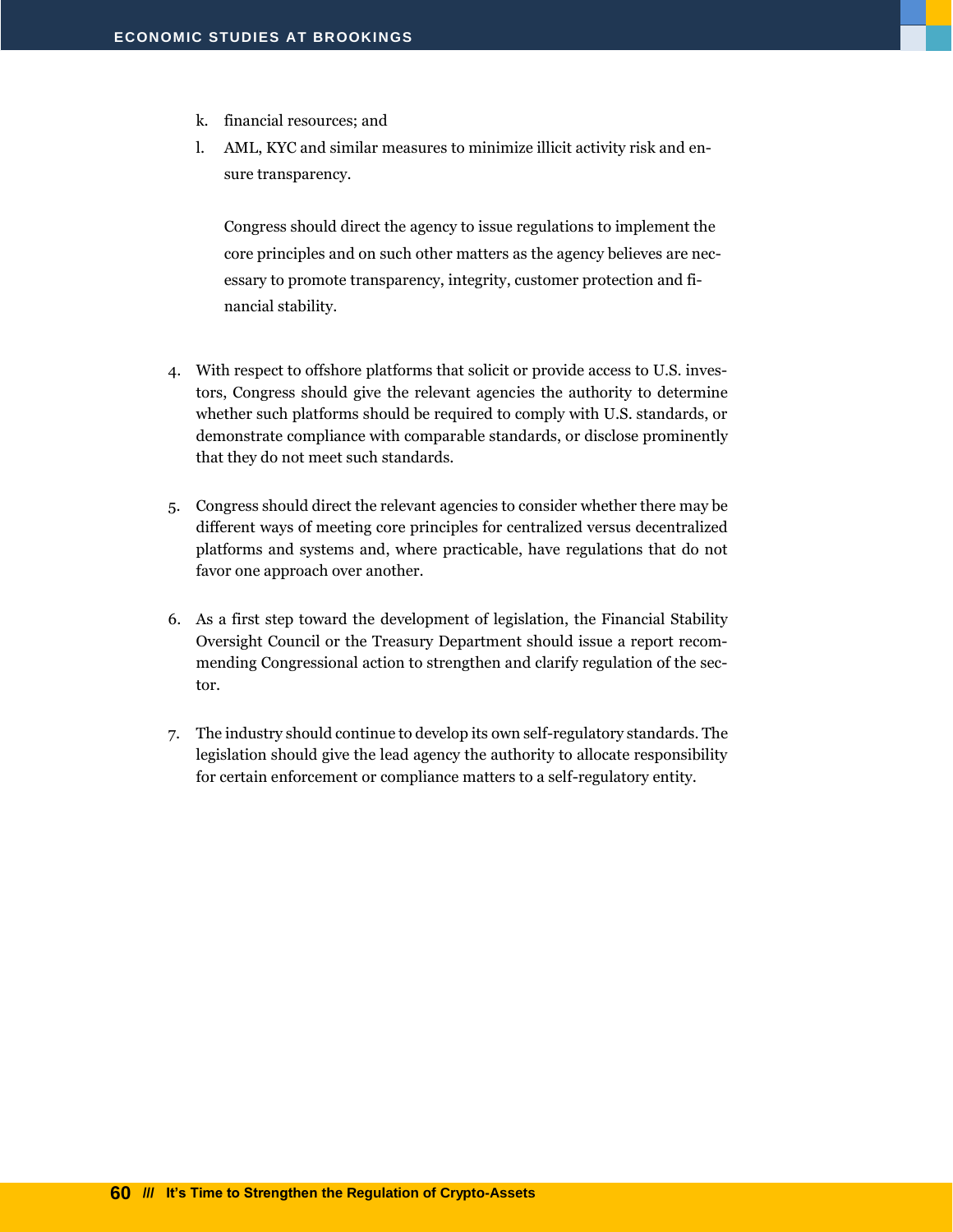k. financial resources; and
   l. AML, KYC and similar measures to minimize illicit activity risk and ensure transparency.

   Congress should direct the agency to issue regulations to implement the core principles and on such other matters as the agency believes are necessary to promote transparency, integrity, customer protection and financial stability.

4. With respect to offshore platforms that solicit or provide access to U.S. investors, Congress should give the relevant agencies the authority to determine whether such platforms should be required to comply with U.S. standards, or demonstrate compliance with comparable standards, or disclose prominently that they do not meet such standards.

5. Congress should direct the relevant agencies to consider whether there may be different ways of meeting core principles for centralized versus decentralized platforms and systems and, where practicable, have regulations that do not favor one approach over another.

6. As a first step toward the development of legislation, the Financial Stability Oversight Council or the Treasury Department should issue a report recommending Congressional action to strengthen and clarify regulation of the sector.

7. The industry should continue to develop its own self-regulatory standards. The legislation should give the lead agency the authority to allocate responsibility for certain enforcement or compliance matters to a self-regulatory entity.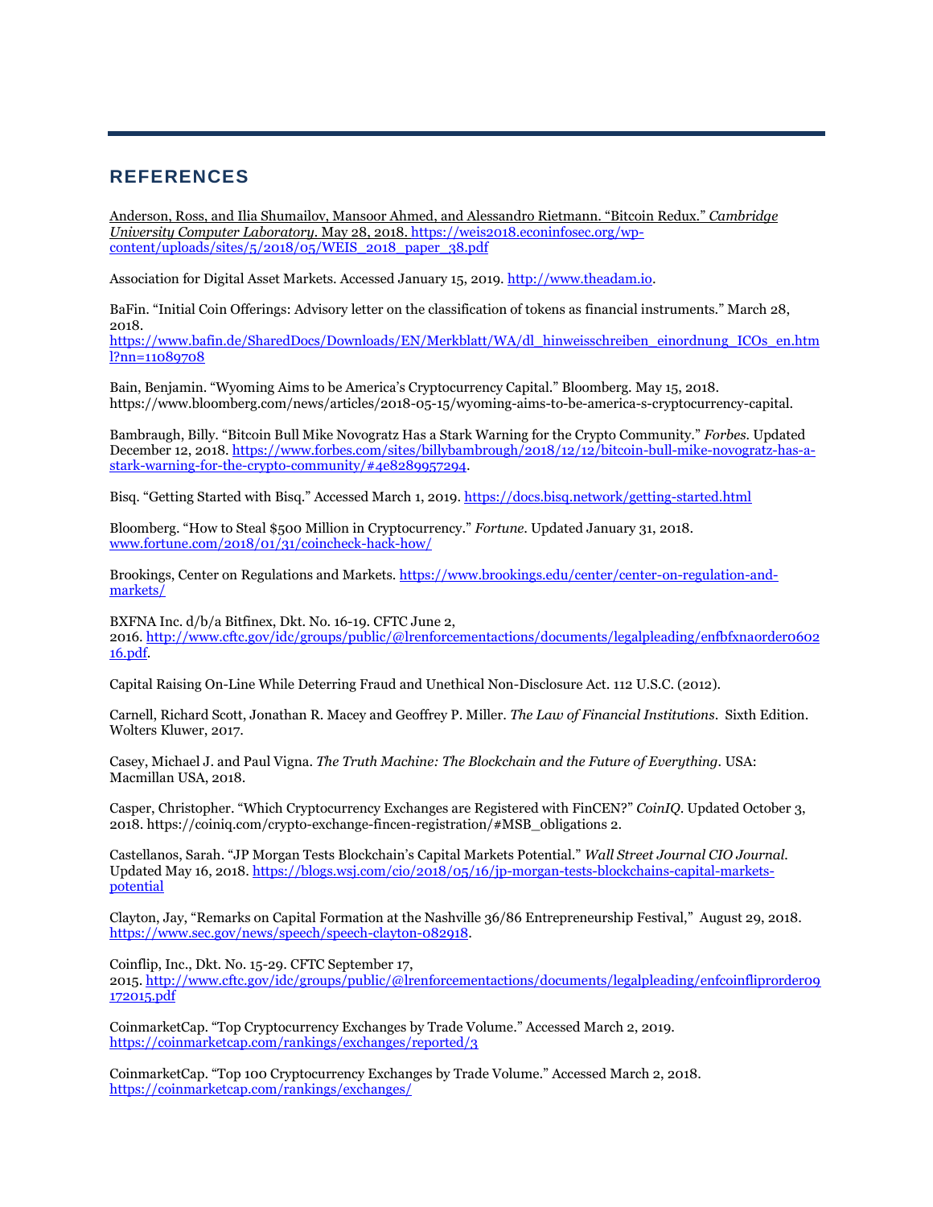## REFERENCES

Anderson, Ross, and Ilia Shumailov, Mansoor Ahmed, and Alessandro Rietmann. "Bitcoin Redux." *Cambridge University Computer Laboratory*. May 28, 2018. https://weis2018.econinfosec.org/wp-content/uploads/sites/5/2018/05/WEIS_2018_paper_38.pdf

Association for Digital Asset Markets. Accessed January 15, 2019. http://www.theadam.io.

BaFin. "Initial Coin Offerings: Advisory letter on the classification of tokens as financial instruments." March 28, 2018. https://www.bafin.de/SharedDocs/Downloads/EN/Merkblatt/WA/dl_hinweisschreiben_einordnung_ICOs_en.html?nn=11089708

Bain, Benjamin. "Wyoming Aims to be America's Cryptocurrency Capital." Bloomberg. May 15, 2018. https://www.bloomberg.com/news/articles/2018-05-15/wyoming-aims-to-be-america-s-cryptocurrency-capital.

Bambraugh, Billy. "Bitcoin Bull Mike Novogratz Has a Stark Warning for the Crypto Community." *Forbes*. Updated December 12, 2018. https://www.forbes.com/sites/billybambrough/2018/12/12/bitcoin-bull-mike-novogratz-has-a-stark-warning-for-the-crypto-community/#4e8289957294.

Bisq. "Getting Started with Bisq." Accessed March 1, 2019. https://docs.bisq.network/getting-started.html

Bloomberg. "How to Steal $500 Million in Cryptocurrency." *Fortune*. Updated January 31, 2018. www.fortune.com/2018/01/31/coincheck-hack-how/

Brookings, Center on Regulations and Markets. https://www.brookings.edu/center/center-on-regulation-and-markets/

BXFNA Inc. d/b/a Bitfinex, Dkt. No. 16-19. CFTC June 2, 2016. http://www.cftc.gov/idc/groups/public/@lrenforcementactions/documents/legalpleading/enfbfxnaorder060216.pdf.

Capital Raising On-Line While Deterring Fraud and Unethical Non-Disclosure Act. 112 U.S.C. (2012).

Carnell, Richard Scott, Jonathan R. Macey and Geoffrey P. Miller. *The Law of Financial Institutions*. Sixth Edition. Wolters Kluwer, 2017.

Casey, Michael J. and Paul Vigna. *The Truth Machine: The Blockchain and the Future of Everything*. USA: Macmillan USA, 2018.

Casper, Christopher. "Which Cryptocurrency Exchanges are Registered with FinCEN?" *CoinIQ*. Updated October 3, 2018. https://coiniq.com/crypto-exchange-fincen-registration/#MSB_obligations 2.

Castellanos, Sarah. "JP Morgan Tests Blockchain's Capital Markets Potential." *Wall Street Journal CIO Journal*. Updated May 16, 2018. https://blogs.wsj.com/cio/2018/05/16/jp-morgan-tests-blockchains-capital-markets-potential

Clayton, Jay, "Remarks on Capital Formation at the Nashville 36/86 Entrepreneurship Festival," August 29, 2018. https://www.sec.gov/news/speech/speech-clayton-082918.

Coinflip, Inc., Dkt. No. 15-29. CFTC September 17, 2015. http://www.cftc.gov/idc/groups/public/@lrenforcementactions/documents/legalpleading/enfcoinfliprorder09172015.pdf

CoinmarketCap. "Top Cryptocurrency Exchanges by Trade Volume." Accessed March 2, 2019. https://coinmarketcap.com/rankings/exchanges/reported/3

CoinmarketCap. "Top 100 Cryptocurrency Exchanges by Trade Volume." Accessed March 2, 2018. https://coinmarketcap.com/rankings/exchanges/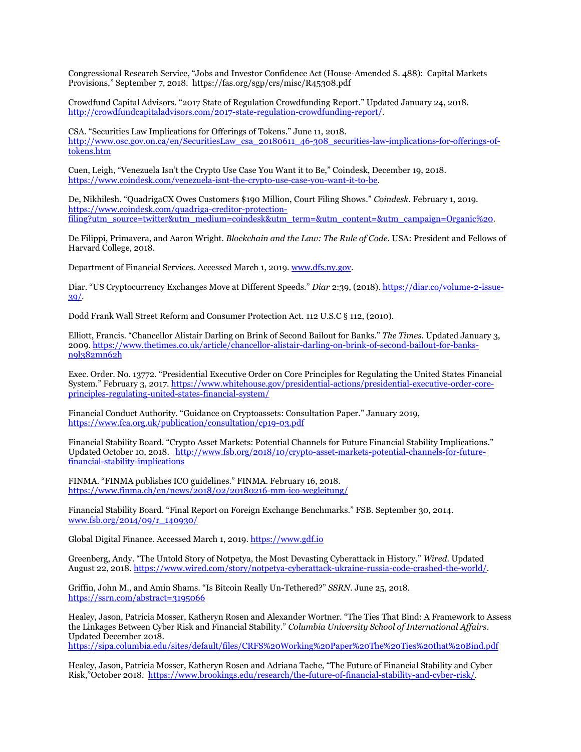Congressional Research Service, "Jobs and Investor Confidence Act (House-Amended S. 488): Capital Markets Provisions," September 7, 2018. https://fas.org/sgp/crs/misc/R45308.pdf

Crowdfund Capital Advisors. "2017 State of Regulation Crowdfunding Report." Updated January 24, 2018. http://crowdfundcapitaladvisors.com/2017-state-regulation-crowdfunding-report/.

CSA. "Securities Law Implications for Offerings of Tokens." June 11, 2018. http://www.osc.gov.on.ca/en/SecuritiesLaw_csa_20180611_46-308_securities-law-implications-for-offerings-of-tokens.htm

Cuen, Leigh, "Venezuela Isn't the Crypto Use Case You Want it to Be," Coindesk, December 19, 2018. https://www.coindesk.com/venezuela-isnt-the-crypto-use-case-you-want-it-to-be.

De, Nikhilesh. "QuadrigaCX Owes Customers $190 Million, Court Filing Shows." *Coindesk*. February 1, 2019. https://www.coindesk.com/quadriga-creditor-protection-filing?utm_source=twitter&utm_medium=coindesk&utm_term=&utm_content=&utm_campaign=Organic%20.

De Filippi, Primavera, and Aaron Wright. *Blockchain and the Law: The Rule of Code*. USA: President and Fellows of Harvard College, 2018.

Department of Financial Services. Accessed March 1, 2019. www.dfs.ny.gov.

Diar. "US Cryptocurrency Exchanges Move at Different Speeds." *Diar* 2:39, (2018). https://diar.co/volume-2-issue-39/.

Dodd Frank Wall Street Reform and Consumer Protection Act. 112 U.S.C § 112, (2010).

Elliott, Francis. "Chancellor Alistair Darling on Brink of Second Bailout for Banks." *The Times*. Updated January 3, 2009. https://www.thetimes.co.uk/article/chancellor-alistair-darling-on-brink-of-second-bailout-for-banks-n9l382mn62h

Exec. Order. No. 13772. "Presidential Executive Order on Core Principles for Regulating the United States Financial System." February 3, 2017. https://www.whitehouse.gov/presidential-actions/presidential-executive-order-core-principles-regulating-united-states-financial-system/

Financial Conduct Authority. "Guidance on Cryptoassets: Consultation Paper." January 2019, https://www.fca.org.uk/publication/consultation/cp19-03.pdf

Financial Stability Board. "Crypto Asset Markets: Potential Channels for Future Financial Stability Implications." Updated October 10, 2018. http://www.fsb.org/2018/10/crypto-asset-markets-potential-channels-for-future-financial-stability-implications

FINMA. "FINMA publishes ICO guidelines." FINMA. February 16, 2018. https://www.finma.ch/en/news/2018/02/20180216-mm-ico-wegleitung/

Financial Stability Board. "Final Report on Foreign Exchange Benchmarks." FSB. September 30, 2014. www.fsb.org/2014/09/r_140930/

Global Digital Finance. Accessed March 1, 2019. https://www.gdf.io

Greenberg, Andy. "The Untold Story of Notpetya, the Most Devasting Cyberattack in History." *Wired*. Updated August 22, 2018. https://www.wired.com/story/notpetya-cyberattack-ukraine-russia-code-crashed-the-world/.

Griffin, John M., and Amin Shams. "Is Bitcoin Really Un-Tethered?" *SSRN*. June 25, 2018. https://ssrn.com/abstract=3195066

Healey, Jason, Patricia Mosser, Katheryn Rosen and Alexander Wortner. "The Ties That Bind: A Framework to Assess the Linkages Between Cyber Risk and Financial Stability." *Columbia University School of International Affairs*. Updated December 2018. https://sipa.columbia.edu/sites/default/files/CRFS%20Working%20Paper%20The%20Ties%20that%20Bind.pdf

Healey, Jason, Patricia Mosser, Katheryn Rosen and Adriana Tache, "The Future of Financial Stability and Cyber Risk,"October 2018. https://www.brookings.edu/research/the-future-of-financial-stability-and-cyber-risk/.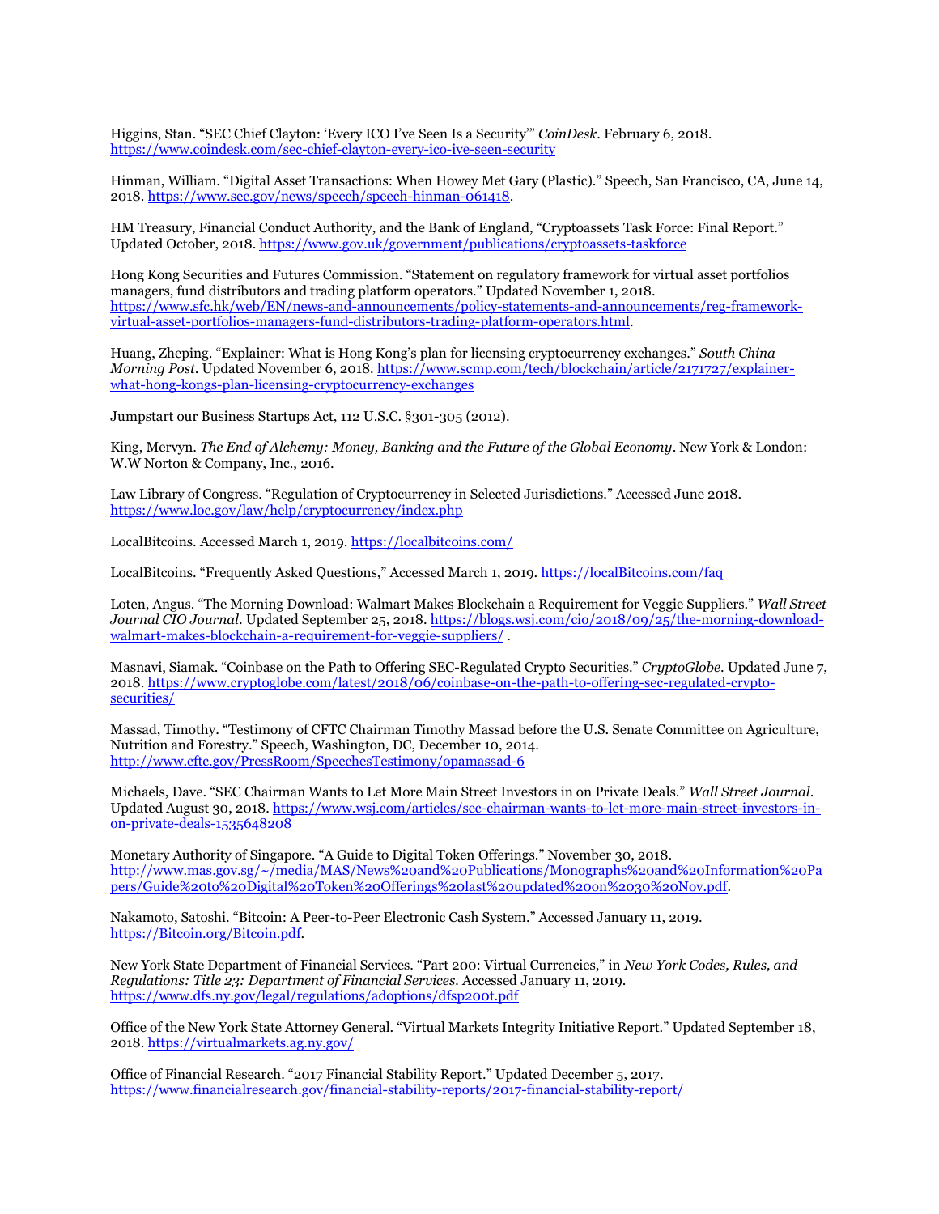Higgins, Stan. "SEC Chief Clayton: 'Every ICO I've Seen Is a Security'" *CoinDesk*. February 6, 2018. https://www.coindesk.com/sec-chief-clayton-every-ico-ive-seen-security

Hinman, William. "Digital Asset Transactions: When Howey Met Gary (Plastic)." Speech, San Francisco, CA, June 14, 2018. https://www.sec.gov/news/speech/speech-hinman-061418.

HM Treasury, Financial Conduct Authority, and the Bank of England, "Cryptoassets Task Force: Final Report." Updated October, 2018. https://www.gov.uk/government/publications/cryptoassets-taskforce

Hong Kong Securities and Futures Commission. "Statement on regulatory framework for virtual asset portfolios managers, fund distributors and trading platform operators." Updated November 1, 2018. https://www.sfc.hk/web/EN/news-and-announcements/policy-statements-and-announcements/reg-framework-virtual-asset-portfolios-managers-fund-distributors-trading-platform-operators.html.

Huang, Zheping. "Explainer: What is Hong Kong's plan for licensing cryptocurrency exchanges." *South China Morning Post*. Updated November 6, 2018. https://www.scmp.com/tech/blockchain/article/2171727/explainer-what-hong-kongs-plan-licensing-cryptocurrency-exchanges

Jumpstart our Business Startups Act, 112 U.S.C. §301-305 (2012).

King, Mervyn. *The End of Alchemy: Money, Banking and the Future of the Global Economy*. New York & London: W.W Norton & Company, Inc., 2016.

Law Library of Congress. "Regulation of Cryptocurrency in Selected Jurisdictions." Accessed June 2018. https://www.loc.gov/law/help/cryptocurrency/index.php

LocalBitcoins. Accessed March 1, 2019. https://localbitcoins.com/

LocalBitcoins. "Frequently Asked Questions," Accessed March 1, 2019. https://localBitcoins.com/faq

Loten, Angus. "The Morning Download: Walmart Makes Blockchain a Requirement for Veggie Suppliers." *Wall Street Journal CIO Journal*. Updated September 25, 2018. https://blogs.wsj.com/cio/2018/09/25/the-morning-download-walmart-makes-blockchain-a-requirement-for-veggie-suppliers/ .

Masnavi, Siamak. "Coinbase on the Path to Offering SEC-Regulated Crypto Securities." *CryptoGlobe*. Updated June 7, 2018. https://www.cryptoglobe.com/latest/2018/06/coinbase-on-the-path-to-offering-sec-regulated-crypto-securities/

Massad, Timothy. "Testimony of CFTC Chairman Timothy Massad before the U.S. Senate Committee on Agriculture, Nutrition and Forestry." Speech, Washington, DC, December 10, 2014. http://www.cftc.gov/PressRoom/SpeechesTestimony/opamassad-6

Michaels, Dave. "SEC Chairman Wants to Let More Main Street Investors in on Private Deals." *Wall Street Journal*. Updated August 30, 2018. https://www.wsj.com/articles/sec-chairman-wants-to-let-more-main-street-investors-in-on-private-deals-1535648208

Monetary Authority of Singapore. "A Guide to Digital Token Offerings." November 30, 2018. http://www.mas.gov.sg/~/media/MAS/News%20and%20Publications/Monographs%20and%20Information%20Papers/Guide%20to%20Digital%20Token%20Offerings%20last%20updated%20on%2030%20Nov.pdf.

Nakamoto, Satoshi. "Bitcoin: A Peer-to-Peer Electronic Cash System." Accessed January 11, 2019. https://Bitcoin.org/Bitcoin.pdf.

New York State Department of Financial Services. "Part 200: Virtual Currencies," in *New York Codes, Rules, and Regulations: Title 23: Department of Financial Services*. Accessed January 11, 2019. https://www.dfs.ny.gov/legal/regulations/adoptions/dfsp200t.pdf

Office of the New York State Attorney General. "Virtual Markets Integrity Initiative Report." Updated September 18, 2018. https://virtualmarkets.ag.ny.gov/

Office of Financial Research. "2017 Financial Stability Report." Updated December 5, 2017. https://www.financialresearch.gov/financial-stability-reports/2017-financial-stability-report/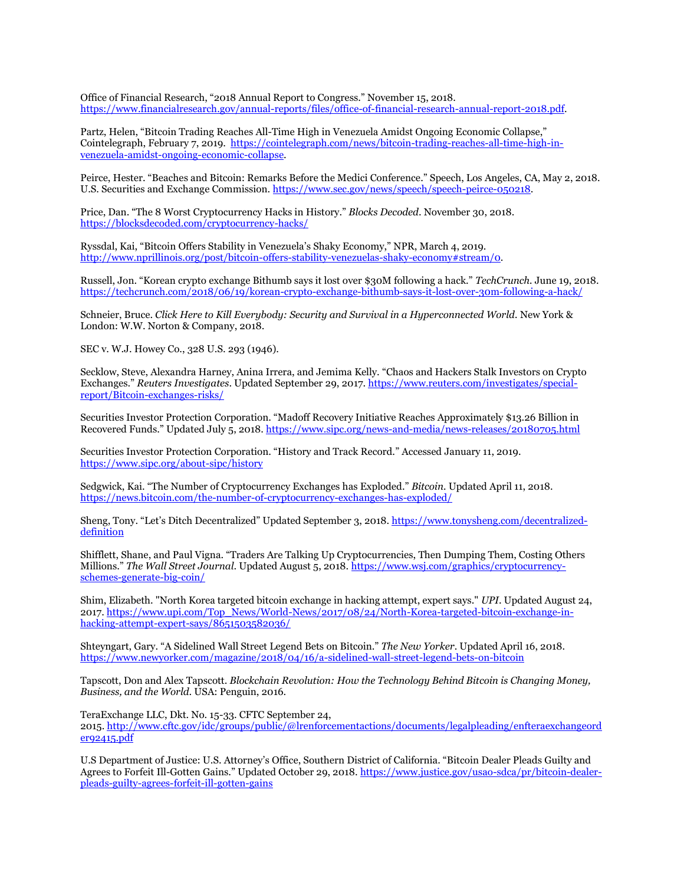Office of Financial Research, "2018 Annual Report to Congress." November 15, 2018. https://www.financialresearch.gov/annual-reports/files/office-of-financial-research-annual-report-2018.pdf.

Partz, Helen, "Bitcoin Trading Reaches All-Time High in Venezuela Amidst Ongoing Economic Collapse," Cointelegraph, February 7, 2019. https://cointelegraph.com/news/bitcoin-trading-reaches-all-time-high-in-venezuela-amidst-ongoing-economic-collapse.

Peirce, Hester. "Beaches and Bitcoin: Remarks Before the Medici Conference." Speech, Los Angeles, CA, May 2, 2018. U.S. Securities and Exchange Commission. https://www.sec.gov/news/speech/speech-peirce-050218.

Price, Dan. "The 8 Worst Cryptocurrency Hacks in History." *Blocks Decoded*. November 30, 2018. https://blocksdecoded.com/cryptocurrency-hacks/

Ryssdal, Kai, "Bitcoin Offers Stability in Venezuela's Shaky Economy," NPR, March 4, 2019. http://www.nprillinois.org/post/bitcoin-offers-stability-venezuelas-shaky-economy#stream/0.

Russell, Jon. "Korean crypto exchange Bithumb says it lost over $30M following a hack." *TechCrunch*. June 19, 2018. https://techcrunch.com/2018/06/19/korean-crypto-exchange-bithumb-says-it-lost-over-30m-following-a-hack/

Schneier, Bruce. *Click Here to Kill Everybody: Security and Survival in a Hyperconnected World*. New York & London: W.W. Norton & Company, 2018.

SEC v. W.J. Howey Co., 328 U.S. 293 (1946).

Secklow, Steve, Alexandra Harney, Anina Irrera, and Jemima Kelly. "Chaos and Hackers Stalk Investors on Crypto Exchanges." *Reuters Investigates*. Updated September 29, 2017. https://www.reuters.com/investigates/special-report/Bitcoin-exchanges-risks/

Securities Investor Protection Corporation. "Madoff Recovery Initiative Reaches Approximately $13.26 Billion in Recovered Funds." Updated July 5, 2018. https://www.sipc.org/news-and-media/news-releases/20180705.html

Securities Investor Protection Corporation. "History and Track Record." Accessed January 11, 2019. https://www.sipc.org/about-sipc/history

Sedgwick, Kai. "The Number of Cryptocurrency Exchanges has Exploded." *Bitcoin*. Updated April 11, 2018. https://news.bitcoin.com/the-number-of-cryptocurrency-exchanges-has-exploded/

Sheng, Tony. "Let's Ditch Decentralized" Updated September 3, 2018. https://www.tonysheng.com/decentralized-definition

Shifflett, Shane, and Paul Vigna. "Traders Are Talking Up Cryptocurrencies, Then Dumping Them, Costing Others Millions." *The Wall Street Journal*. Updated August 5, 2018. https://www.wsj.com/graphics/cryptocurrency-schemes-generate-big-coin/

Shim, Elizabeth. "North Korea targeted bitcoin exchange in hacking attempt, expert says." *UPI*. Updated August 24, 2017. https://www.upi.com/Top_News/World-News/2017/08/24/North-Korea-targeted-bitcoin-exchange-in-hacking-attempt-expert-says/8651503582036/

Shteyngart, Gary. "A Sidelined Wall Street Legend Bets on Bitcoin." *The New Yorker*. Updated April 16, 2018. https://www.newyorker.com/magazine/2018/04/16/a-sidelined-wall-street-legend-bets-on-bitcoin

Tapscott, Don and Alex Tapscott. *Blockchain Revolution: How the Technology Behind Bitcoin is Changing Money, Business, and the World*. USA: Penguin, 2016.

TeraExchange LLC, Dkt. No. 15-33. CFTC September 24, 2015. http://www.cftc.gov/idc/groups/public/@lrenforcementactions/documents/legalpleading/enfteraexchangeorder92415.pdf

U.S Department of Justice: U.S. Attorney's Office, Southern District of California. "Bitcoin Dealer Pleads Guilty and Agrees to Forfeit Ill-Gotten Gains." Updated October 29, 2018. https://www.justice.gov/usao-sdca/pr/bitcoin-dealer-pleads-guilty-agrees-forfeit-ill-gotten-gains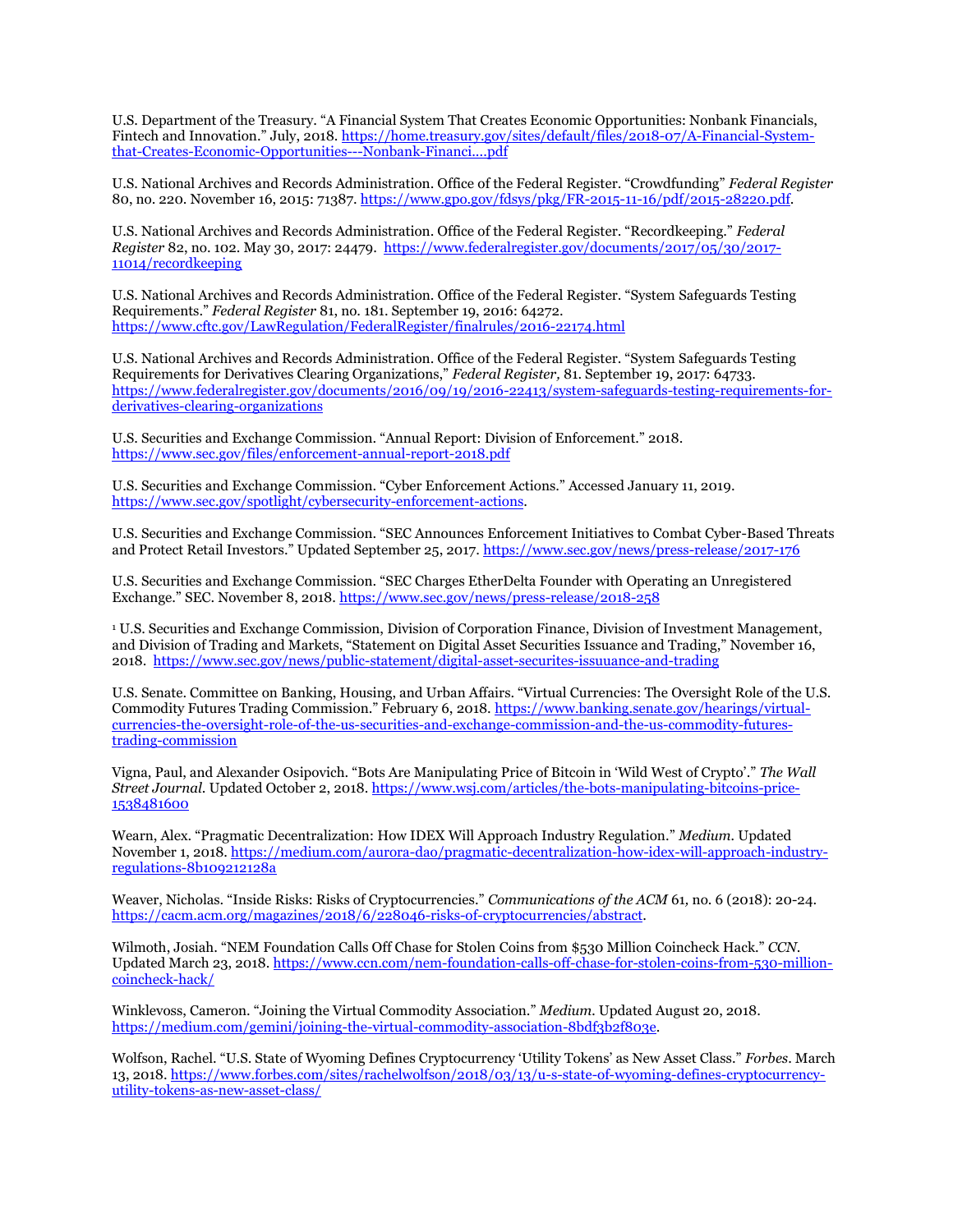U.S. Department of the Treasury. "A Financial System That Creates Economic Opportunities: Nonbank Financials, Fintech and Innovation." July, 2018. https://home.treasury.gov/sites/default/files/2018-07/A-Financial-System-that-Creates-Economic-Opportunities---Nonbank-Financi....pdf

U.S. National Archives and Records Administration. Office of the Federal Register. "Crowdfunding" *Federal Register* 80, no. 220. November 16, 2015: 71387. https://www.gpo.gov/fdsys/pkg/FR-2015-11-16/pdf/2015-28220.pdf.

U.S. National Archives and Records Administration. Office of the Federal Register. "Recordkeeping." *Federal Register* 82, no. 102. May 30, 2017: 24479. https://www.federalregister.gov/documents/2017/05/30/2017-11014/recordkeeping

U.S. National Archives and Records Administration. Office of the Federal Register. "System Safeguards Testing Requirements." *Federal Register* 81, no. 181. September 19, 2016: 64272. https://www.cftc.gov/LawRegulation/FederalRegister/finalrules/2016-22174.html

U.S. National Archives and Records Administration. Office of the Federal Register. "System Safeguards Testing Requirements for Derivatives Clearing Organizations," *Federal Register,* 81. September 19, 2017: 64733. https://www.federalregister.gov/documents/2016/09/19/2016-22413/system-safeguards-testing-requirements-for-derivatives-clearing-organizations

U.S. Securities and Exchange Commission. "Annual Report: Division of Enforcement." 2018. https://www.sec.gov/files/enforcement-annual-report-2018.pdf

U.S. Securities and Exchange Commission. "Cyber Enforcement Actions." Accessed January 11, 2019. https://www.sec.gov/spotlight/cybersecurity-enforcement-actions.

U.S. Securities and Exchange Commission. "SEC Announces Enforcement Initiatives to Combat Cyber-Based Threats and Protect Retail Investors." Updated September 25, 2017. https://www.sec.gov/news/press-release/2017-176

U.S. Securities and Exchange Commission. "SEC Charges EtherDelta Founder with Operating an Unregistered Exchange." SEC. November 8, 2018. https://www.sec.gov/news/press-release/2018-258

[1] U.S. Securities and Exchange Commission, Division of Corporation Finance, Division of Investment Management, and Division of Trading and Markets, "Statement on Digital Asset Securities Issuance and Trading," November 16, 2018. https://www.sec.gov/news/public-statement/digital-asset-securites-issuuance-and-trading

U.S. Senate. Committee on Banking, Housing, and Urban Affairs. "Virtual Currencies: The Oversight Role of the U.S. Commodity Futures Trading Commission." February 6, 2018. https://www.banking.senate.gov/hearings/virtual-currencies-the-oversight-role-of-the-us-securities-and-exchange-commission-and-the-us-commodity-futures-trading-commission

Vigna, Paul, and Alexander Osipovich. "Bots Are Manipulating Price of Bitcoin in 'Wild West of Crypto'." *The Wall Street Journal*. Updated October 2, 2018. https://www.wsj.com/articles/the-bots-manipulating-bitcoins-price-1538481600

Wearn, Alex. "Pragmatic Decentralization: How IDEX Will Approach Industry Regulation." *Medium*. Updated November 1, 2018. https://medium.com/aurora-dao/pragmatic-decentralization-how-idex-will-approach-industry-regulations-8b109212128a

Weaver, Nicholas. "Inside Risks: Risks of Cryptocurrencies." *Communications of the ACM* 61, no. 6 (2018): 20-24. https://cacm.acm.org/magazines/2018/6/228046-risks-of-cryptocurrencies/abstract.

Wilmoth, Josiah. "NEM Foundation Calls Off Chase for Stolen Coins from $530 Million Coincheck Hack." *CCN*. Updated March 23, 2018. https://www.ccn.com/nem-foundation-calls-off-chase-for-stolen-coins-from-530-million-coincheck-hack/

Winklevoss, Cameron. "Joining the Virtual Commodity Association." *Medium*. Updated August 20, 2018. https://medium.com/gemini/joining-the-virtual-commodity-association-8bdf3b2f803e.

Wolfson, Rachel. "U.S. State of Wyoming Defines Cryptocurrency 'Utility Tokens' as New Asset Class." *Forbes*. March 13, 2018. https://www.forbes.com/sites/rachelwolfson/2018/03/13/u-s-state-of-wyoming-defines-cryptocurrency-utility-tokens-as-new-asset-class/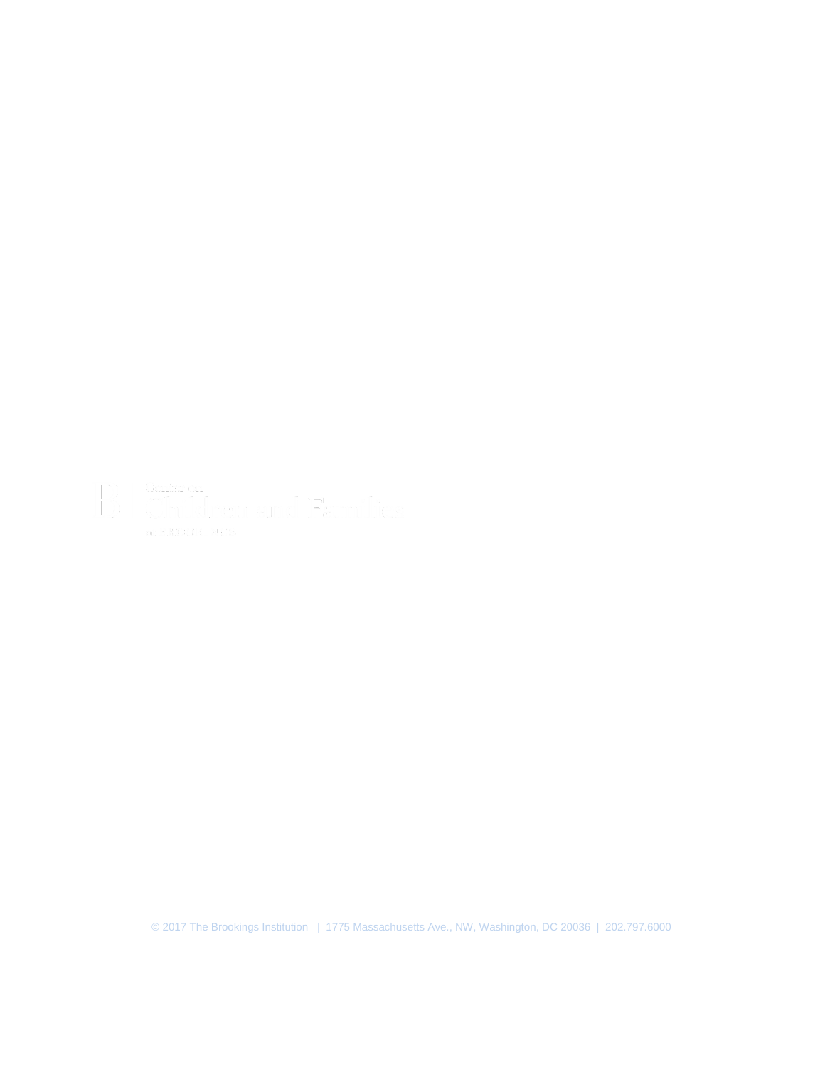© 2017 The Brookings Institution | 1775 Massachusetts Ave., NW, Washington, DC 20036 | 202.797.6000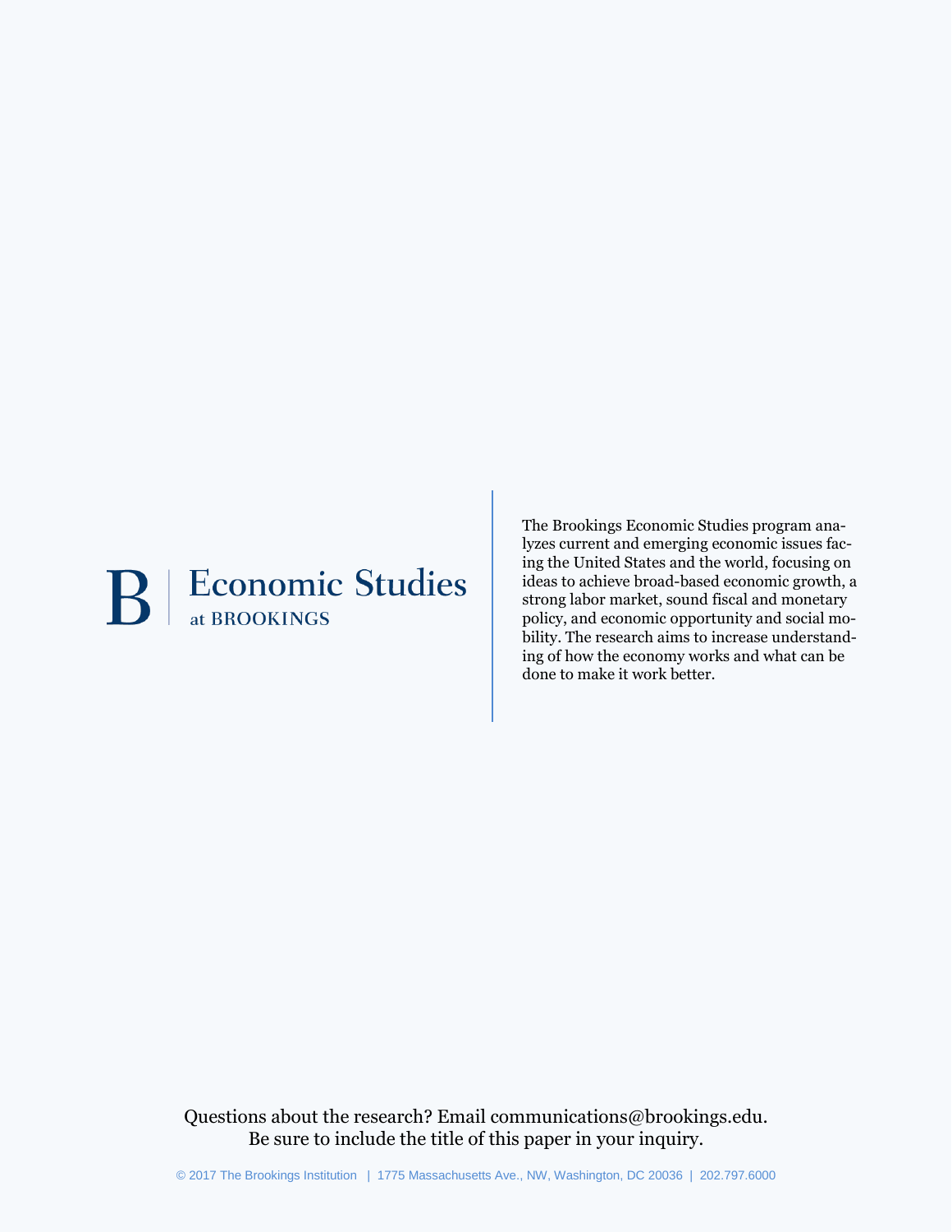B | Economic Studies
at BROOKINGS

The Brookings Economic Studies program analyzes current and emerging economic issues facing the United States and the world, focusing on ideas to achieve broad-based economic growth, a strong labor market, sound fiscal and monetary policy, and economic opportunity and social mobility. The research aims to increase understanding of how the economy works and what can be done to make it work better.

Questions about the research? Email communications@brookings.edu.
Be sure to include the title of this paper in your inquiry.

© 2017 The Brookings Institution | 1775 Massachusetts Ave., NW, Washington, DC 20036 | 202.797.6000